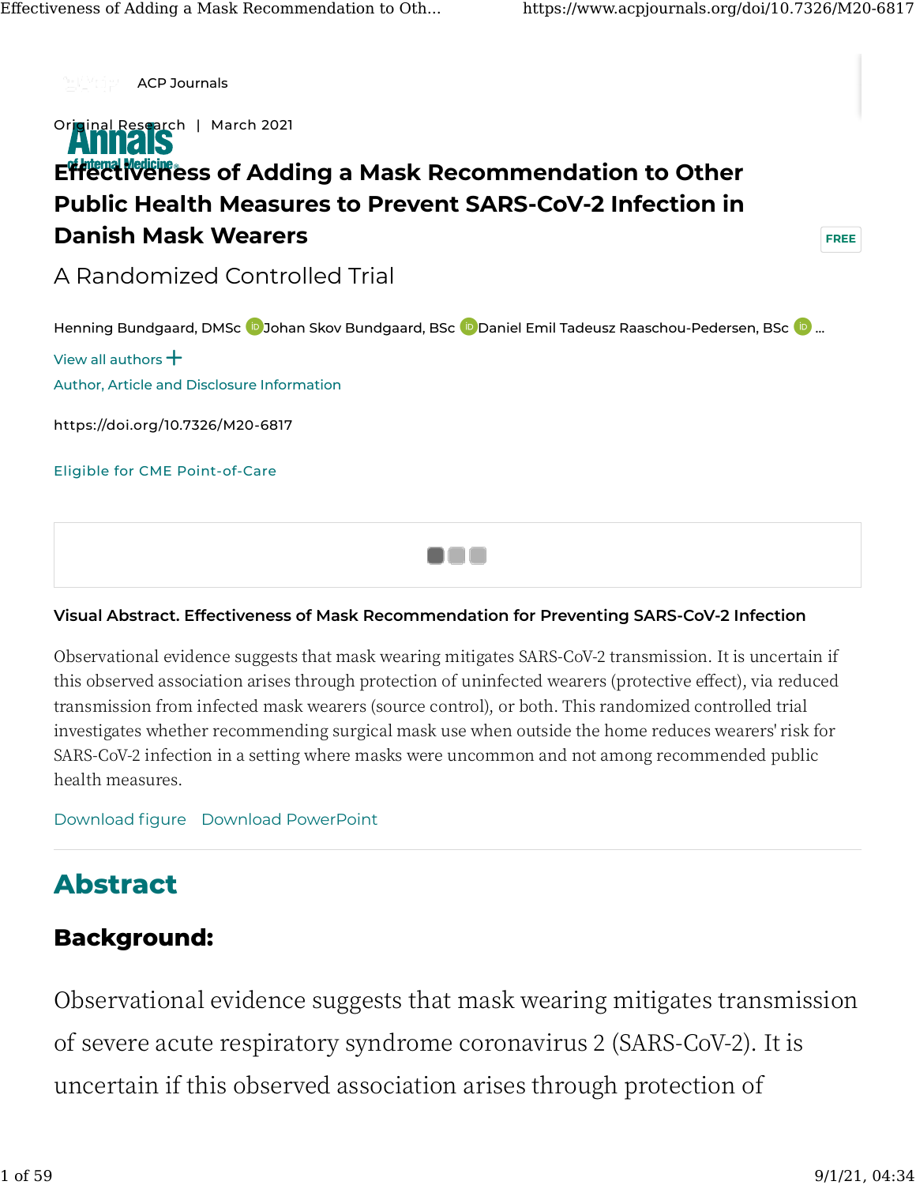ACP Journals

Original Research | March 2021

# Effectiveness of Adding a Mask Recommendation to Other Public Health Measures to Prevent SARS-CoV-2 Infection in Danish Mask Wearers

## A Randomized Controlled Trial

FREE

Henning Bundgaard, DMSc, Johan Skov Bundgaard, BSc, Daniel Emil Tadeusz Raaschou-Pedersen, BSc ...

View all authors +

Author, Article and Disclosure Information

https://doi.org/10.7326/M20-6817

Eligible for CME Point-of-Care

**Visual Abstract. Effectiveness of Mask Recommendation for Preventing SARS-CoV-2 Infection**

Observational evidence suggests that mask wearing mitigates SARS-CoV-2 transmission. It is uncertain if this observed association arises through protection of uninfected wearers (protective effect), via reduced transmission from infected mask wearers (source control), or both. This randomized controlled trial investigates whether recommending surgical mask use when outside the home reduces wearers' risk for SARS-CoV-2 infection in a setting where masks were uncommon and not among recommended public health measures.

Download figure Download PowerPoint

## Abstract

### Background:

Observational evidence suggests that mask wearing mitigates transmission of severe acute respiratory syndrome coronavirus 2 (SARS-CoV-2). It is uncertain if this observed association arises through protection of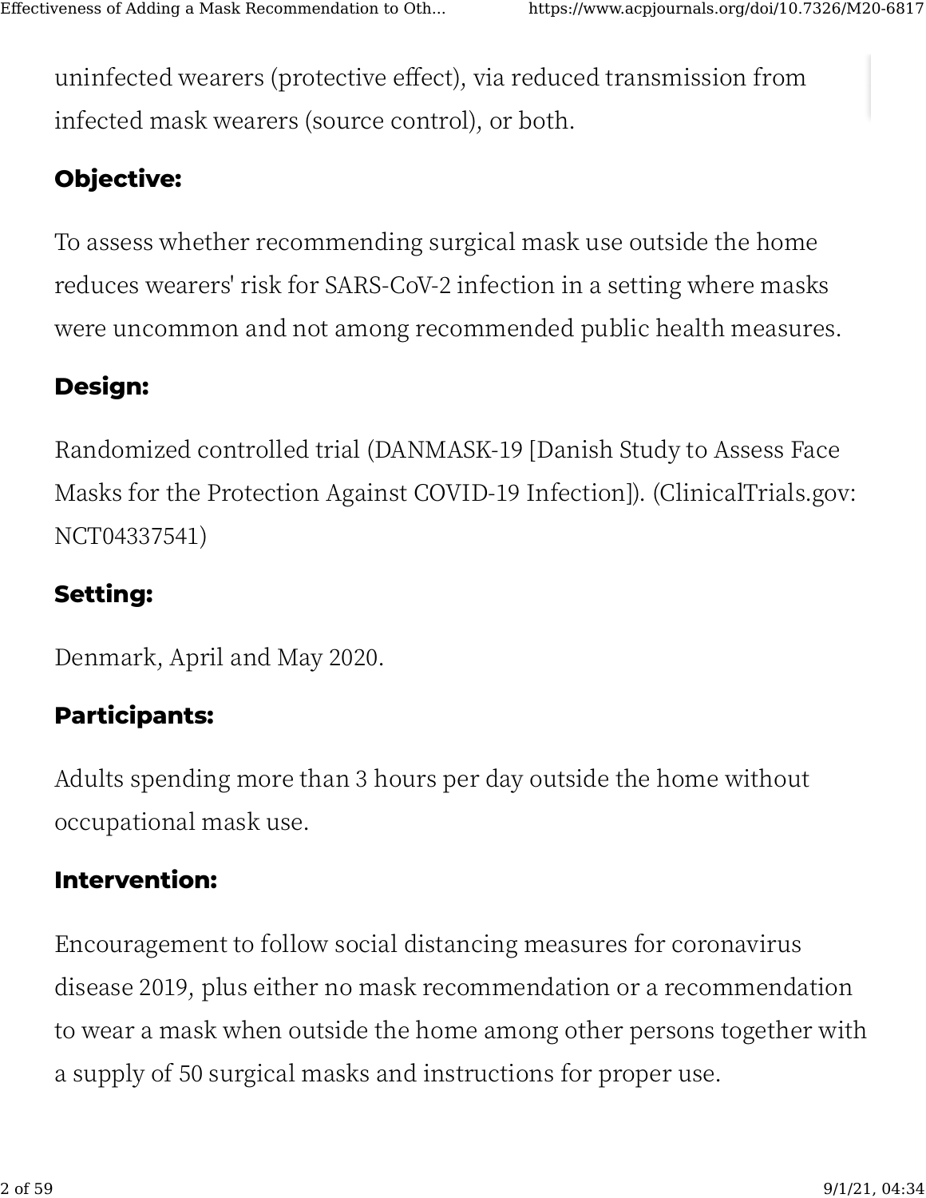uninfected wearers (protective effect), via reduced transmission from infected mask wearers (source control), or both.

**Objective:**

To assess whether recommending surgical mask use outside the home reduces wearers' risk for SARS-CoV-2 infection in a setting where masks were uncommon and not among recommended public health measures.

**Design:**

Randomized controlled trial (DANMASK-19 [Danish Study to Assess Face Masks for the Protection Against COVID-19 Infection]). (ClinicalTrials.gov: NCT04337541)

**Setting:**

Denmark, April and May 2020.

**Participants:**

Adults spending more than 3 hours per day outside the home without occupational mask use.

**Intervention:**

Encouragement to follow social distancing measures for coronavirus disease 2019, plus either no mask recommendation or a recommendation to wear a mask when outside the home among other persons together with a supply of 50 surgical masks and instructions for proper use.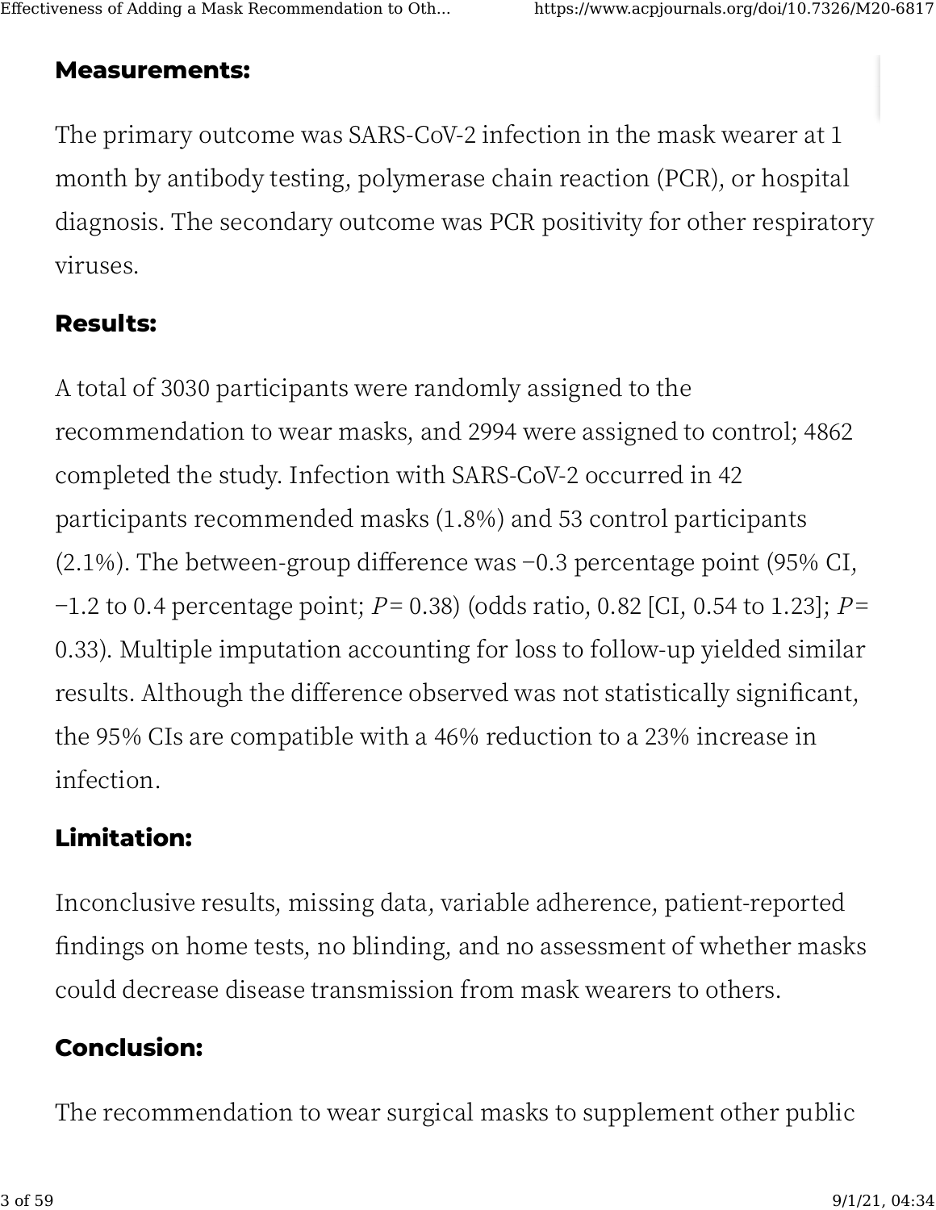**Measurements:**

The primary outcome was SARS-CoV-2 infection in the mask wearer at 1 month by antibody testing, polymerase chain reaction (PCR), or hospital diagnosis. The secondary outcome was PCR positivity for other respiratory viruses.

**Results:**

A total of 3030 participants were randomly assigned to the recommendation to wear masks, and 2994 were assigned to control; 4862 completed the study. Infection with SARS-CoV-2 occurred in 42 participants recommended masks (1.8%) and 53 control participants (2.1%). The between-group difference was −0.3 percentage point (95% CI, −1.2 to 0.4 percentage point; $P = 0.38$) (odds ratio, 0.82 [CI, 0.54 to 1.23]; $P = 0.33$). Multiple imputation accounting for loss to follow-up yielded similar results. Although the difference observed was not statistically significant, the 95% CIs are compatible with a 46% reduction to a 23% increase in infection.

**Limitation:**

Inconclusive results, missing data, variable adherence, patient-reported findings on home tests, no blinding, and no assessment of whether masks could decrease disease transmission from mask wearers to others.

**Conclusion:**

The recommendation to wear surgical masks to supplement other public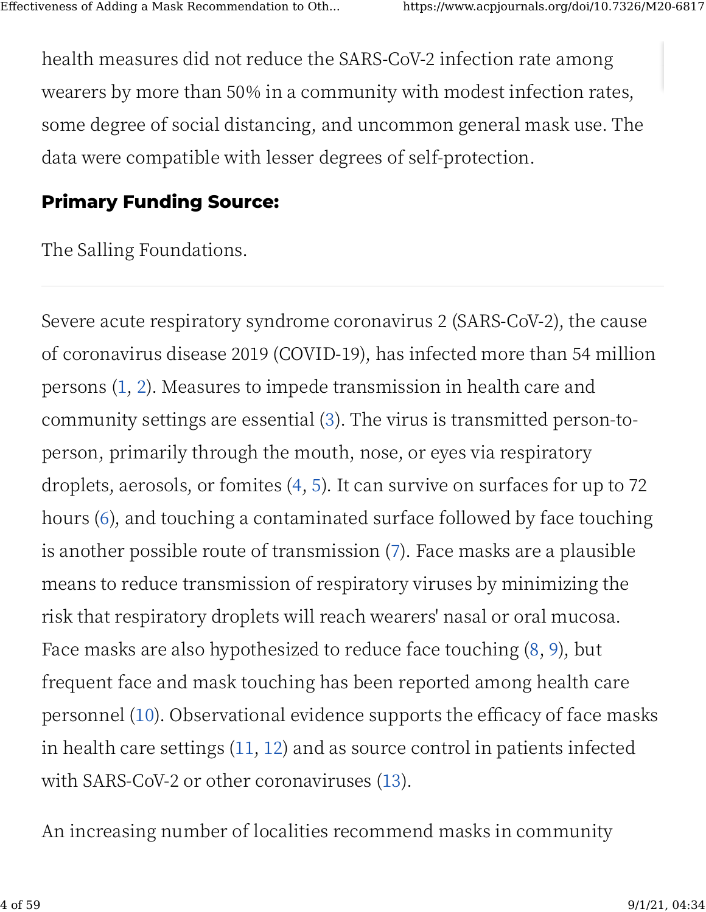health measures did not reduce the SARS-CoV-2 infection rate among wearers by more than 50% in a community with modest infection rates, some degree of social distancing, and uncommon general mask use. The data were compatible with lesser degrees of self-protection.

**Primary Funding Source:**

The Salling Foundations.

Severe acute respiratory syndrome coronavirus 2 (SARS-CoV-2), the cause of coronavirus disease 2019 (COVID-19), has infected more than 54 million persons (1, 2). Measures to impede transmission in health care and community settings are essential (3). The virus is transmitted person-to-person, primarily through the mouth, nose, or eyes via respiratory droplets, aerosols, or fomites (4, 5). It can survive on surfaces for up to 72 hours (6), and touching a contaminated surface followed by face touching is another possible route of transmission (7). Face masks are a plausible means to reduce transmission of respiratory viruses by minimizing the risk that respiratory droplets will reach wearers' nasal or oral mucosa. Face masks are also hypothesized to reduce face touching (8, 9), but frequent face and mask touching has been reported among health care personnel (10). Observational evidence supports the efficacy of face masks in health care settings (11, 12) and as source control in patients infected with SARS-CoV-2 or other coronaviruses (13).

An increasing number of localities recommend masks in community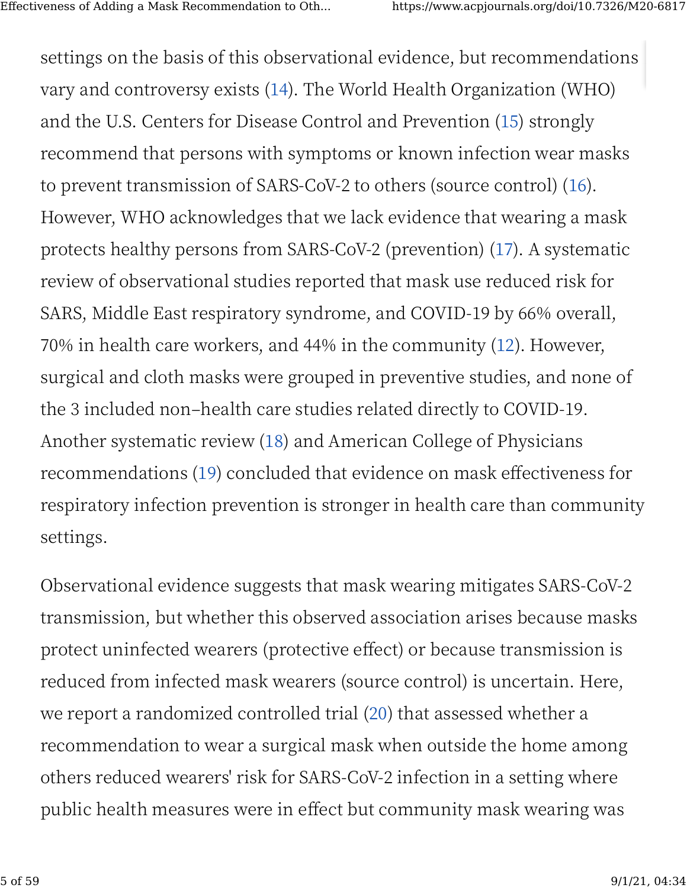settings on the basis of this observational evidence, but recommendations vary and controversy exists (14). The World Health Organization (WHO) and the U.S. Centers for Disease Control and Prevention (15) strongly recommend that persons with symptoms or known infection wear masks to prevent transmission of SARS-CoV-2 to others (source control) (16). However, WHO acknowledges that we lack evidence that wearing a mask protects healthy persons from SARS-CoV-2 (prevention) (17). A systematic review of observational studies reported that mask use reduced risk for SARS, Middle East respiratory syndrome, and COVID-19 by 66% overall, 70% in health care workers, and 44% in the community (12). However, surgical and cloth masks were grouped in preventive studies, and none of the 3 included non–health care studies related directly to COVID-19. Another systematic review (18) and American College of Physicians recommendations (19) concluded that evidence on mask effectiveness for respiratory infection prevention is stronger in health care than community settings.

Observational evidence suggests that mask wearing mitigates SARS-CoV-2 transmission, but whether this observed association arises because masks protect uninfected wearers (protective effect) or because transmission is reduced from infected mask wearers (source control) is uncertain. Here, we report a randomized controlled trial (20) that assessed whether a recommendation to wear a surgical mask when outside the home among others reduced wearers' risk for SARS-CoV-2 infection in a setting where public health measures were in effect but community mask wearing was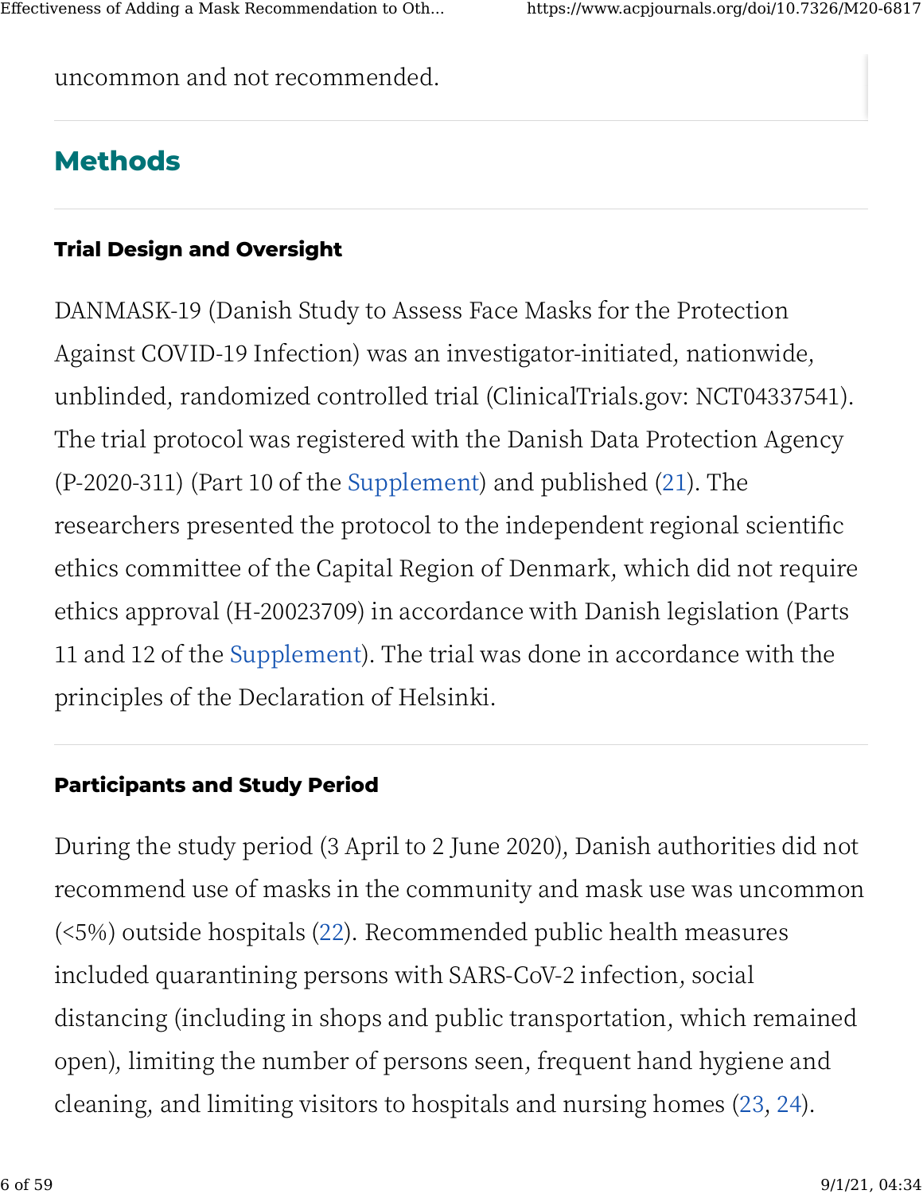uncommon and not recommended.

## Methods

### Trial Design and Oversight

DANMASK-19 (Danish Study to Assess Face Masks for the Protection Against COVID-19 Infection) was an investigator-initiated, nationwide, unblinded, randomized controlled trial (ClinicalTrials.gov: NCT04337541). The trial protocol was registered with the Danish Data Protection Agency (P-2020-311) (Part 10 of the Supplement) and published (21). The researchers presented the protocol to the independent regional scientific ethics committee of the Capital Region of Denmark, which did not require ethics approval (H-20023709) in accordance with Danish legislation (Parts 11 and 12 of the Supplement). The trial was done in accordance with the principles of the Declaration of Helsinki.

### Participants and Study Period

During the study period (3 April to 2 June 2020), Danish authorities did not recommend use of masks in the community and mask use was uncommon (<5%) outside hospitals (22). Recommended public health measures included quarantining persons with SARS-CoV-2 infection, social distancing (including in shops and public transportation, which remained open), limiting the number of persons seen, frequent hand hygiene and cleaning, and limiting visitors to hospitals and nursing homes (23, 24).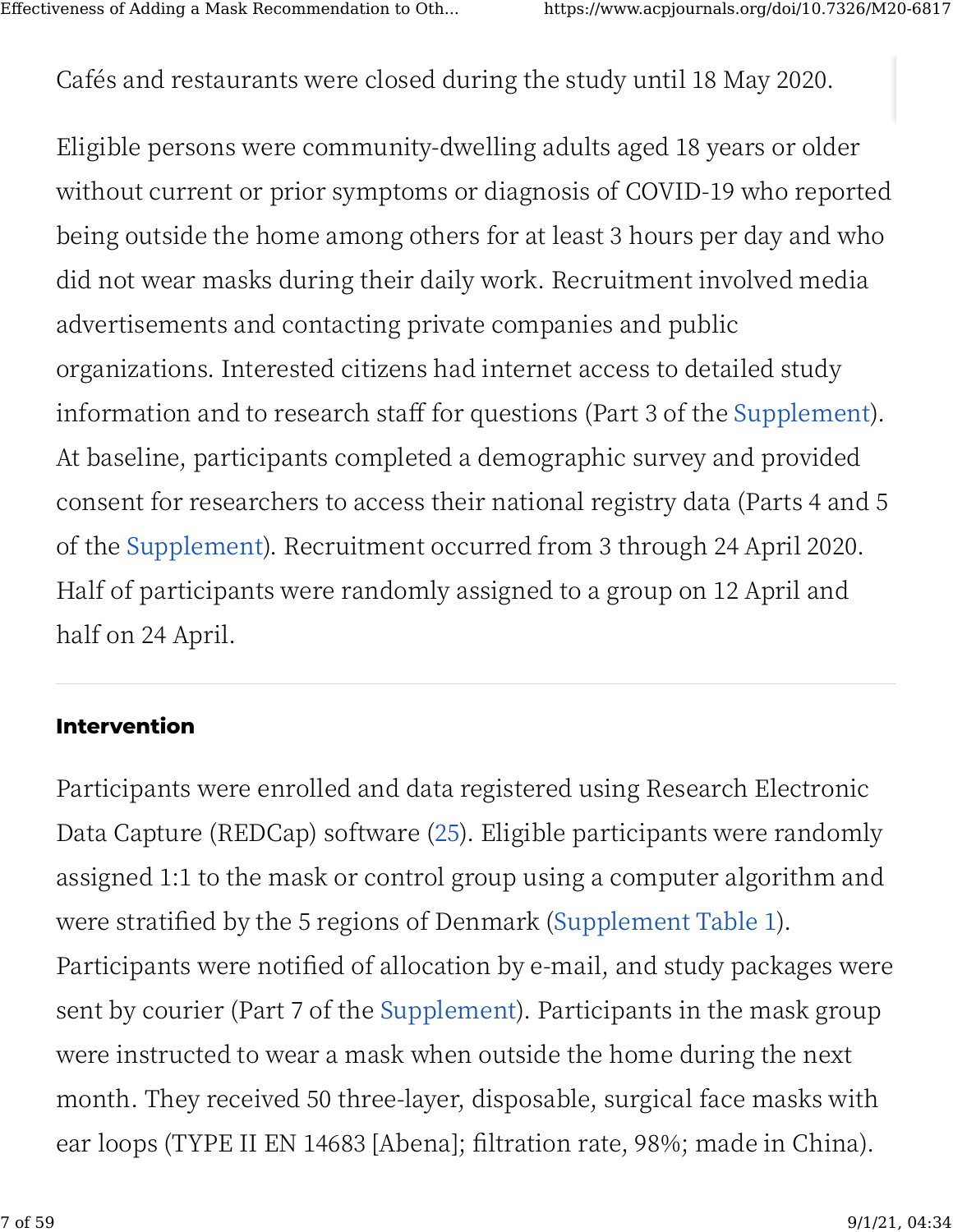Cafés and restaurants were closed during the study until 18 May 2020.

Eligible persons were community-dwelling adults aged 18 years or older without current or prior symptoms or diagnosis of COVID-19 who reported being outside the home among others for at least 3 hours per day and who did not wear masks during their daily work. Recruitment involved media advertisements and contacting private companies and public organizations. Interested citizens had internet access to detailed study information and to research staff for questions (Part 3 of the Supplement). At baseline, participants completed a demographic survey and provided consent for researchers to access their national registry data (Parts 4 and 5 of the Supplement). Recruitment occurred from 3 through 24 April 2020. Half of participants were randomly assigned to a group on 12 April and half on 24 April.

### Intervention

Participants were enrolled and data registered using Research Electronic Data Capture (REDCap) software (25). Eligible participants were randomly assigned 1:1 to the mask or control group using a computer algorithm and were stratified by the 5 regions of Denmark (Supplement Table 1). Participants were notified of allocation by e-mail, and study packages were sent by courier (Part 7 of the Supplement). Participants in the mask group were instructed to wear a mask when outside the home during the next month. They received 50 three-layer, disposable, surgical face masks with ear loops (TYPE II EN 14683 [Abena]; filtration rate, 98%; made in China).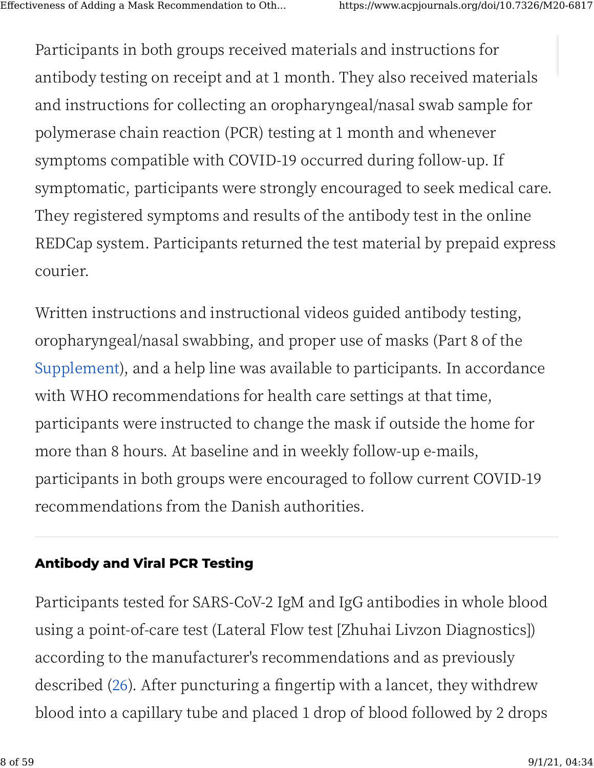Participants in both groups received materials and instructions for antibody testing on receipt and at 1 month. They also received materials and instructions for collecting an oropharyngeal/nasal swab sample for polymerase chain reaction (PCR) testing at 1 month and whenever symptoms compatible with COVID-19 occurred during follow-up. If symptomatic, participants were strongly encouraged to seek medical care. They registered symptoms and results of the antibody test in the online REDCap system. Participants returned the test material by prepaid express courier.

Written instructions and instructional videos guided antibody testing, oropharyngeal/nasal swabbing, and proper use of masks (Part 8 of the Supplement), and a help line was available to participants. In accordance with WHO recommendations for health care settings at that time, participants were instructed to change the mask if outside the home for more than 8 hours. At baseline and in weekly follow-up e-mails, participants in both groups were encouraged to follow current COVID-19 recommendations from the Danish authorities.

### Antibody and Viral PCR Testing

Participants tested for SARS-CoV-2 IgM and IgG antibodies in whole blood using a point-of-care test (Lateral Flow test [Zhuhai Livzon Diagnostics]) according to the manufacturer's recommendations and as previously described (26). After puncturing a fingertip with a lancet, they withdrew blood into a capillary tube and placed 1 drop of blood followed by 2 drops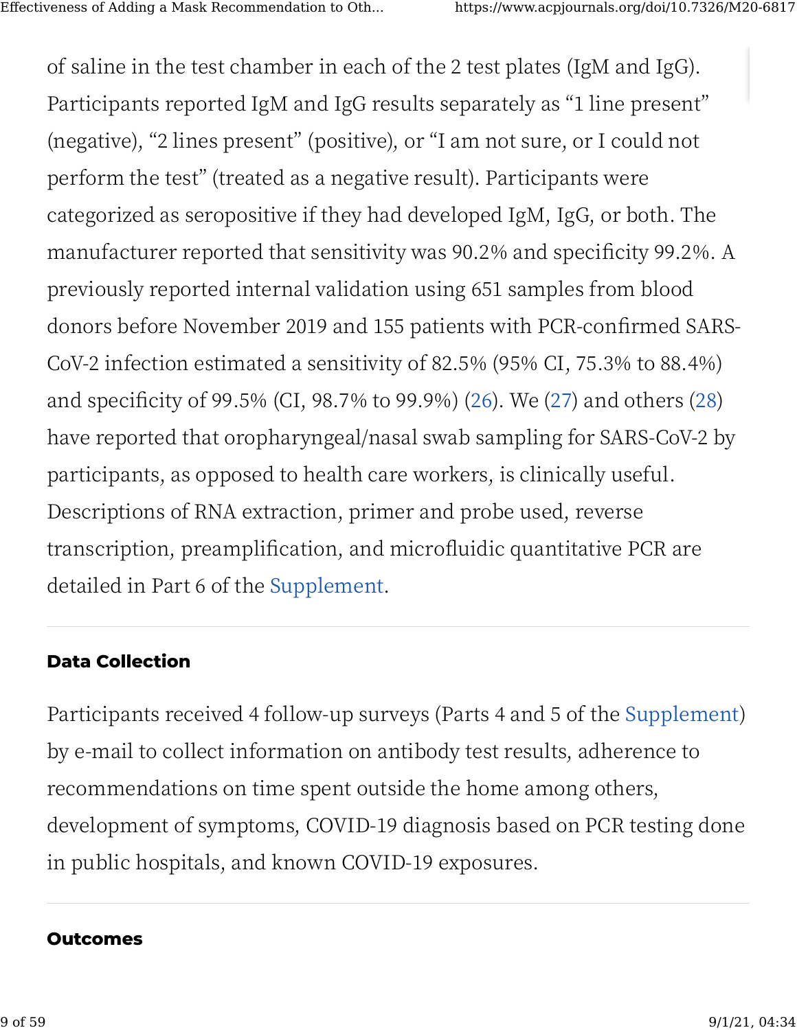of saline in the test chamber in each of the 2 test plates (IgM and IgG). Participants reported IgM and IgG results separately as “1 line present” (negative), “2 lines present” (positive), or “I am not sure, or I could not perform the test” (treated as a negative result). Participants were categorized as seropositive if they had developed IgM, IgG, or both. The manufacturer reported that sensitivity was 90.2% and specificity 99.2%. A previously reported internal validation using 651 samples from blood donors before November 2019 and 155 patients with PCR-confirmed SARS-CoV-2 infection estimated a sensitivity of 82.5% (95% CI, 75.3% to 88.4%) and specificity of 99.5% (CI, 98.7% to 99.9%) (26). We (27) and others (28) have reported that oropharyngeal/nasal swab sampling for SARS-CoV-2 by participants, as opposed to health care workers, is clinically useful. Descriptions of RNA extraction, primer and probe used, reverse transcription, preamplification, and microfluidic quantitative PCR are detailed in Part 6 of the Supplement.

#### Data Collection

Participants received 4 follow-up surveys (Parts 4 and 5 of the Supplement) by e-mail to collect information on antibody test results, adherence to recommendations on time spent outside the home among others, development of symptoms, COVID-19 diagnosis based on PCR testing done in public hospitals, and known COVID-19 exposures.

#### Outcomes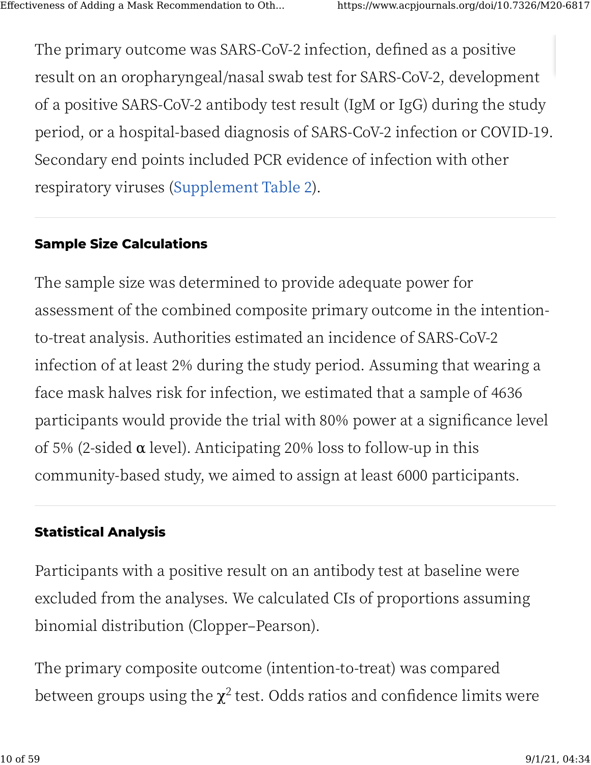The primary outcome was SARS-CoV-2 infection, defined as a positive result on an oropharyngeal/nasal swab test for SARS-CoV-2, development of a positive SARS-CoV-2 antibody test result (IgM or IgG) during the study period, or a hospital-based diagnosis of SARS-CoV-2 infection or COVID-19. Secondary end points included PCR evidence of infection with other respiratory viruses (Supplement Table 2).

#### Sample Size Calculations

The sample size was determined to provide adequate power for assessment of the combined composite primary outcome in the intention-to-treat analysis. Authorities estimated an incidence of SARS-CoV-2 infection of at least 2% during the study period. Assuming that wearing a face mask halves risk for infection, we estimated that a sample of 4636 participants would provide the trial with 80% power at a significance level of 5% (2-sided $\alpha$ level). Anticipating 20% loss to follow-up in this community-based study, we aimed to assign at least 6000 participants.

#### Statistical Analysis

Participants with a positive result on an antibody test at baseline were excluded from the analyses. We calculated CIs of proportions assuming binomial distribution (Clopper–Pearson).

The primary composite outcome (intention-to-treat) was compared between groups using the $\chi^2$ test. Odds ratios and confidence limits were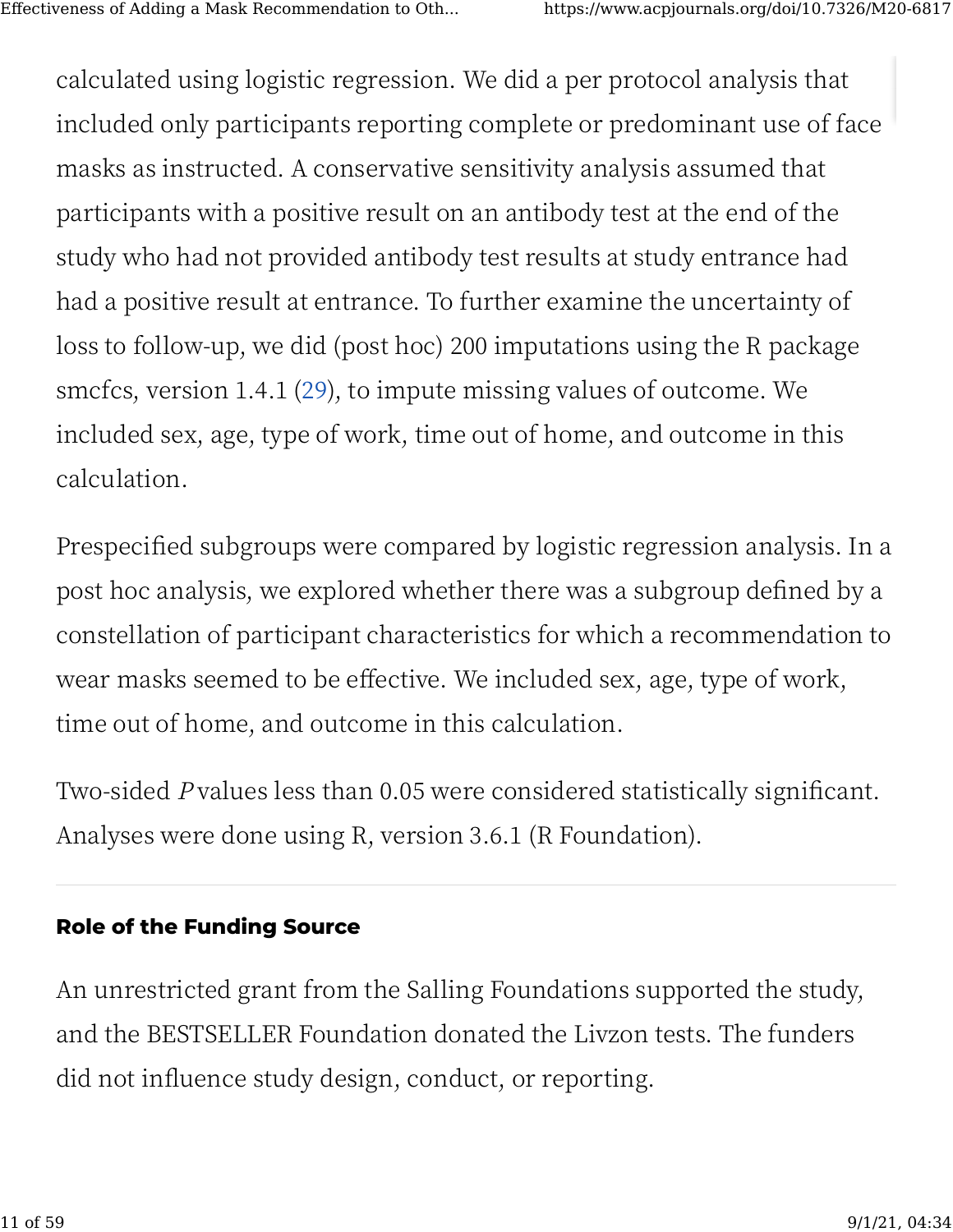calculated using logistic regression. We did a per protocol analysis that included only participants reporting complete or predominant use of face masks as instructed. A conservative sensitivity analysis assumed that participants with a positive result on an antibody test at the end of the study who had not provided antibody test results at study entrance had had a positive result at entrance. To further examine the uncertainty of loss to follow-up, we did (post hoc) 200 imputations using the R package smcfcs, version 1.4.1 (29), to impute missing values of outcome. We included sex, age, type of work, time out of home, and outcome in this calculation.

Prespecified subgroups were compared by logistic regression analysis. In a post hoc analysis, we explored whether there was a subgroup defined by a constellation of participant characteristics for which a recommendation to wear masks seemed to be effective. We included sex, age, type of work, time out of home, and outcome in this calculation.

Two-sided *P* values less than 0.05 were considered statistically significant. Analyses were done using R, version 3.6.1 (R Foundation).

#### Role of the Funding Source

An unrestricted grant from the Salling Foundations supported the study, and the BESTSELLER Foundation donated the Livzon tests. The funders did not influence study design, conduct, or reporting.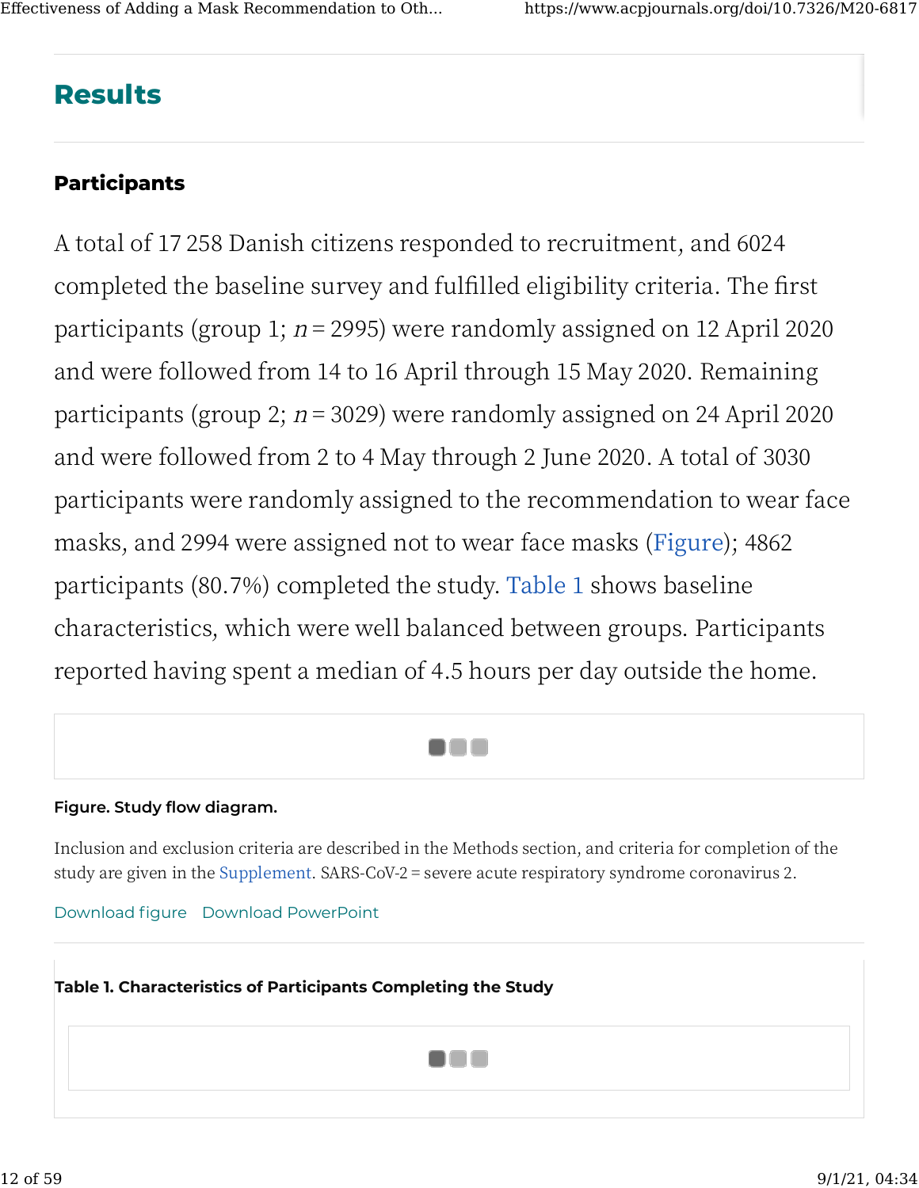## Results

### Participants

A total of 17 258 Danish citizens responded to recruitment, and 6024 completed the baseline survey and fulfilled eligibility criteria. The first participants (group 1; $n = 2995$) were randomly assigned on 12 April 2020 and were followed from 14 to 16 April through 15 May 2020. Remaining participants (group 2; $n = 3029$) were randomly assigned on 24 April 2020 and were followed from 2 to 4 May through 2 June 2020. A total of 3030 participants were randomly assigned to the recommendation to wear face masks, and 2994 were assigned not to wear face masks (Figure); 4862 participants (80.7%) completed the study. Table 1 shows baseline characteristics, which were well balanced between groups. Participants reported having spent a median of 4.5 hours per day outside the home.

**Figure. Study flow diagram.**

Inclusion and exclusion criteria are described in the Methods section, and criteria for completion of the study are given in the Supplement. SARS-CoV-2 = severe acute respiratory syndrome coronavirus 2.

Download figure Download PowerPoint

**Table 1. Characteristics of Participants Completing the Study**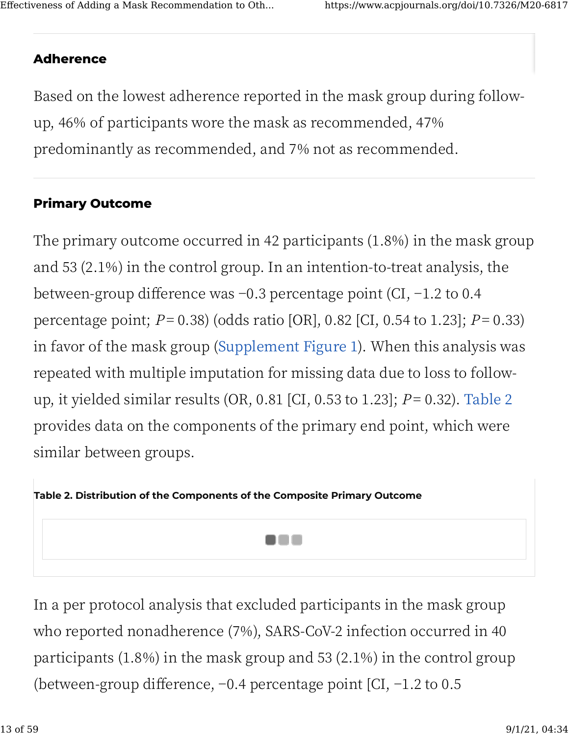### Adherence

Based on the lowest adherence reported in the mask group during follow-up, 46% of participants wore the mask as recommended, 47% predominantly as recommended, and 7% not as recommended.

### Primary Outcome

The primary outcome occurred in 42 participants (1.8%) in the mask group and 53 (2.1%) in the control group. In an intention-to-treat analysis, the between-group difference was −0.3 percentage point (CI, −1.2 to 0.4 percentage point; $P$ = 0.38) (odds ratio [OR], 0.82 [CI, 0.54 to 1.23]; $P$ = 0.33) in favor of the mask group (Supplement Figure 1). When this analysis was repeated with multiple imputation for missing data due to loss to follow-up, it yielded similar results (OR, 0.81 [CI, 0.53 to 1.23]; $P$ = 0.32). Table 2 provides data on the components of the primary end point, which were similar between groups.

**Table 2. Distribution of the Components of the Composite Primary Outcome**

In a per protocol analysis that excluded participants in the mask group who reported nonadherence (7%), SARS-CoV-2 infection occurred in 40 participants (1.8%) in the mask group and 53 (2.1%) in the control group (between-group difference, −0.4 percentage point [CI, −1.2 to 0.5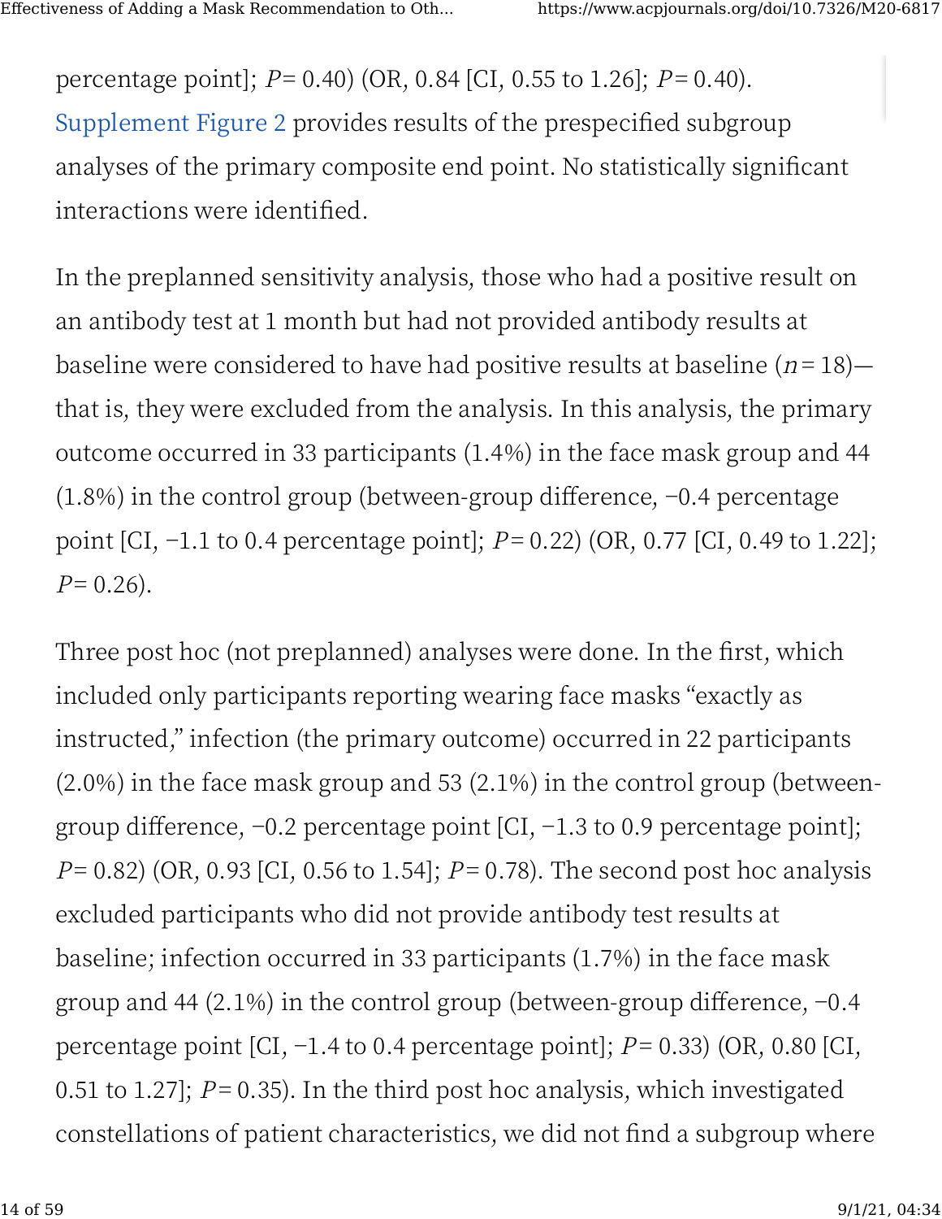percentage point]; $P$= 0.40) (OR, 0.84 [CI, 0.55 to 1.26]; $P$= 0.40). Supplement Figure 2 provides results of the prespecified subgroup analyses of the primary composite end point. No statistically significant interactions were identified.

In the preplanned sensitivity analysis, those who had a positive result on an antibody test at 1 month but had not provided antibody results at baseline were considered to have had positive results at baseline ($n$ = 18)—that is, they were excluded from the analysis. In this analysis, the primary outcome occurred in 33 participants (1.4%) in the face mask group and 44 (1.8%) in the control group (between-group difference, −0.4 percentage point [CI, −1.1 to 0.4 percentage point]; $P$= 0.22) (OR, 0.77 [CI, 0.49 to 1.22]; $P$= 0.26).

Three post hoc (not preplanned) analyses were done. In the first, which included only participants reporting wearing face masks "exactly as instructed," infection (the primary outcome) occurred in 22 participants (2.0%) in the face mask group and 53 (2.1%) in the control group (between-group difference, −0.2 percentage point [CI, −1.3 to 0.9 percentage point]; $P$= 0.82) (OR, 0.93 [CI, 0.56 to 1.54]; $P$= 0.78). The second post hoc analysis excluded participants who did not provide antibody test results at baseline; infection occurred in 33 participants (1.7%) in the face mask group and 44 (2.1%) in the control group (between-group difference, −0.4 percentage point [CI, −1.4 to 0.4 percentage point]; $P$= 0.33) (OR, 0.80 [CI, 0.51 to 1.27]; $P$= 0.35). In the third post hoc analysis, which investigated constellations of patient characteristics, we did not find a subgroup where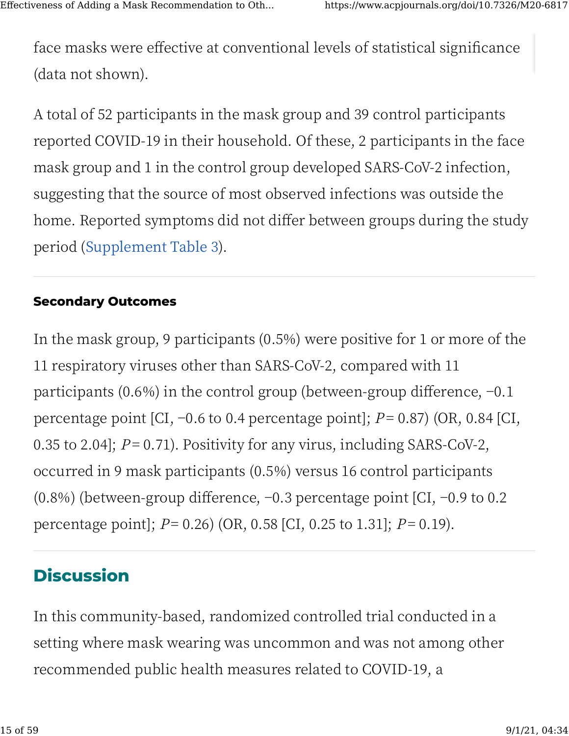face masks were effective at conventional levels of statistical significance (data not shown).

A total of 52 participants in the mask group and 39 control participants reported COVID-19 in their household. Of these, 2 participants in the face mask group and 1 in the control group developed SARS-CoV-2 infection, suggesting that the source of most observed infections was outside the home. Reported symptoms did not differ between groups during the study period (Supplement Table 3).

#### Secondary Outcomes

In the mask group, 9 participants (0.5%) were positive for 1 or more of the 11 respiratory viruses other than SARS-CoV-2, compared with 11 participants (0.6%) in the control group (between-group difference, −0.1 percentage point [CI, −0.6 to 0.4 percentage point]; $P = 0.87$) (OR, 0.84 [CI, 0.35 to 2.04]; $P = 0.71$). Positivity for any virus, including SARS-CoV-2, occurred in 9 mask participants (0.5%) versus 16 control participants (0.8%) (between-group difference, −0.3 percentage point [CI, −0.9 to 0.2 percentage point]; $P = 0.26$) (OR, 0.58 [CI, 0.25 to 1.31]; $P = 0.19$).

## Discussion

In this community-based, randomized controlled trial conducted in a setting where mask wearing was uncommon and was not among other recommended public health measures related to COVID-19, a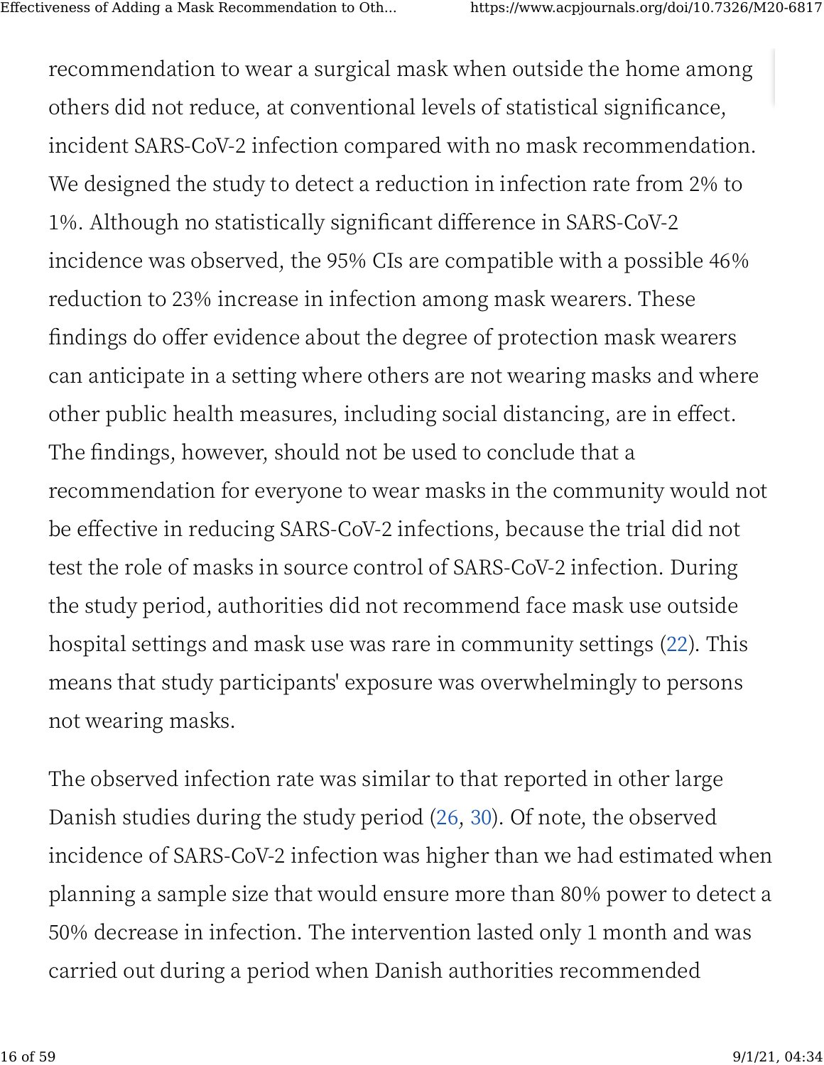recommendation to wear a surgical mask when outside the home among others did not reduce, at conventional levels of statistical significance, incident SARS-CoV-2 infection compared with no mask recommendation. We designed the study to detect a reduction in infection rate from 2% to 1%. Although no statistically significant difference in SARS-CoV-2 incidence was observed, the 95% CIs are compatible with a possible 46% reduction to 23% increase in infection among mask wearers. These findings do offer evidence about the degree of protection mask wearers can anticipate in a setting where others are not wearing masks and where other public health measures, including social distancing, are in effect. The findings, however, should not be used to conclude that a recommendation for everyone to wear masks in the community would not be effective in reducing SARS-CoV-2 infections, because the trial did not test the role of masks in source control of SARS-CoV-2 infection. During the study period, authorities did not recommend face mask use outside hospital settings and mask use was rare in community settings (22). This means that study participants' exposure was overwhelmingly to persons not wearing masks.

The observed infection rate was similar to that reported in other large Danish studies during the study period (26, 30). Of note, the observed incidence of SARS-CoV-2 infection was higher than we had estimated when planning a sample size that would ensure more than 80% power to detect a 50% decrease in infection. The intervention lasted only 1 month and was carried out during a period when Danish authorities recommended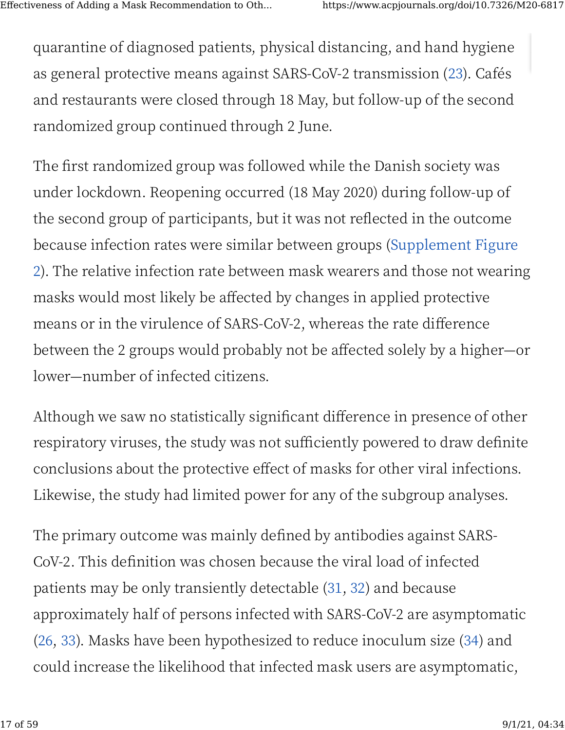quarantine of diagnosed patients, physical distancing, and hand hygiene as general protective means against SARS-CoV-2 transmission (23). Cafés and restaurants were closed through 18 May, but follow-up of the second randomized group continued through 2 June.

The first randomized group was followed while the Danish society was under lockdown. Reopening occurred (18 May 2020) during follow-up of the second group of participants, but it was not reflected in the outcome because infection rates were similar between groups (Supplement Figure 2). The relative infection rate between mask wearers and those not wearing masks would most likely be affected by changes in applied protective means or in the virulence of SARS-CoV-2, whereas the rate difference between the 2 groups would probably not be affected solely by a higher—or lower—number of infected citizens.

Although we saw no statistically significant difference in presence of other respiratory viruses, the study was not sufficiently powered to draw definite conclusions about the protective effect of masks for other viral infections. Likewise, the study had limited power for any of the subgroup analyses.

The primary outcome was mainly defined by antibodies against SARS-CoV-2. This definition was chosen because the viral load of infected patients may be only transiently detectable (31, 32) and because approximately half of persons infected with SARS-CoV-2 are asymptomatic (26, 33). Masks have been hypothesized to reduce inoculum size (34) and could increase the likelihood that infected mask users are asymptomatic,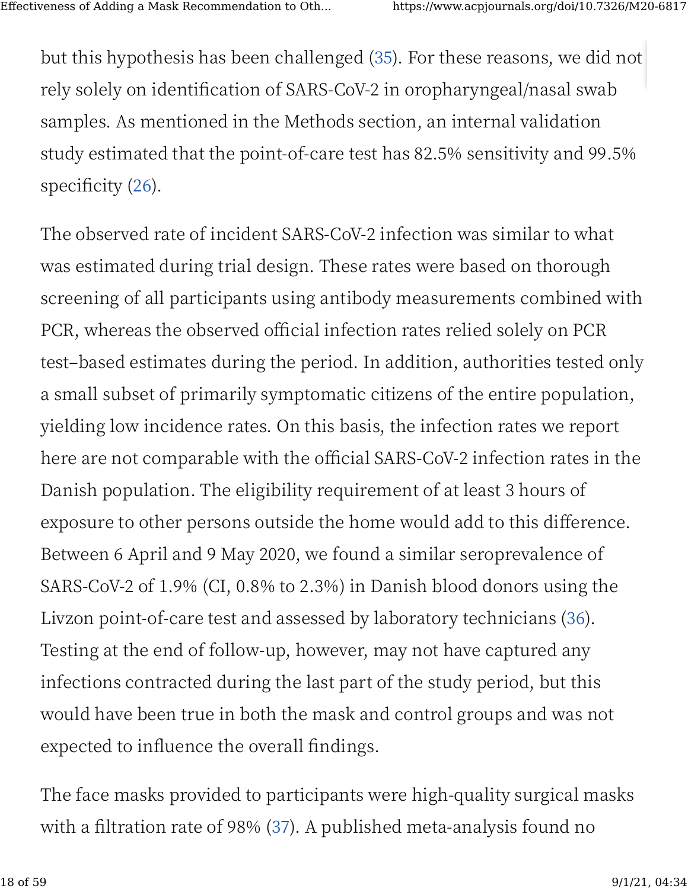but this hypothesis has been challenged (35). For these reasons, we did not rely solely on identification of SARS-CoV-2 in oropharyngeal/nasal swab samples. As mentioned in the Methods section, an internal validation study estimated that the point-of-care test has 82.5% sensitivity and 99.5% specificity (26).

The observed rate of incident SARS-CoV-2 infection was similar to what was estimated during trial design. These rates were based on thorough screening of all participants using antibody measurements combined with PCR, whereas the observed official infection rates relied solely on PCR test–based estimates during the period. In addition, authorities tested only a small subset of primarily symptomatic citizens of the entire population, yielding low incidence rates. On this basis, the infection rates we report here are not comparable with the official SARS-CoV-2 infection rates in the Danish population. The eligibility requirement of at least 3 hours of exposure to other persons outside the home would add to this difference. Between 6 April and 9 May 2020, we found a similar seroprevalence of SARS-CoV-2 of 1.9% (CI, 0.8% to 2.3%) in Danish blood donors using the Livzon point-of-care test and assessed by laboratory technicians (36). Testing at the end of follow-up, however, may not have captured any infections contracted during the last part of the study period, but this would have been true in both the mask and control groups and was not expected to influence the overall findings.

The face masks provided to participants were high-quality surgical masks with a filtration rate of 98% (37). A published meta-analysis found no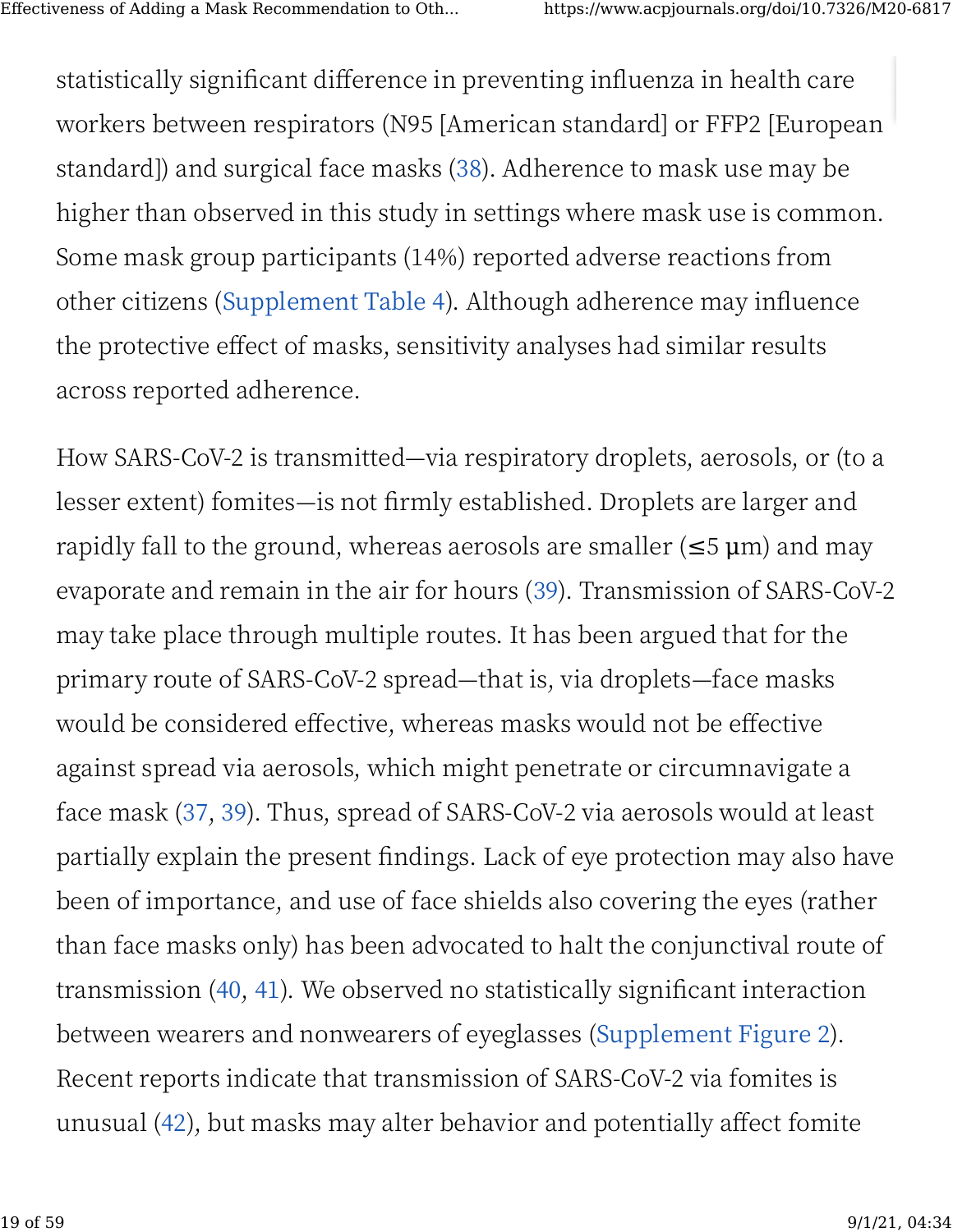statistically significant difference in preventing influenza in health care workers between respirators (N95 [American standard] or FFP2 [European standard]) and surgical face masks (38). Adherence to mask use may be higher than observed in this study in settings where mask use is common. Some mask group participants (14%) reported adverse reactions from other citizens (Supplement Table 4). Although adherence may influence the protective effect of masks, sensitivity analyses had similar results across reported adherence.

How SARS-CoV-2 is transmitted—via respiratory droplets, aerosols, or (to a lesser extent) fomites—is not firmly established. Droplets are larger and rapidly fall to the ground, whereas aerosols are smaller (≤5 μm) and may evaporate and remain in the air for hours (39). Transmission of SARS-CoV-2 may take place through multiple routes. It has been argued that for the primary route of SARS-CoV-2 spread—that is, via droplets—face masks would be considered effective, whereas masks would not be effective against spread via aerosols, which might penetrate or circumnavigate a face mask (37, 39). Thus, spread of SARS-CoV-2 via aerosols would at least partially explain the present findings. Lack of eye protection may also have been of importance, and use of face shields also covering the eyes (rather than face masks only) has been advocated to halt the conjunctival route of transmission (40, 41). We observed no statistically significant interaction between wearers and nonwearers of eyeglasses (Supplement Figure 2). Recent reports indicate that transmission of SARS-CoV-2 via fomites is unusual (42), but masks may alter behavior and potentially affect fomite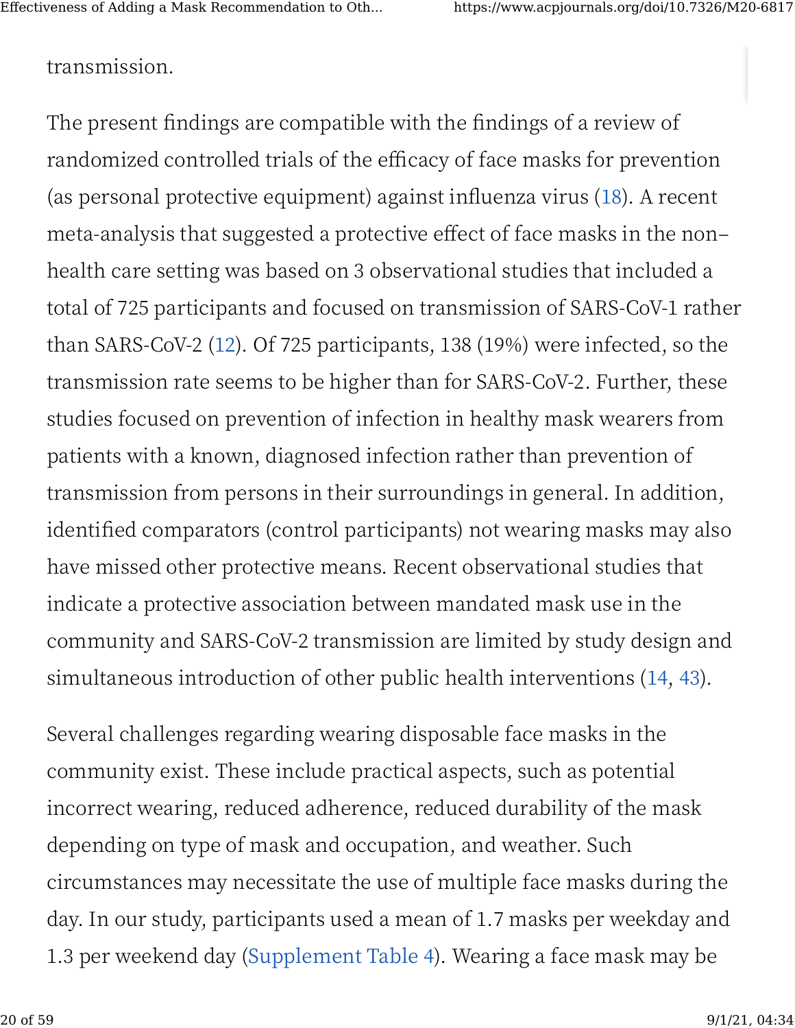transmission.

The present findings are compatible with the findings of a review of randomized controlled trials of the efficacy of face masks for prevention (as personal protective equipment) against influenza virus (18). A recent meta-analysis that suggested a protective effect of face masks in the non–health care setting was based on 3 observational studies that included a total of 725 participants and focused on transmission of SARS-CoV-1 rather than SARS-CoV-2 (12). Of 725 participants, 138 (19%) were infected, so the transmission rate seems to be higher than for SARS-CoV-2. Further, these studies focused on prevention of infection in healthy mask wearers from patients with a known, diagnosed infection rather than prevention of transmission from persons in their surroundings in general. In addition, identified comparators (control participants) not wearing masks may also have missed other protective means. Recent observational studies that indicate a protective association between mandated mask use in the community and SARS-CoV-2 transmission are limited by study design and simultaneous introduction of other public health interventions (14, 43).

Several challenges regarding wearing disposable face masks in the community exist. These include practical aspects, such as potential incorrect wearing, reduced adherence, reduced durability of the mask depending on type of mask and occupation, and weather. Such circumstances may necessitate the use of multiple face masks during the day. In our study, participants used a mean of 1.7 masks per weekday and 1.3 per weekend day (Supplement Table 4). Wearing a face mask may be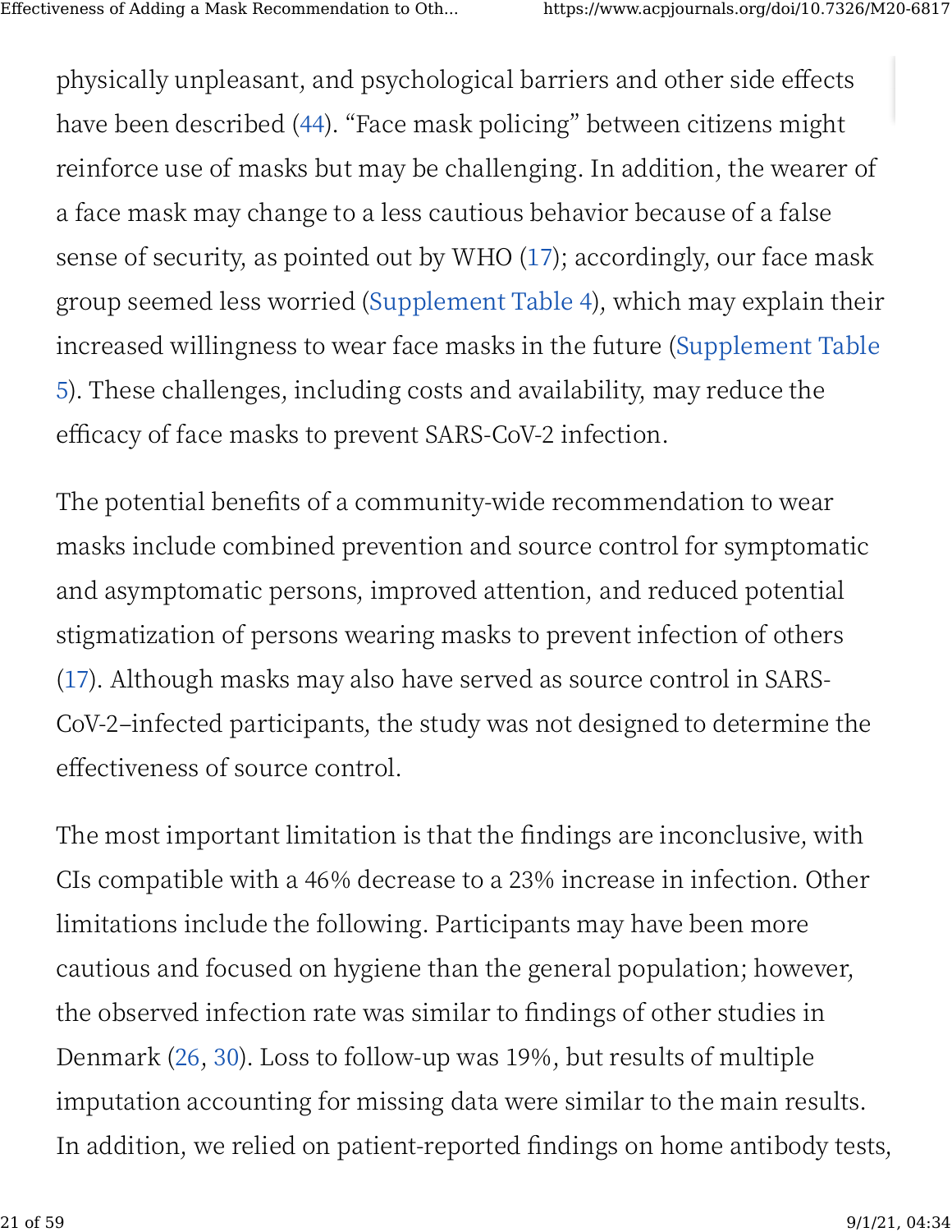physically unpleasant, and psychological barriers and other side effects have been described (44). "Face mask policing" between citizens might reinforce use of masks but may be challenging. In addition, the wearer of a face mask may change to a less cautious behavior because of a false sense of security, as pointed out by WHO (17); accordingly, our face mask group seemed less worried (Supplement Table 4), which may explain their increased willingness to wear face masks in the future (Supplement Table 5). These challenges, including costs and availability, may reduce the efficacy of face masks to prevent SARS-CoV-2 infection.

The potential benefits of a community-wide recommendation to wear masks include combined prevention and source control for symptomatic and asymptomatic persons, improved attention, and reduced potential stigmatization of persons wearing masks to prevent infection of others (17). Although masks may also have served as source control in SARS-CoV-2–infected participants, the study was not designed to determine the effectiveness of source control.

The most important limitation is that the findings are inconclusive, with CIs compatible with a 46% decrease to a 23% increase in infection. Other limitations include the following. Participants may have been more cautious and focused on hygiene than the general population; however, the observed infection rate was similar to findings of other studies in Denmark (26, 30). Loss to follow-up was 19%, but results of multiple imputation accounting for missing data were similar to the main results. In addition, we relied on patient-reported findings on home antibody tests,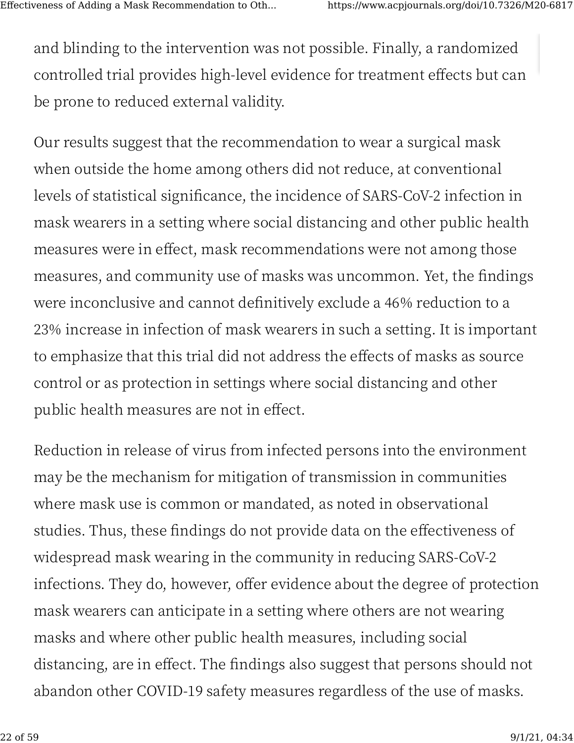and blinding to the intervention was not possible. Finally, a randomized controlled trial provides high-level evidence for treatment effects but can be prone to reduced external validity.

Our results suggest that the recommendation to wear a surgical mask when outside the home among others did not reduce, at conventional levels of statistical significance, the incidence of SARS-CoV-2 infection in mask wearers in a setting where social distancing and other public health measures were in effect, mask recommendations were not among those measures, and community use of masks was uncommon. Yet, the findings were inconclusive and cannot definitively exclude a 46% reduction to a 23% increase in infection of mask wearers in such a setting. It is important to emphasize that this trial did not address the effects of masks as source control or as protection in settings where social distancing and other public health measures are not in effect.

Reduction in release of virus from infected persons into the environment may be the mechanism for mitigation of transmission in communities where mask use is common or mandated, as noted in observational studies. Thus, these findings do not provide data on the effectiveness of widespread mask wearing in the community in reducing SARS-CoV-2 infections. They do, however, offer evidence about the degree of protection mask wearers can anticipate in a setting where others are not wearing masks and where other public health measures, including social distancing, are in effect. The findings also suggest that persons should not abandon other COVID-19 safety measures regardless of the use of masks.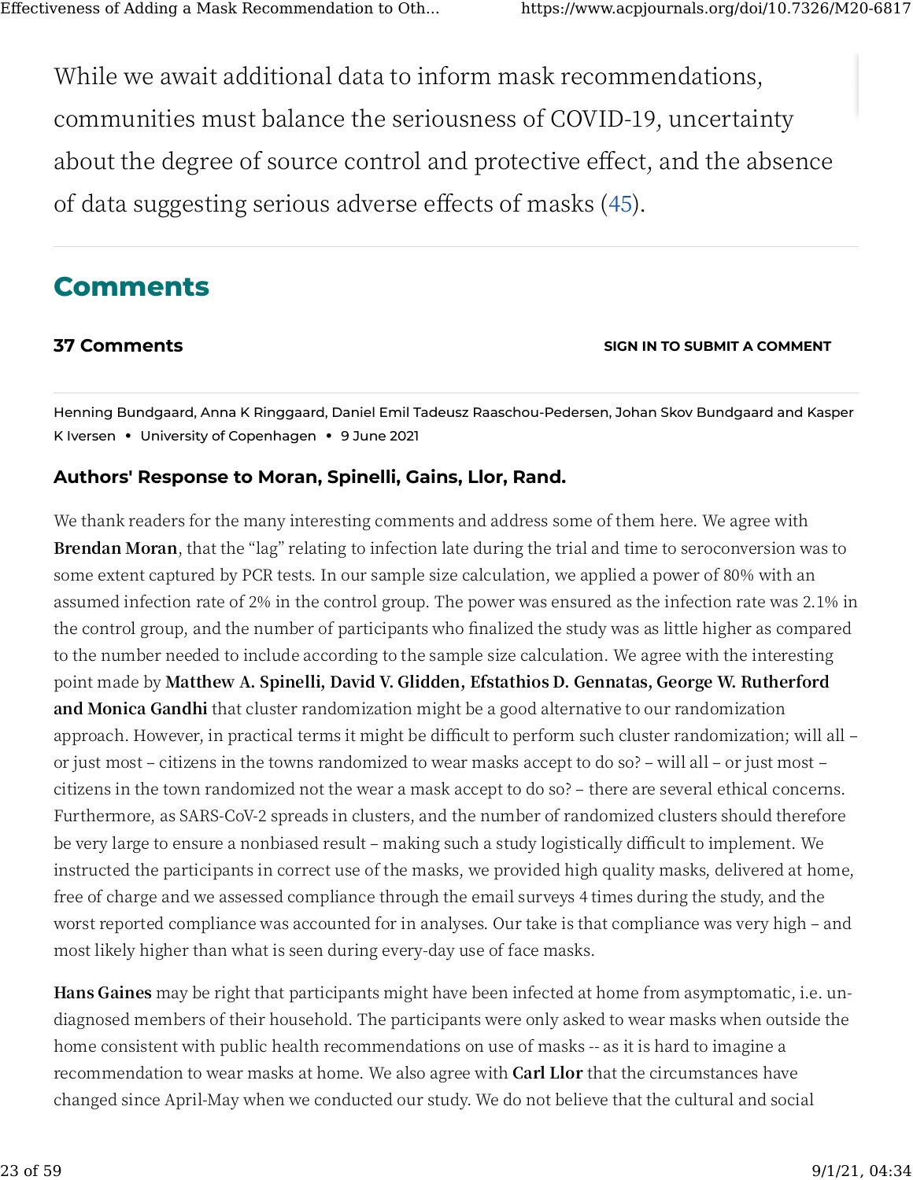While we await additional data to inform mask recommendations, communities must balance the seriousness of COVID-19, uncertainty about the degree of source control and protective effect, and the absence of data suggesting serious adverse effects of masks (45).

## Comments

**37 Comments**

SIGN IN TO SUBMIT A COMMENT

Henning Bundgaard, Anna K Ringgaard, Daniel Emil Tadeusz Raaschou-Pedersen, Johan Skov Bundgaard and Kasper K Iversen • University of Copenhagen • 9 June 2021

### Authors' Response to Moran, Spinelli, Gains, Llor, Rand.

We thank readers for the many interesting comments and address some of them here. We agree with **Brendan Moran**, that the "lag" relating to infection late during the trial and time to seroconversion was to some extent captured by PCR tests. In our sample size calculation, we applied a power of 80% with an assumed infection rate of 2% in the control group. The power was ensured as the infection rate was 2.1% in the control group, and the number of participants who finalized the study was as little higher as compared to the number needed to include according to the sample size calculation. We agree with the interesting point made by **Matthew A. Spinelli, David V. Glidden, Efstathios D. Gennatas, George W. Rutherford and Monica Gandhi** that cluster randomization might be a good alternative to our randomization approach. However, in practical terms it might be difficult to perform such cluster randomization; will all – or just most – citizens in the towns randomized to wear masks accept to do so? – will all – or just most – citizens in the town randomized not the wear a mask accept to do so? – there are several ethical concerns. Furthermore, as SARS-CoV-2 spreads in clusters, and the number of randomized clusters should therefore be very large to ensure a nonbiased result – making such a study logistically difficult to implement. We instructed the participants in correct use of the masks, we provided high quality masks, delivered at home, free of charge and we assessed compliance through the email surveys 4 times during the study, and the worst reported compliance was accounted for in analyses. Our take is that compliance was very high – and most likely higher than what is seen during every-day use of face masks.

**Hans Gaines** may be right that participants might have been infected at home from asymptomatic, i.e. un-diagnosed members of their household. The participants were only asked to wear masks when outside the home consistent with public health recommendations on use of masks -- as it is hard to imagine a recommendation to wear masks at home. We also agree with **Carl Llor** that the circumstances have changed since April-May when we conducted our study. We do not believe that the cultural and social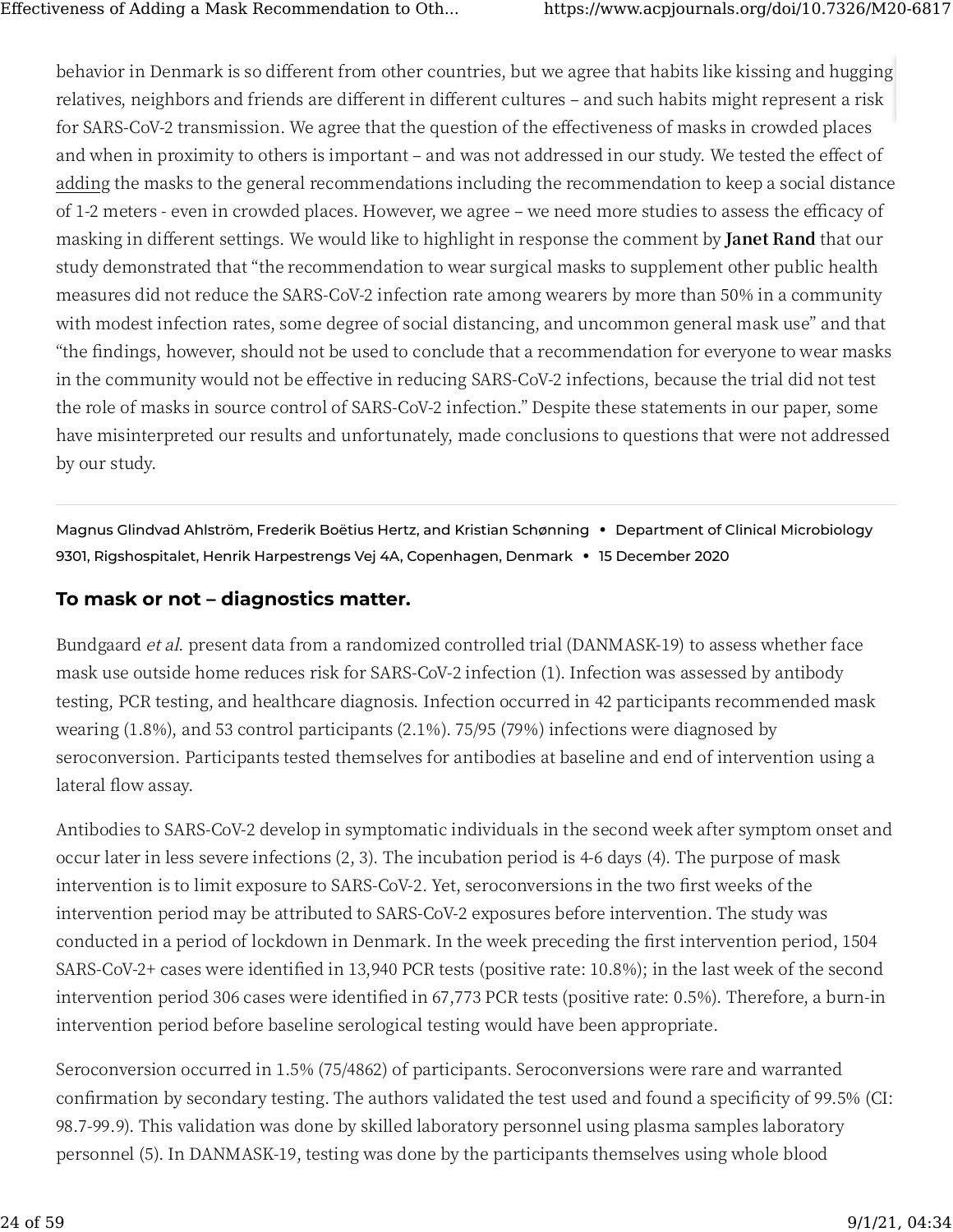behavior in Denmark is so different from other countries, but we agree that habits like kissing and hugging relatives, neighbors and friends are different in different cultures – and such habits might represent a risk for SARS-CoV-2 transmission. We agree that the question of the effectiveness of masks in crowded places and when in proximity to others is important – and was not addressed in our study. We tested the effect of adding the masks to the general recommendations including the recommendation to keep a social distance of 1-2 meters - even in crowded places. However, we agree – we need more studies to assess the efficacy of masking in different settings. We would like to highlight in response the comment by **Janet Rand** that our study demonstrated that "the recommendation to wear surgical masks to supplement other public health measures did not reduce the SARS-CoV-2 infection rate among wearers by more than 50% in a community with modest infection rates, some degree of social distancing, and uncommon general mask use" and that "the findings, however, should not be used to conclude that a recommendation for everyone to wear masks in the community would not be effective in reducing SARS-CoV-2 infections, because the trial did not test the role of masks in source control of SARS-CoV-2 infection." Despite these statements in our paper, some have misinterpreted our results and unfortunately, made conclusions to questions that were not addressed by our study.

Magnus Glindvad Ahlström, Frederik Boëtius Hertz, and Kristian Schønning • Department of Clinical Microbiology 9301, Rigshospitalet, Henrik Harpestrengs Vej 4A, Copenhagen, Denmark • 15 December 2020

### To mask or not – diagnostics matter.

Bundgaard *et al*. present data from a randomized controlled trial (DANMASK-19) to assess whether face mask use outside home reduces risk for SARS-CoV-2 infection (1). Infection was assessed by antibody testing, PCR testing, and healthcare diagnosis. Infection occurred in 42 participants recommended mask wearing (1.8%), and 53 control participants (2.1%). 75/95 (79%) infections were diagnosed by seroconversion. Participants tested themselves for antibodies at baseline and end of intervention using a lateral flow assay.

Antibodies to SARS-CoV-2 develop in symptomatic individuals in the second week after symptom onset and occur later in less severe infections (2, 3). The incubation period is 4-6 days (4). The purpose of mask intervention is to limit exposure to SARS-CoV-2. Yet, seroconversions in the two first weeks of the intervention period may be attributed to SARS-CoV-2 exposures before intervention. The study was conducted in a period of lockdown in Denmark. In the week preceding the first intervention period, 1504 SARS-CoV-2+ cases were identified in 13,940 PCR tests (positive rate: 10.8%); in the last week of the second intervention period 306 cases were identified in 67,773 PCR tests (positive rate: 0.5%). Therefore, a burn-in intervention period before baseline serological testing would have been appropriate.

Seroconversion occurred in 1.5% (75/4862) of participants. Seroconversions were rare and warranted confirmation by secondary testing. The authors validated the test used and found a specificity of 99.5% (CI: 98.7-99.9). This validation was done by skilled laboratory personnel using plasma samples laboratory personnel (5). In DANMASK-19, testing was done by the participants themselves using whole blood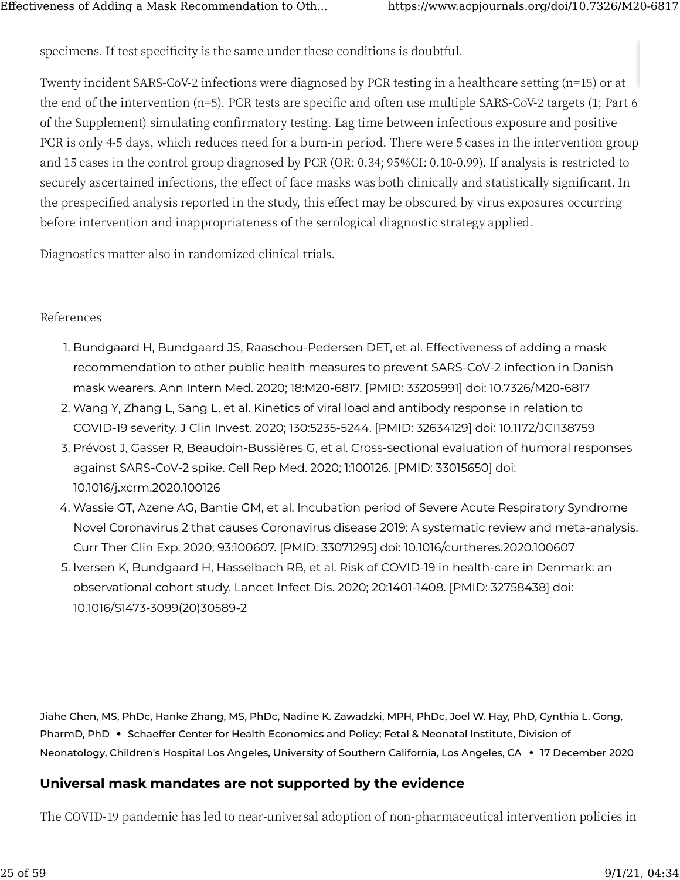specimens. If test specificity is the same under these conditions is doubtful.

Twenty incident SARS-CoV-2 infections were diagnosed by PCR testing in a healthcare setting (n=15) or at the end of the intervention (n=5). PCR tests are specific and often use multiple SARS-CoV-2 targets (1; Part 6 of the Supplement) simulating confirmatory testing. Lag time between infectious exposure and positive PCR is only 4-5 days, which reduces need for a burn-in period. There were 5 cases in the intervention group and 15 cases in the control group diagnosed by PCR (OR: 0.34; 95%CI: 0.10-0.99). If analysis is restricted to securely ascertained infections, the effect of face masks was both clinically and statistically significant. In the prespecified analysis reported in the study, this effect may be obscured by virus exposures occurring before intervention and inappropriateness of the serological diagnostic strategy applied.

Diagnostics matter also in randomized clinical trials.

References

1. Bundgaard H, Bundgaard JS, Raaschou-Pedersen DET, et al. Effectiveness of adding a mask recommendation to other public health measures to prevent SARS-CoV-2 infection in Danish mask wearers. Ann Intern Med. 2020; 18:M20-6817. [PMID: 33205991] doi: 10.7326/M20-6817
2. Wang Y, Zhang L, Sang L, et al. Kinetics of viral load and antibody response in relation to COVID-19 severity. J Clin Invest. 2020; 130:5235-5244. [PMID: 32634129] doi: 10.1172/JCI138759
3. Prévost J, Gasser R, Beaudoin-Bussières G, et al. Cross-sectional evaluation of humoral responses against SARS-CoV-2 spike. Cell Rep Med. 2020; 1:100126. [PMID: 33015650] doi: 10.1016/j.xcrm.2020.100126
4. Wassie GT, Azene AG, Bantie GM, et al. Incubation period of Severe Acute Respiratory Syndrome Novel Coronavirus 2 that causes Coronavirus disease 2019: A systematic review and meta-analysis. Curr Ther Clin Exp. 2020; 93:100607. [PMID: 33071295] doi: 10.1016/curtheres.2020.100607
5. Iversen K, Bundgaard H, Hasselbach RB, et al. Risk of COVID-19 in health-care in Denmark: an observational cohort study. Lancet Infect Dis. 2020; 20:1401-1408. [PMID: 32758438] doi: 10.1016/S1473-3099(20)30589-2

---

Jiahe Chen, MS, PhDc, Hanke Zhang, MS, PhDc, Nadine K. Zawadzki, MPH, PhDc, Joel W. Hay, PhD, Cynthia L. Gong, PharmD, PhD • Schaeffer Center for Health Economics and Policy; Fetal & Neonatal Institute, Division of Neonatology, Children's Hospital Los Angeles, University of Southern California, Los Angeles, CA • 17 December 2020

## Universal mask mandates are not supported by the evidence

The COVID-19 pandemic has led to near-universal adoption of non-pharmaceutical intervention policies in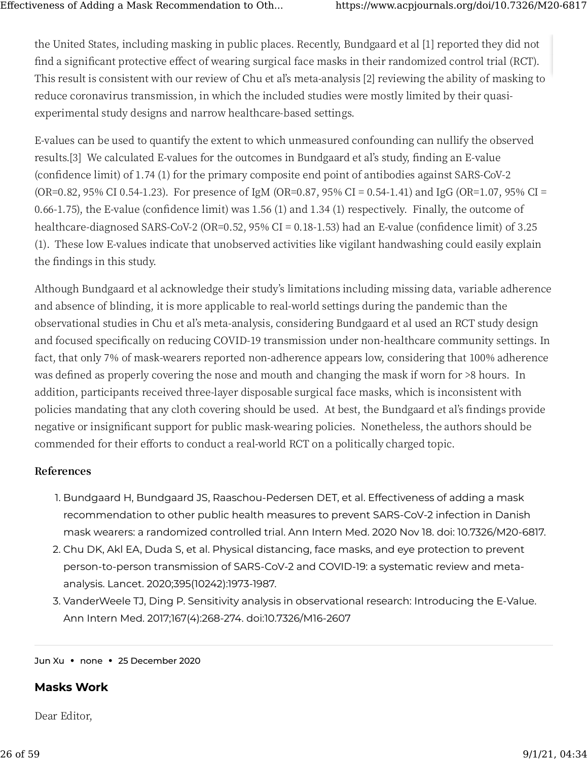the United States, including masking in public places. Recently, Bundgaard et al [1] reported they did not find a significant protective effect of wearing surgical face masks in their randomized control trial (RCT). This result is consistent with our review of Chu et al's meta-analysis [2] reviewing the ability of masking to reduce coronavirus transmission, in which the included studies were mostly limited by their quasi-experimental study designs and narrow healthcare-based settings.

E-values can be used to quantify the extent to which unmeasured confounding can nullify the observed results.[3] We calculated E-values for the outcomes in Bundgaard et al's study, finding an E-value (confidence limit) of 1.74 (1) for the primary composite end point of antibodies against SARS-CoV-2 (OR=0.82, 95% CI 0.54-1.23). For presence of IgM (OR=0.87, 95% CI = 0.54-1.41) and IgG (OR=1.07, 95% CI = 0.66-1.75), the E-value (confidence limit) was 1.56 (1) and 1.34 (1) respectively. Finally, the outcome of healthcare-diagnosed SARS-CoV-2 (OR=0.52, 95% CI = 0.18-1.53) had an E-value (confidence limit) of 3.25 (1). These low E-values indicate that unobserved activities like vigilant handwashing could easily explain the findings in this study.

Although Bundgaard et al acknowledge their study's limitations including missing data, variable adherence and absence of blinding, it is more applicable to real-world settings during the pandemic than the observational studies in Chu et al's meta-analysis, considering Bundgaard et al used an RCT study design and focused specifically on reducing COVID-19 transmission under non-healthcare community settings. In fact, that only 7% of mask-wearers reported non-adherence appears low, considering that 100% adherence was defined as properly covering the nose and mouth and changing the mask if worn for >8 hours. In addition, participants received three-layer disposable surgical face masks, which is inconsistent with policies mandating that any cloth covering should be used. At best, the Bundgaard et al's findings provide negative or insignificant support for public mask-wearing policies. Nonetheless, the authors should be commended for their efforts to conduct a real-world RCT on a politically charged topic.

**References**

1. Bundgaard H, Bundgaard JS, Raaschou-Pedersen DET, et al. Effectiveness of adding a mask recommendation to other public health measures to prevent SARS-CoV-2 infection in Danish mask wearers: a randomized controlled trial. Ann Intern Med. 2020 Nov 18. doi: 10.7326/M20-6817.
2. Chu DK, Akl EA, Duda S, et al. Physical distancing, face masks, and eye protection to prevent person-to-person transmission of SARS-CoV-2 and COVID-19: a systematic review and meta-analysis. Lancet. 2020;395(10242):1973-1987.
3. VanderWeele TJ, Ding P. Sensitivity analysis in observational research: Introducing the E-Value. Ann Intern Med. 2017;167(4):268-274. doi:10.7326/M16-2607

---

Jun Xu • none • 25 December 2020

### Masks Work

Dear Editor,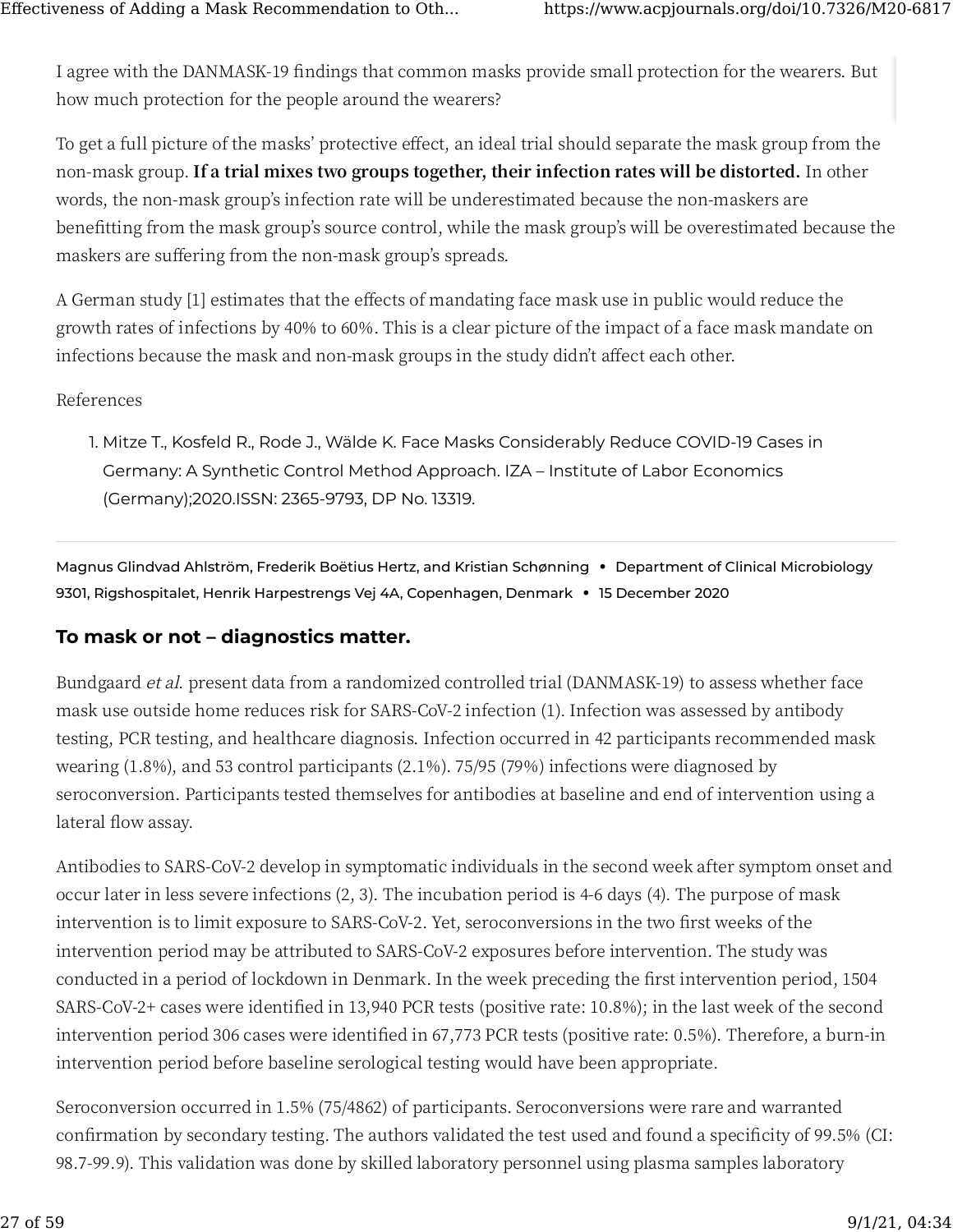I agree with the DANMASK-19 findings that common masks provide small protection for the wearers. But how much protection for the people around the wearers?

To get a full picture of the masks' protective effect, an ideal trial should separate the mask group from the non-mask group. **If a trial mixes two groups together, their infection rates will be distorted.** In other words, the non-mask group's infection rate will be underestimated because the non-maskers are benefitting from the mask group's source control, while the mask group's will be overestimated because the maskers are suffering from the non-mask group's spreads.

A German study [1] estimates that the effects of mandating face mask use in public would reduce the growth rates of infections by 40% to 60%. This is a clear picture of the impact of a face mask mandate on infections because the mask and non-mask groups in the study didn't affect each other.

References

1. Mitze T., Kosfeld R., Rode J., Wälde K. Face Masks Considerably Reduce COVID-19 Cases in Germany: A Synthetic Control Method Approach. IZA – Institute of Labor Economics (Germany);2020.ISSN: 2365-9793, DP No. 13319.

---

Magnus Glindvad Ahlström, Frederik Boëtius Hertz, and Kristian Schønning • Department of Clinical Microbiology 9301, Rigshospitalet, Henrik Harpestrengs Vej 4A, Copenhagen, Denmark • 15 December 2020

### To mask or not – diagnostics matter.

Bundgaard *et al*. present data from a randomized controlled trial (DANMASK-19) to assess whether face mask use outside home reduces risk for SARS-CoV-2 infection (1). Infection was assessed by antibody testing, PCR testing, and healthcare diagnosis. Infection occurred in 42 participants recommended mask wearing (1.8%), and 53 control participants (2.1%). 75/95 (79%) infections were diagnosed by seroconversion. Participants tested themselves for antibodies at baseline and end of intervention using a lateral flow assay.

Antibodies to SARS-CoV-2 develop in symptomatic individuals in the second week after symptom onset and occur later in less severe infections (2, 3). The incubation period is 4-6 days (4). The purpose of mask intervention is to limit exposure to SARS-CoV-2. Yet, seroconversions in the two first weeks of the intervention period may be attributed to SARS-CoV-2 exposures before intervention. The study was conducted in a period of lockdown in Denmark. In the week preceding the first intervention period, 1504 SARS-CoV-2+ cases were identified in 13,940 PCR tests (positive rate: 10.8%); in the last week of the second intervention period 306 cases were identified in 67,773 PCR tests (positive rate: 0.5%). Therefore, a burn-in intervention period before baseline serological testing would have been appropriate.

Seroconversion occurred in 1.5% (75/4862) of participants. Seroconversions were rare and warranted confirmation by secondary testing. The authors validated the test used and found a specificity of 99.5% (CI: 98.7-99.9). This validation was done by skilled laboratory personnel using plasma samples laboratory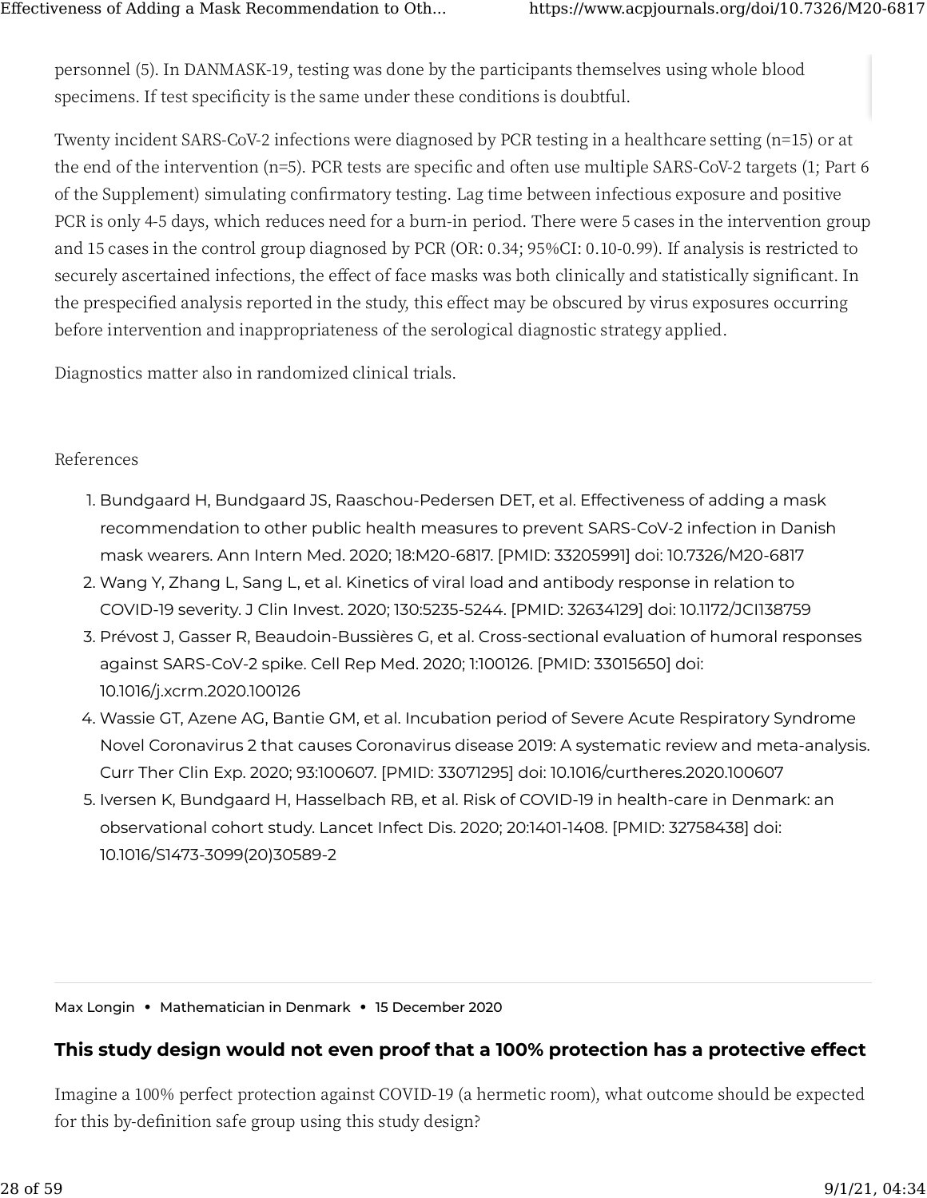personnel (5). In DANMASK-19, testing was done by the participants themselves using whole blood specimens. If test specificity is the same under these conditions is doubtful.

Twenty incident SARS-CoV-2 infections were diagnosed by PCR testing in a healthcare setting (n=15) or at the end of the intervention (n=5). PCR tests are specific and often use multiple SARS-CoV-2 targets (1; Part 6 of the Supplement) simulating confirmatory testing. Lag time between infectious exposure and positive PCR is only 4-5 days, which reduces need for a burn-in period. There were 5 cases in the intervention group and 15 cases in the control group diagnosed by PCR (OR: 0.34; 95%CI: 0.10-0.99). If analysis is restricted to securely ascertained infections, the effect of face masks was both clinically and statistically significant. In the prespecified analysis reported in the study, this effect may be obscured by virus exposures occurring before intervention and inappropriateness of the serological diagnostic strategy applied.

Diagnostics matter also in randomized clinical trials.

References

1. Bundgaard H, Bundgaard JS, Raaschou-Pedersen DET, et al. Effectiveness of adding a mask recommendation to other public health measures to prevent SARS-CoV-2 infection in Danish mask wearers. Ann Intern Med. 2020; 18:M20-6817. [PMID: 33205991] doi: 10.7326/M20-6817
2. Wang Y, Zhang L, Sang L, et al. Kinetics of viral load and antibody response in relation to COVID-19 severity. J Clin Invest. 2020; 130:5235-5244. [PMID: 32634129] doi: 10.1172/JCI138759
3. Prévost J, Gasser R, Beaudoin-Bussières G, et al. Cross-sectional evaluation of humoral responses against SARS-CoV-2 spike. Cell Rep Med. 2020; 1:100126. [PMID: 33015650] doi: 10.1016/j.xcrm.2020.100126
4. Wassie GT, Azene AG, Bantie GM, et al. Incubation period of Severe Acute Respiratory Syndrome Novel Coronavirus 2 that causes Coronavirus disease 2019: A systematic review and meta-analysis. Curr Ther Clin Exp. 2020; 93:100607. [PMID: 33071295] doi: 10.1016/curtheres.2020.100607
5. Iversen K, Bundgaard H, Hasselbach RB, et al. Risk of COVID-19 in health-care in Denmark: an observational cohort study. Lancet Infect Dis. 2020; 20:1401-1408. [PMID: 32758438] doi: 10.1016/S1473-3099(20)30589-2

---

Max Longin • Mathematician in Denmark • 15 December 2020

**This study design would not even proof that a 100% protection has a protective effect**

Imagine a 100% perfect protection against COVID-19 (a hermetic room), what outcome should be expected for this by-definition safe group using this study design?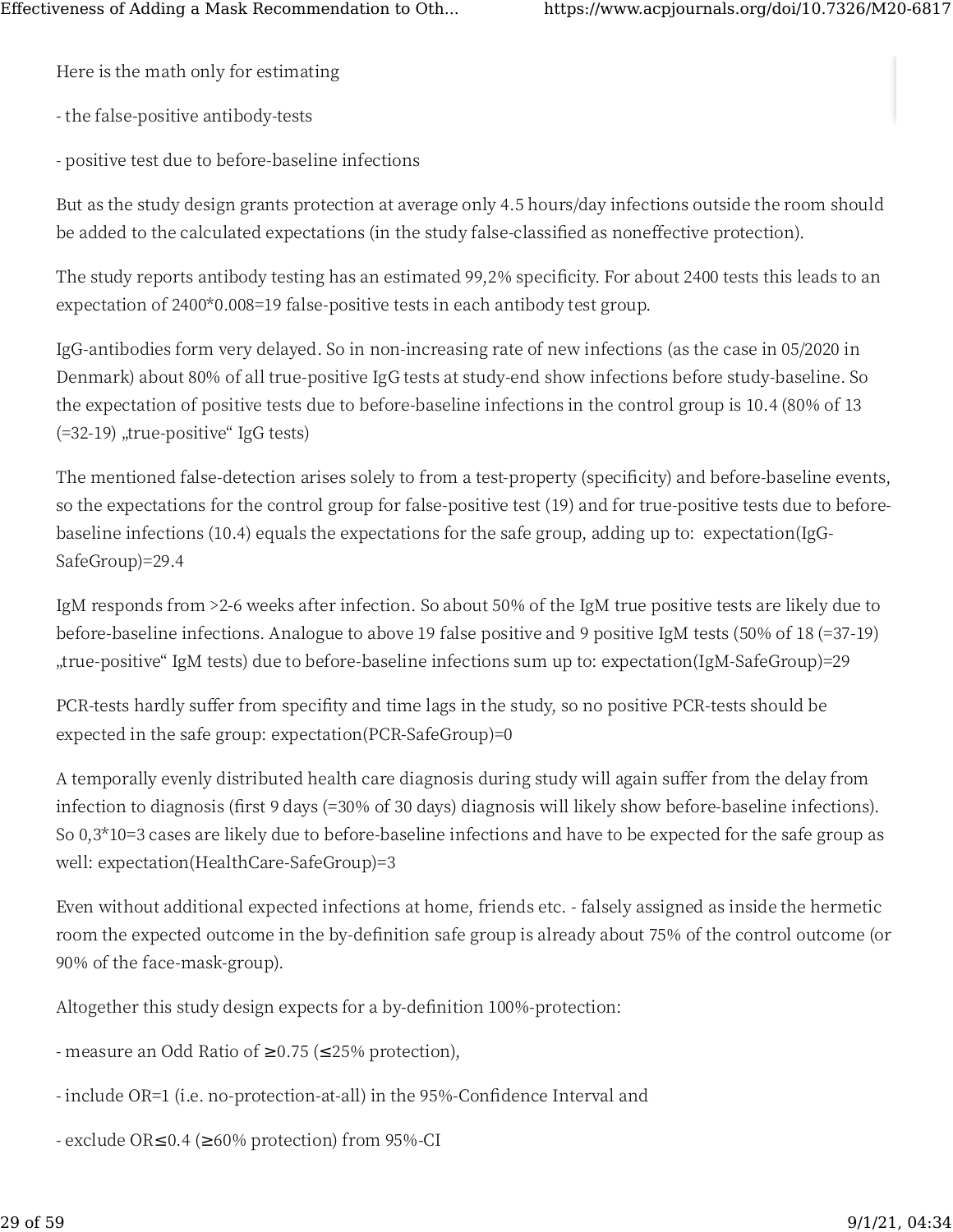Here is the math only for estimating

- the false-positive antibody-tests

- positive test due to before-baseline infections

But as the study design grants protection at average only 4.5 hours/day infections outside the room should be added to the calculated expectations (in the study false-classified as noneffective protection).

The study reports antibody testing has an estimated 99,2% specificity. For about 2400 tests this leads to an expectation of 2400*0.008=19 false-positive tests in each antibody test group.

IgG-antibodies form very delayed. So in non-increasing rate of new infections (as the case in 05/2020 in Denmark) about 80% of all true-positive IgG tests at study-end show infections before study-baseline. So the expectation of positive tests due to before-baseline infections in the control group is 10.4 (80% of 13 (=32-19) „true-positive" IgG tests)

The mentioned false-detection arises solely to from a test-property (specificity) and before-baseline events, so the expectations for the control group for false-positive test (19) and for true-positive tests due to before-baseline infections (10.4) equals the expectations for the safe group, adding up to: expectation(IgG-SafeGroup)=29.4

IgM responds from >2-6 weeks after infection. So about 50% of the IgM true positive tests are likely due to before-baseline infections. Analogue to above 19 false positive and 9 positive IgM tests (50% of 18 (=37-19) „true-positive" IgM tests) due to before-baseline infections sum up to: expectation(IgM-SafeGroup)=29

PCR-tests hardly suffer from specifity and time lags in the study, so no positive PCR-tests should be expected in the safe group: expectation(PCR-SafeGroup)=0

A temporally evenly distributed health care diagnosis during study will again suffer from the delay from infection to diagnosis (first 9 days (=30% of 30 days) diagnosis will likely show before-baseline infections). So 0,3*10=3 cases are likely due to before-baseline infections and have to be expected for the safe group as well: expectation(HealthCare-SafeGroup)=3

Even without additional expected infections at home, friends etc. - falsely assigned as inside the hermetic room the expected outcome in the by-definition safe group is already about 75% of the control outcome (or 90% of the face-mask-group).

Altogether this study design expects for a by-definition 100%-protection:

- measure an Odd Ratio of ≥0.75 (≤25% protection),

- include OR=1 (i.e. no-protection-at-all) in the 95%-Confidence Interval and

- exclude OR≤0.4 (≥60% protection) from 95%-CI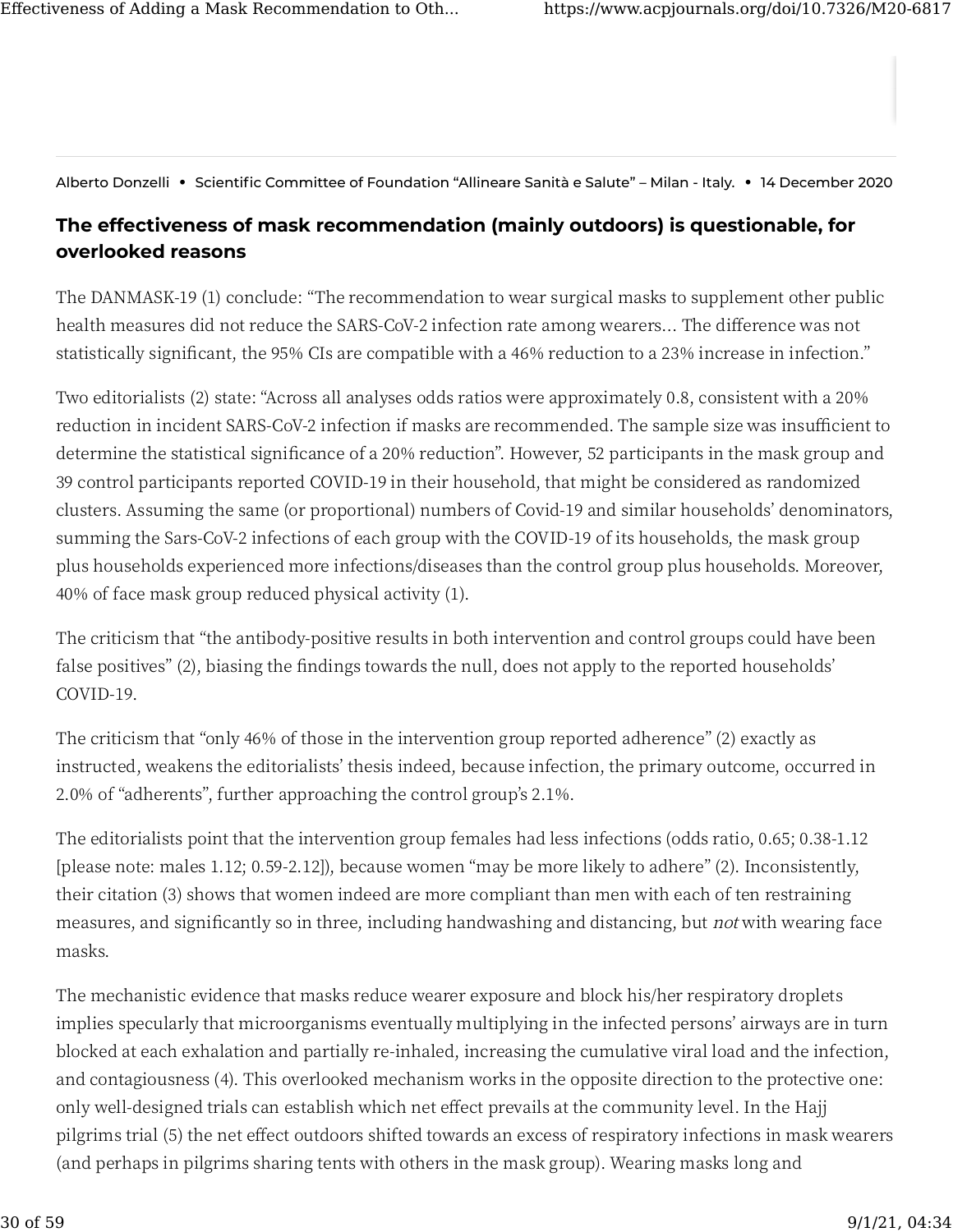Alberto Donzelli • Scientific Committee of Foundation "Allineare Sanità e Salute" – Milan - Italy. • 14 December 2020

### The effectiveness of mask recommendation (mainly outdoors) is questionable, for overlooked reasons

The DANMASK-19 (1) conclude: "The recommendation to wear surgical masks to supplement other public health measures did not reduce the SARS-CoV-2 infection rate among wearers… The difference was not statistically significant, the 95% CIs are compatible with a 46% reduction to a 23% increase in infection."

Two editorialists (2) state: "Across all analyses odds ratios were approximately 0.8, consistent with a 20% reduction in incident SARS-CoV-2 infection if masks are recommended. The sample size was insufficient to determine the statistical significance of a 20% reduction". However, 52 participants in the mask group and 39 control participants reported COVID-19 in their household, that might be considered as randomized clusters. Assuming the same (or proportional) numbers of Covid-19 and similar households' denominators, summing the Sars-CoV-2 infections of each group with the COVID-19 of its households, the mask group plus households experienced more infections/diseases than the control group plus households. Moreover, 40% of face mask group reduced physical activity (1).

The criticism that "the antibody-positive results in both intervention and control groups could have been false positives" (2), biasing the findings towards the null, does not apply to the reported households' COVID-19.

The criticism that "only 46% of those in the intervention group reported adherence" (2) exactly as instructed, weakens the editorialists' thesis indeed, because infection, the primary outcome, occurred in 2.0% of "adherents", further approaching the control group's 2.1%.

The editorialists point that the intervention group females had less infections (odds ratio, 0.65; 0.38-1.12 [please note: males 1.12; 0.59-2.12]), because women "may be more likely to adhere" (2). Inconsistently, their citation (3) shows that women indeed are more compliant than men with each of ten restraining measures, and significantly so in three, including handwashing and distancing, but *not* with wearing face masks.

The mechanistic evidence that masks reduce wearer exposure and block his/her respiratory droplets implies specularly that microorganisms eventually multiplying in the infected persons' airways are in turn blocked at each exhalation and partially re-inhaled, increasing the cumulative viral load and the infection, and contagiousness (4). This overlooked mechanism works in the opposite direction to the protective one: only well-designed trials can establish which net effect prevails at the community level. In the Hajj pilgrims trial (5) the net effect outdoors shifted towards an excess of respiratory infections in mask wearers (and perhaps in pilgrims sharing tents with others in the mask group). Wearing masks long and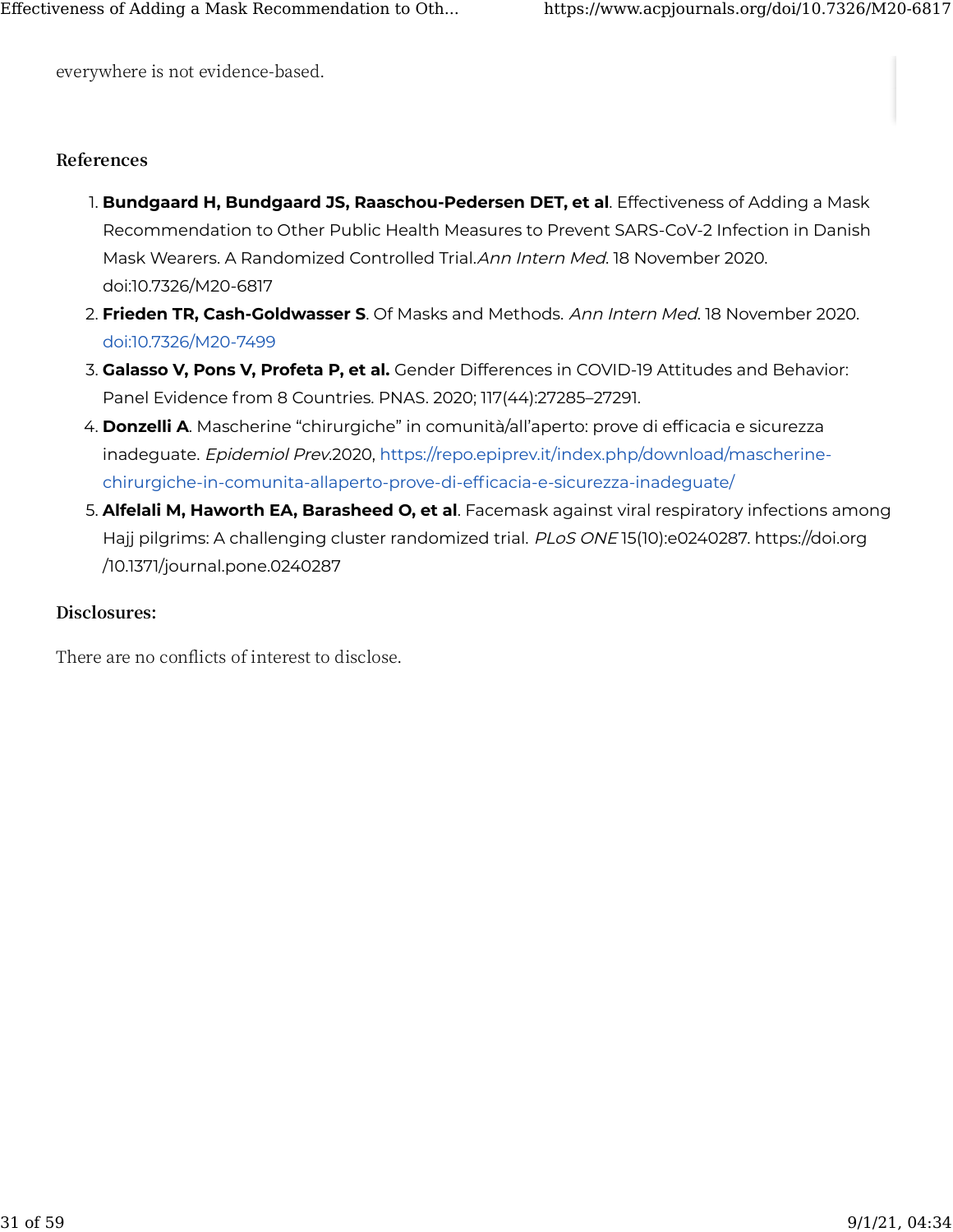everywhere is not evidence-based.

### References

1. **Bundgaard H, Bundgaard JS, Raaschou-Pedersen DET, et al**. Effectiveness of Adding a Mask Recommendation to Other Public Health Measures to Prevent SARS-CoV-2 Infection in Danish Mask Wearers. A Randomized Controlled Trial.*Ann Intern Med*. 18 November 2020. doi:10.7326/M20-6817
2. **Frieden TR, Cash-Goldwasser S**. Of Masks and Methods. *Ann Intern Med*. 18 November 2020. doi:10.7326/M20-7499
3. **Galasso V, Pons V, Profeta P, et al.** Gender Differences in COVID-19 Attitudes and Behavior: Panel Evidence from 8 Countries. PNAS. 2020; 117(44):27285–27291.
4. **Donzelli A**. Mascherine "chirurgiche" in comunità/all'aperto: prove di efficacia e sicurezza inadeguate. *Epidemiol Prev*.2020, https://repo.epiprev.it/index.php/download/mascherine-chirurgiche-in-comunita-allaperto-prove-di-efficacia-e-sicurezza-inadeguate/
5. **Alfelali M, Haworth EA, Barasheed O, et al**. Facemask against viral respiratory infections among Hajj pilgrims: A challenging cluster randomized trial. *PLoS ONE* 15(10):e0240287. https://doi.org/10.1371/journal.pone.0240287

### Disclosures:

There are no conflicts of interest to disclose.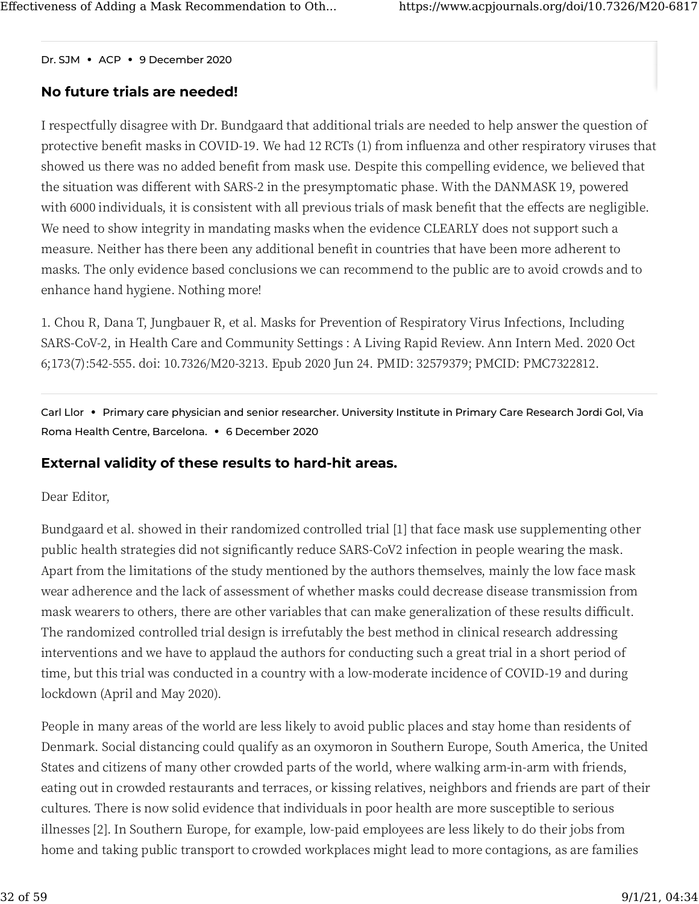Dr. SJM • ACP • 9 December 2020

### No future trials are needed!

I respectfully disagree with Dr. Bundgaard that additional trials are needed to help answer the question of protective benefit masks in COVID-19. We had 12 RCTs (1) from influenza and other respiratory viruses that showed us there was no added benefit from mask use. Despite this compelling evidence, we believed that the situation was different with SARS-2 in the presymptomatic phase. With the DANMASK 19, powered with 6000 individuals, it is consistent with all previous trials of mask benefit that the effects are negligible. We need to show integrity in mandating masks when the evidence CLEARLY does not support such a measure. Neither has there been any additional benefit in countries that have been more adherent to masks. The only evidence based conclusions we can recommend to the public are to avoid crowds and to enhance hand hygiene. Nothing more!

1. Chou R, Dana T, Jungbauer R, et al. Masks for Prevention of Respiratory Virus Infections, Including SARS-CoV-2, in Health Care and Community Settings : A Living Rapid Review. Ann Intern Med. 2020 Oct 6;173(7):542-555. doi: 10.7326/M20-3213. Epub 2020 Jun 24. PMID: 32579379; PMCID: PMC7322812.

---

Carl Llor • Primary care physician and senior researcher. University Institute in Primary Care Research Jordi Gol, Via Roma Health Centre, Barcelona. • 6 December 2020

### External validity of these results to hard-hit areas.

Dear Editor,

Bundgaard et al. showed in their randomized controlled trial [1] that face mask use supplementing other public health strategies did not significantly reduce SARS-CoV2 infection in people wearing the mask. Apart from the limitations of the study mentioned by the authors themselves, mainly the low face mask wear adherence and the lack of assessment of whether masks could decrease disease transmission from mask wearers to others, there are other variables that can make generalization of these results difficult. The randomized controlled trial design is irrefutably the best method in clinical research addressing interventions and we have to applaud the authors for conducting such a great trial in a short period of time, but this trial was conducted in a country with a low-moderate incidence of COVID-19 and during lockdown (April and May 2020).

People in many areas of the world are less likely to avoid public places and stay home than residents of Denmark. Social distancing could qualify as an oxymoron in Southern Europe, South America, the United States and citizens of many other crowded parts of the world, where walking arm-in-arm with friends, eating out in crowded restaurants and terraces, or kissing relatives, neighbors and friends are part of their cultures. There is now solid evidence that individuals in poor health are more susceptible to serious illnesses [2]. In Southern Europe, for example, low-paid employees are less likely to do their jobs from home and taking public transport to crowded workplaces might lead to more contagions, as are families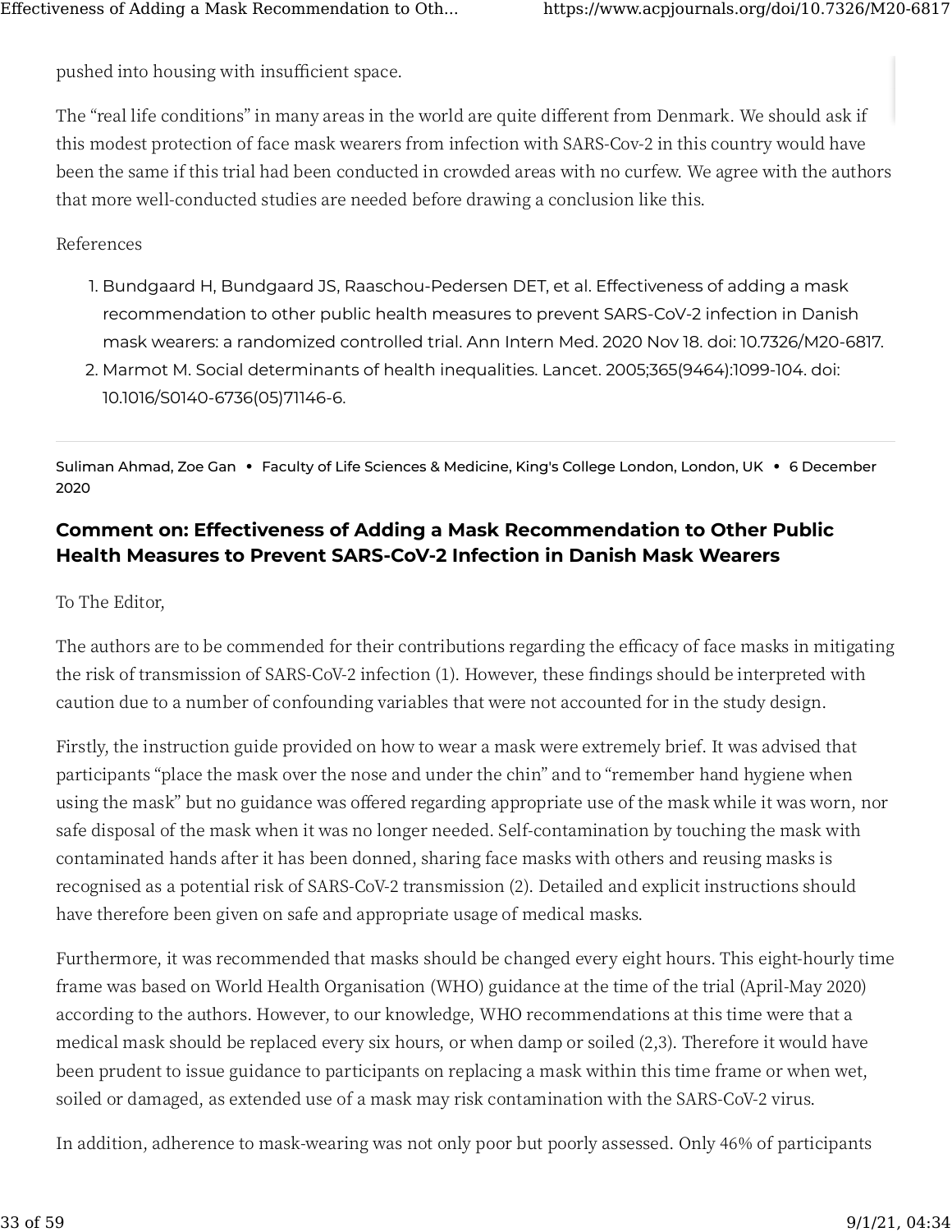pushed into housing with insufficient space.

The "real life conditions" in many areas in the world are quite different from Denmark. We should ask if this modest protection of face mask wearers from infection with SARS-Cov-2 in this country would have been the same if this trial had been conducted in crowded areas with no curfew. We agree with the authors that more well-conducted studies are needed before drawing a conclusion like this.

References

1. Bundgaard H, Bundgaard JS, Raaschou-Pedersen DET, et al. Effectiveness of adding a mask recommendation to other public health measures to prevent SARS-CoV-2 infection in Danish mask wearers: a randomized controlled trial. Ann Intern Med. 2020 Nov 18. doi: 10.7326/M20-6817.
2. Marmot M. Social determinants of health inequalities. Lancet. 2005;365(9464):1099-104. doi: 10.1016/S0140-6736(05)71146-6.

---

Suliman Ahmad, Zoe Gan • Faculty of Life Sciences & Medicine, King's College London, London, UK • 6 December 2020

## Comment on: Effectiveness of Adding a Mask Recommendation to Other Public Health Measures to Prevent SARS-CoV-2 Infection in Danish Mask Wearers

To The Editor,

The authors are to be commended for their contributions regarding the efficacy of face masks in mitigating the risk of transmission of SARS-CoV-2 infection (1). However, these findings should be interpreted with caution due to a number of confounding variables that were not accounted for in the study design.

Firstly, the instruction guide provided on how to wear a mask were extremely brief. It was advised that participants "place the mask over the nose and under the chin" and to "remember hand hygiene when using the mask" but no guidance was offered regarding appropriate use of the mask while it was worn, nor safe disposal of the mask when it was no longer needed. Self-contamination by touching the mask with contaminated hands after it has been donned, sharing face masks with others and reusing masks is recognised as a potential risk of SARS-CoV-2 transmission (2). Detailed and explicit instructions should have therefore been given on safe and appropriate usage of medical masks.

Furthermore, it was recommended that masks should be changed every eight hours. This eight-hourly time frame was based on World Health Organisation (WHO) guidance at the time of the trial (April-May 2020) according to the authors. However, to our knowledge, WHO recommendations at this time were that a medical mask should be replaced every six hours, or when damp or soiled (2,3). Therefore it would have been prudent to issue guidance to participants on replacing a mask within this time frame or when wet, soiled or damaged, as extended use of a mask may risk contamination with the SARS-CoV-2 virus.

In addition, adherence to mask-wearing was not only poor but poorly assessed. Only 46% of participants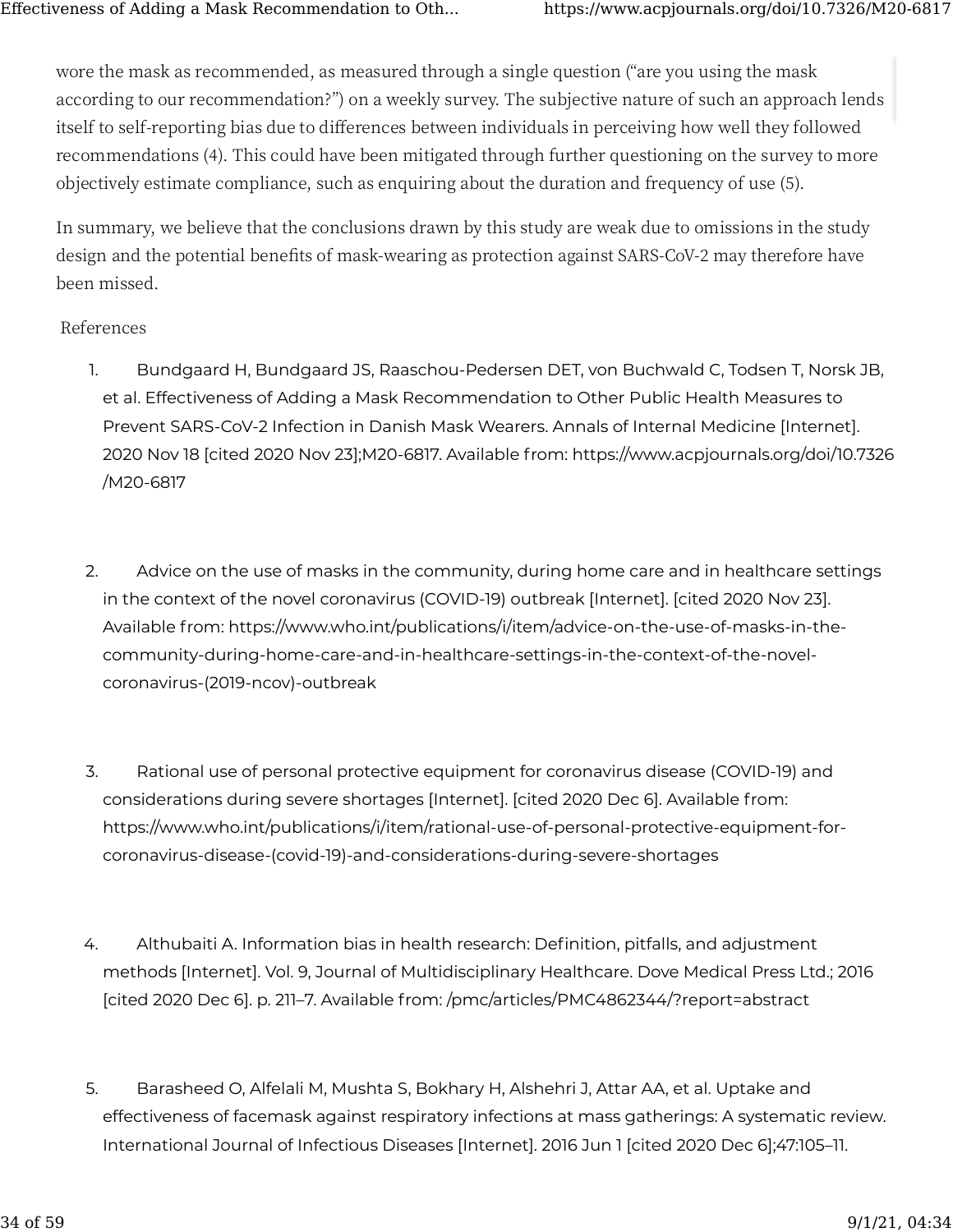wore the mask as recommended, as measured through a single question ("are you using the mask according to our recommendation?") on a weekly survey. The subjective nature of such an approach lends itself to self-reporting bias due to differences between individuals in perceiving how well they followed recommendations (4). This could have been mitigated through further questioning on the survey to more objectively estimate compliance, such as enquiring about the duration and frequency of use (5).

In summary, we believe that the conclusions drawn by this study are weak due to omissions in the study design and the potential benefits of mask-wearing as protection against SARS-CoV-2 may therefore have been missed.

References

1. Bundgaard H, Bundgaard JS, Raaschou-Pedersen DET, von Buchwald C, Todsen T, Norsk JB, et al. Effectiveness of Adding a Mask Recommendation to Other Public Health Measures to Prevent SARS-CoV-2 Infection in Danish Mask Wearers. Annals of Internal Medicine [Internet]. 2020 Nov 18 [cited 2020 Nov 23];M20-6817. Available from: https://www.acpjournals.org/doi/10.7326/M20-6817

2. Advice on the use of masks in the community, during home care and in healthcare settings in the context of the novel coronavirus (COVID-19) outbreak [Internet]. [cited 2020 Nov 23]. Available from: https://www.who.int/publications/i/item/advice-on-the-use-of-masks-in-the-community-during-home-care-and-in-healthcare-settings-in-the-context-of-the-novel-coronavirus-(2019-ncov)-outbreak

3. Rational use of personal protective equipment for coronavirus disease (COVID-19) and considerations during severe shortages [Internet]. [cited 2020 Dec 6]. Available from: https://www.who.int/publications/i/item/rational-use-of-personal-protective-equipment-for-coronavirus-disease-(covid-19)-and-considerations-during-severe-shortages

4. Althubaiti A. Information bias in health research: Definition, pitfalls, and adjustment methods [Internet]. Vol. 9, Journal of Multidisciplinary Healthcare. Dove Medical Press Ltd.; 2016 [cited 2020 Dec 6]. p. 211–7. Available from: /pmc/articles/PMC4862344/?report=abstract

5. Barasheed O, Alfelali M, Mushta S, Bokhary H, Alshehri J, Attar AA, et al. Uptake and effectiveness of facemask against respiratory infections at mass gatherings: A systematic review. International Journal of Infectious Diseases [Internet]. 2016 Jun 1 [cited 2020 Dec 6];47:105–11.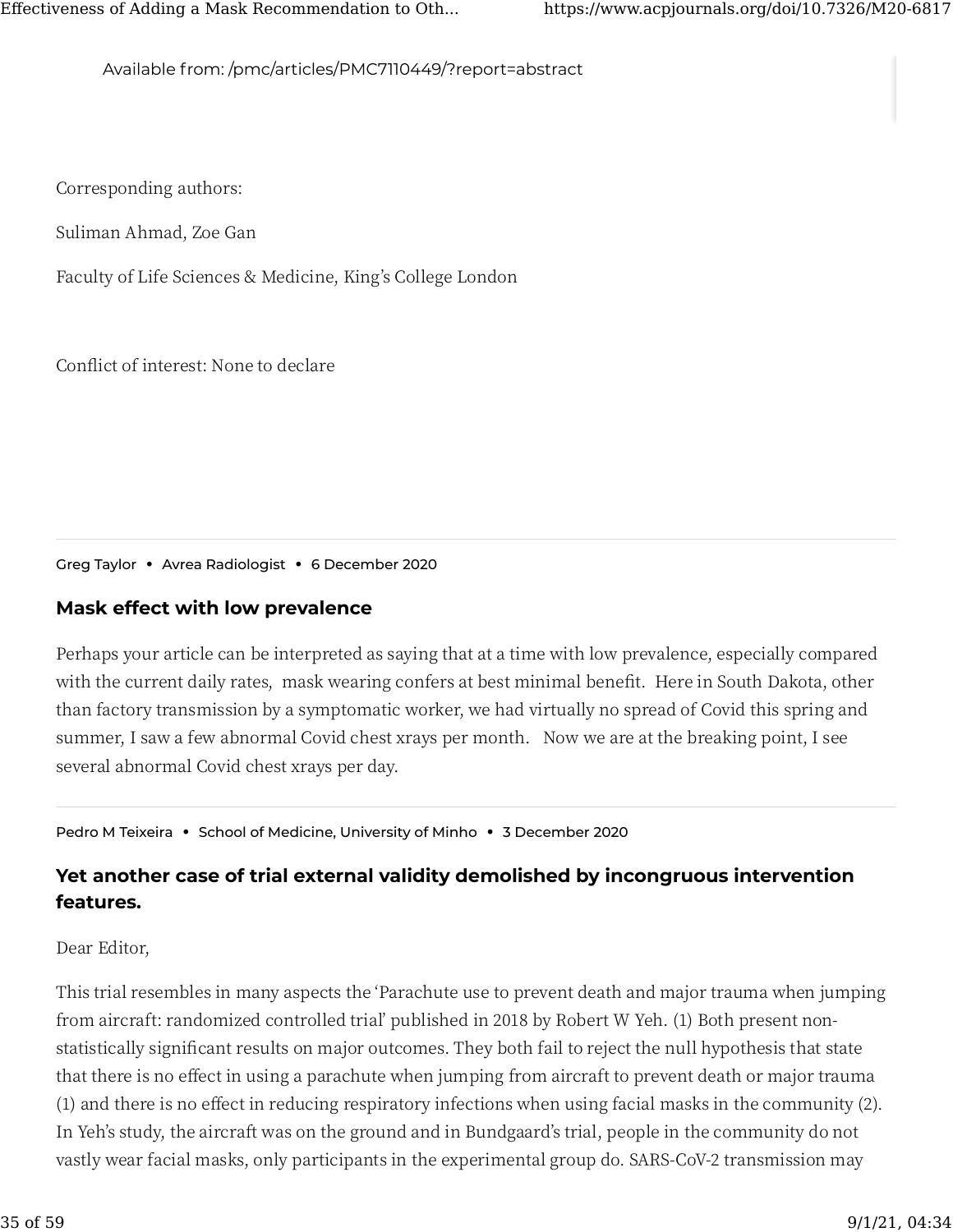Available from: /pmc/articles/PMC7110449/?report=abstract

Corresponding authors:

Suliman Ahmad, Zoe Gan

Faculty of Life Sciences & Medicine, King's College London

Conflict of interest: None to declare

Greg Taylor • Avrea Radiologist • 6 December 2020

### Mask effect with low prevalence

Perhaps your article can be interpreted as saying that at a time with low prevalence, especially compared with the current daily rates, mask wearing confers at best minimal benefit. Here in South Dakota, other than factory transmission by a symptomatic worker, we had virtually no spread of Covid this spring and summer, I saw a few abnormal Covid chest xrays per month. Now we are at the breaking point, I see several abnormal Covid chest xrays per day.

Pedro M Teixeira • School of Medicine, University of Minho • 3 December 2020

### Yet another case of trial external validity demolished by incongruous intervention features.

Dear Editor,

This trial resembles in many aspects the 'Parachute use to prevent death and major trauma when jumping from aircraft: randomized controlled trial' published in 2018 by Robert W Yeh. (1) Both present non-statistically significant results on major outcomes. They both fail to reject the null hypothesis that state that there is no effect in using a parachute when jumping from aircraft to prevent death or major trauma (1) and there is no effect in reducing respiratory infections when using facial masks in the community (2). In Yeh's study, the aircraft was on the ground and in Bundgaard's trial, people in the community do not vastly wear facial masks, only participants in the experimental group do. SARS-CoV-2 transmission may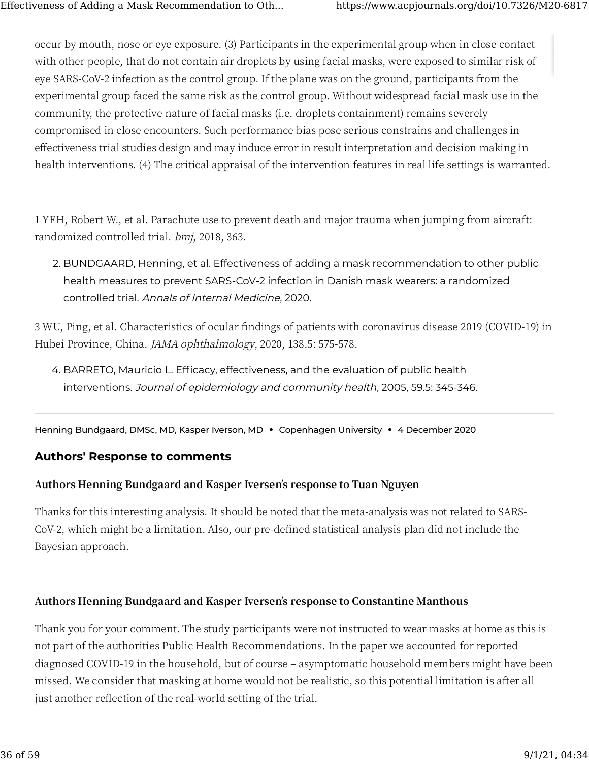occur by mouth, nose or eye exposure. (3) Participants in the experimental group when in close contact with other people, that do not contain air droplets by using facial masks, were exposed to similar risk of eye SARS-CoV-2 infection as the control group. If the plane was on the ground, participants from the experimental group faced the same risk as the control group. Without widespread facial mask use in the community, the protective nature of facial masks (i.e. droplets containment) remains severely compromised in close encounters. Such performance bias pose serious constrains and challenges in effectiveness trial studies design and may induce error in result interpretation and decision making in health interventions. (4) The critical appraisal of the intervention features in real life settings is warranted.

1 YEH, Robert W., et al. Parachute use to prevent death and major trauma when jumping from aircraft: randomized controlled trial. *bmj*, 2018, 363.

2. BUNDGAARD, Henning, et al. Effectiveness of adding a mask recommendation to other public health measures to prevent SARS-CoV-2 infection in Danish mask wearers: a randomized controlled trial. *Annals of Internal Medicine*, 2020.

3 WU, Ping, et al. Characteristics of ocular findings of patients with coronavirus disease 2019 (COVID-19) in Hubei Province, China. *JAMA ophthalmology*, 2020, 138.5: 575-578.

4. BARRETO, Mauricio L. Efficacy, effectiveness, and the evaluation of public health interventions. *Journal of epidemiology and community health*, 2005, 59.5: 345-346.

---

Henning Bundgaard, DMSc, MD, Kasper Iverson, MD • Copenhagen University • 4 December 2020

## Authors' Response to comments

### Authors Henning Bundgaard and Kasper Iversen's response to Tuan Nguyen

Thanks for this interesting analysis. It should be noted that the meta-analysis was not related to SARS-CoV-2, which might be a limitation. Also, our pre-defined statistical analysis plan did not include the Bayesian approach.

### Authors Henning Bundgaard and Kasper Iversen's response to Constantine Manthous

Thank you for your comment. The study participants were not instructed to wear masks at home as this is not part of the authorities Public Health Recommendations. In the paper we accounted for reported diagnosed COVID-19 in the household, but of course – asymptomatic household members might have been missed. We consider that masking at home would not be realistic, so this potential limitation is after all just another reflection of the real-world setting of the trial.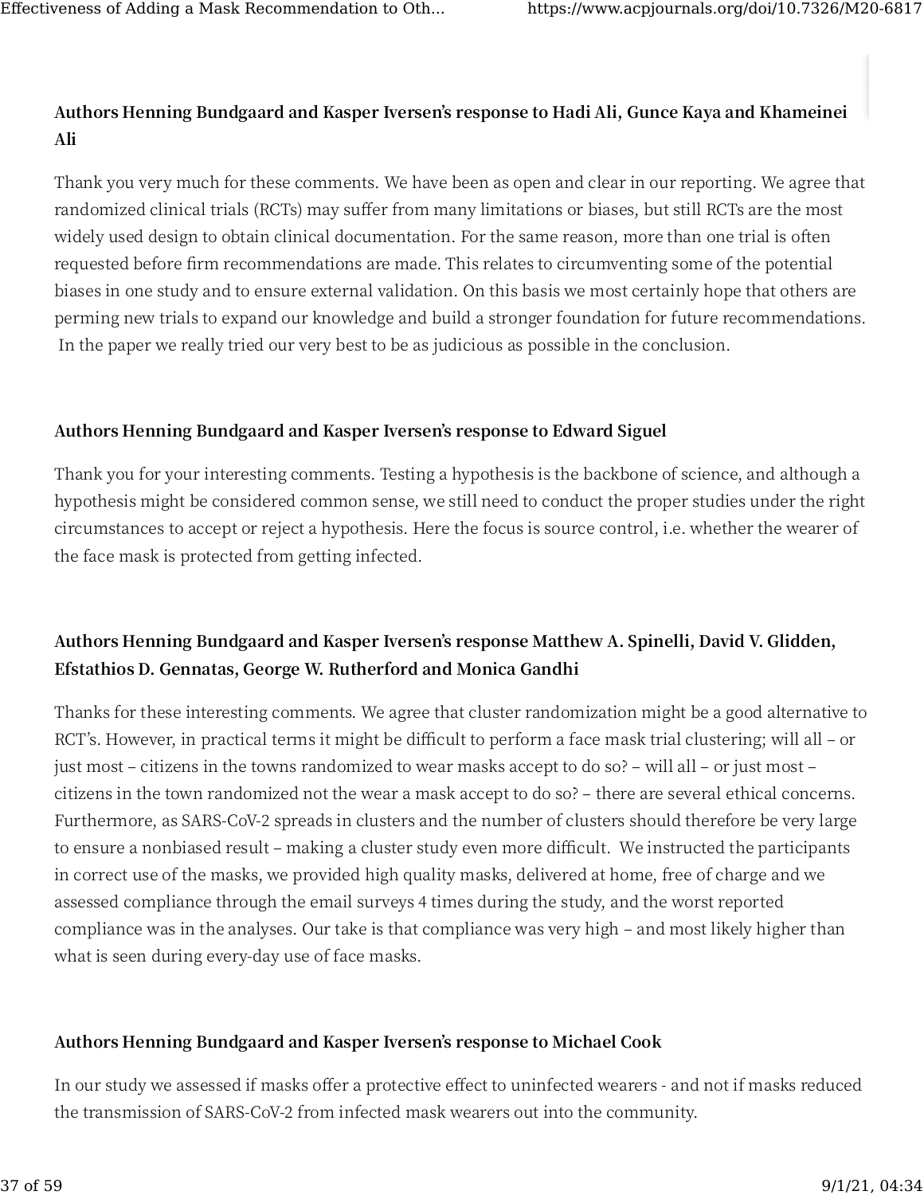### Authors Henning Bundgaard and Kasper Iversen's response to Hadi Ali, Gunce Kaya and Khameinei Ali

Thank you very much for these comments. We have been as open and clear in our reporting. We agree that randomized clinical trials (RCTs) may suffer from many limitations or biases, but still RCTs are the most widely used design to obtain clinical documentation. For the same reason, more than one trial is often requested before firm recommendations are made. This relates to circumventing some of the potential biases in one study and to ensure external validation. On this basis we most certainly hope that others are perming new trials to expand our knowledge and build a stronger foundation for future recommendations. In the paper we really tried our very best to be as judicious as possible in the conclusion.

### Authors Henning Bundgaard and Kasper Iversen's response to Edward Siguel

Thank you for your interesting comments. Testing a hypothesis is the backbone of science, and although a hypothesis might be considered common sense, we still need to conduct the proper studies under the right circumstances to accept or reject a hypothesis. Here the focus is source control, i.e. whether the wearer of the face mask is protected from getting infected.

### Authors Henning Bundgaard and Kasper Iversen's response Matthew A. Spinelli, David V. Glidden, Efstathios D. Gennatas, George W. Rutherford and Monica Gandhi

Thanks for these interesting comments. We agree that cluster randomization might be a good alternative to RCT's. However, in practical terms it might be difficult to perform a face mask trial clustering; will all – or just most – citizens in the towns randomized to wear masks accept to do so? – will all – or just most – citizens in the town randomized not the wear a mask accept to do so? – there are several ethical concerns. Furthermore, as SARS-CoV-2 spreads in clusters and the number of clusters should therefore be very large to ensure a nonbiased result – making a cluster study even more difficult. We instructed the participants in correct use of the masks, we provided high quality masks, delivered at home, free of charge and we assessed compliance through the email surveys 4 times during the study, and the worst reported compliance was in the analyses. Our take is that compliance was very high – and most likely higher than what is seen during every-day use of face masks.

### Authors Henning Bundgaard and Kasper Iversen's response to Michael Cook

In our study we assessed if masks offer a protective effect to uninfected wearers - and not if masks reduced the transmission of SARS-CoV-2 from infected mask wearers out into the community.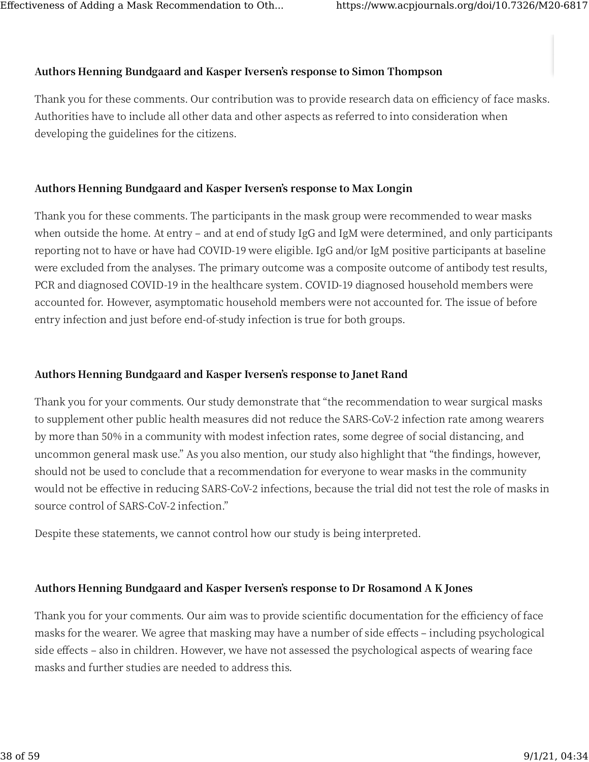### Authors Henning Bundgaard and Kasper Iversen's response to Simon Thompson

Thank you for these comments. Our contribution was to provide research data on efficiency of face masks. Authorities have to include all other data and other aspects as referred to into consideration when developing the guidelines for the citizens.

### Authors Henning Bundgaard and Kasper Iversen's response to Max Longin

Thank you for these comments. The participants in the mask group were recommended to wear masks when outside the home. At entry – and at end of study IgG and IgM were determined, and only participants reporting not to have or have had COVID-19 were eligible. IgG and/or IgM positive participants at baseline were excluded from the analyses. The primary outcome was a composite outcome of antibody test results, PCR and diagnosed COVID-19 in the healthcare system. COVID-19 diagnosed household members were accounted for. However, asymptomatic household members were not accounted for. The issue of before entry infection and just before end-of-study infection is true for both groups.

### Authors Henning Bundgaard and Kasper Iversen's response to Janet Rand

Thank you for your comments. Our study demonstrate that "the recommendation to wear surgical masks to supplement other public health measures did not reduce the SARS-CoV-2 infection rate among wearers by more than 50% in a community with modest infection rates, some degree of social distancing, and uncommon general mask use." As you also mention, our study also highlight that "the findings, however, should not be used to conclude that a recommendation for everyone to wear masks in the community would not be effective in reducing SARS-CoV-2 infections, because the trial did not test the role of masks in source control of SARS-CoV-2 infection."

Despite these statements, we cannot control how our study is being interpreted.

### Authors Henning Bundgaard and Kasper Iversen's response to Dr Rosamond A K Jones

Thank you for your comments. Our aim was to provide scientific documentation for the efficiency of face masks for the wearer. We agree that masking may have a number of side effects – including psychological side effects – also in children. However, we have not assessed the psychological aspects of wearing face masks and further studies are needed to address this.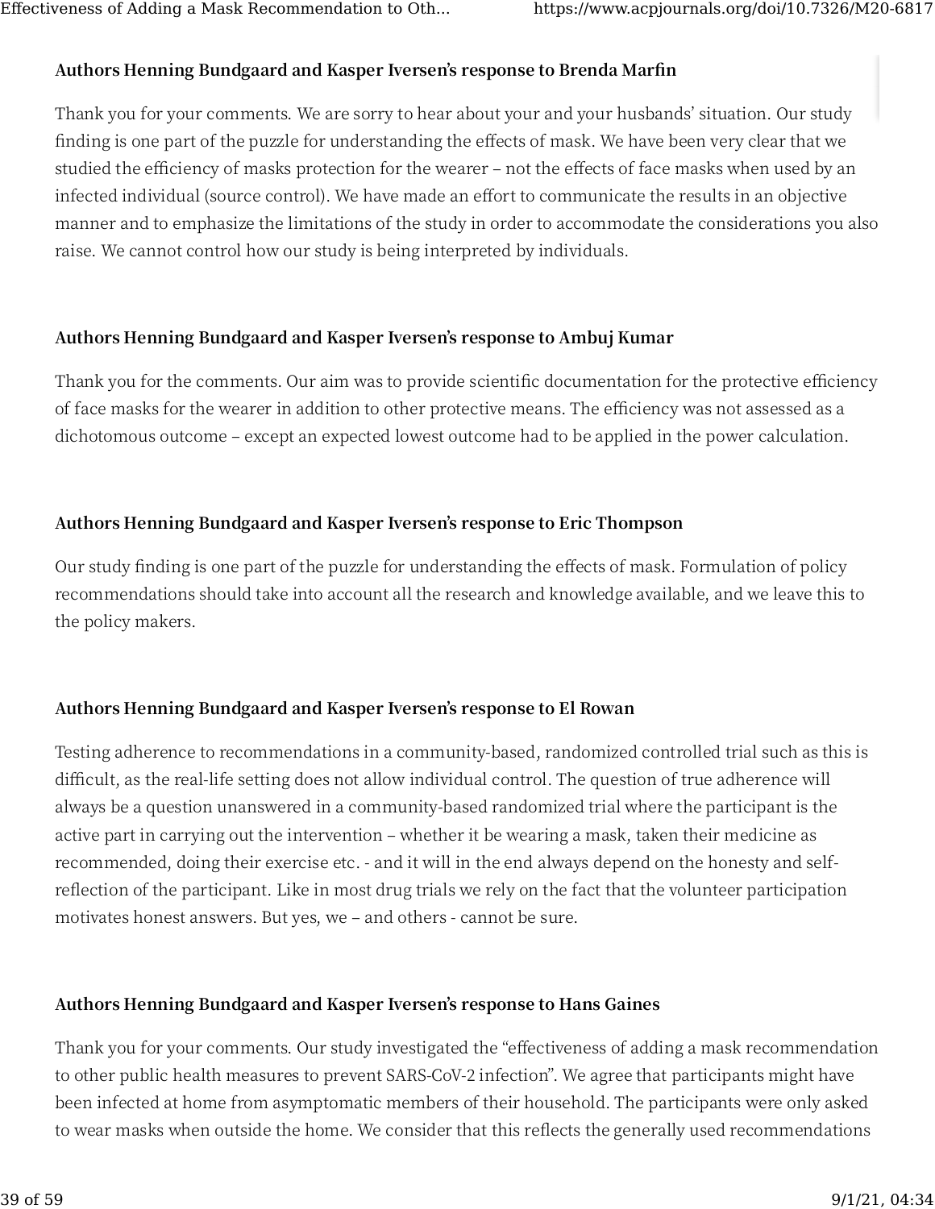**Authors Henning Bundgaard and Kasper Iversen's response to Brenda Marfin**

Thank you for your comments. We are sorry to hear about your and your husbands' situation. Our study finding is one part of the puzzle for understanding the effects of mask. We have been very clear that we studied the efficiency of masks protection for the wearer – not the effects of face masks when used by an infected individual (source control). We have made an effort to communicate the results in an objective manner and to emphasize the limitations of the study in order to accommodate the considerations you also raise. We cannot control how our study is being interpreted by individuals.

**Authors Henning Bundgaard and Kasper Iversen's response to Ambuj Kumar**

Thank you for the comments. Our aim was to provide scientific documentation for the protective efficiency of face masks for the wearer in addition to other protective means. The efficiency was not assessed as a dichotomous outcome – except an expected lowest outcome had to be applied in the power calculation.

**Authors Henning Bundgaard and Kasper Iversen's response to Eric Thompson**

Our study finding is one part of the puzzle for understanding the effects of mask. Formulation of policy recommendations should take into account all the research and knowledge available, and we leave this to the policy makers.

**Authors Henning Bundgaard and Kasper Iversen's response to El Rowan**

Testing adherence to recommendations in a community-based, randomized controlled trial such as this is difficult, as the real-life setting does not allow individual control. The question of true adherence will always be a question unanswered in a community-based randomized trial where the participant is the active part in carrying out the intervention – whether it be wearing a mask, taken their medicine as recommended, doing their exercise etc. - and it will in the end always depend on the honesty and self-reflection of the participant. Like in most drug trials we rely on the fact that the volunteer participation motivates honest answers. But yes, we – and others - cannot be sure.

**Authors Henning Bundgaard and Kasper Iversen's response to Hans Gaines**

Thank you for your comments. Our study investigated the "effectiveness of adding a mask recommendation to other public health measures to prevent SARS-CoV-2 infection". We agree that participants might have been infected at home from asymptomatic members of their household. The participants were only asked to wear masks when outside the home. We consider that this reflects the generally used recommendations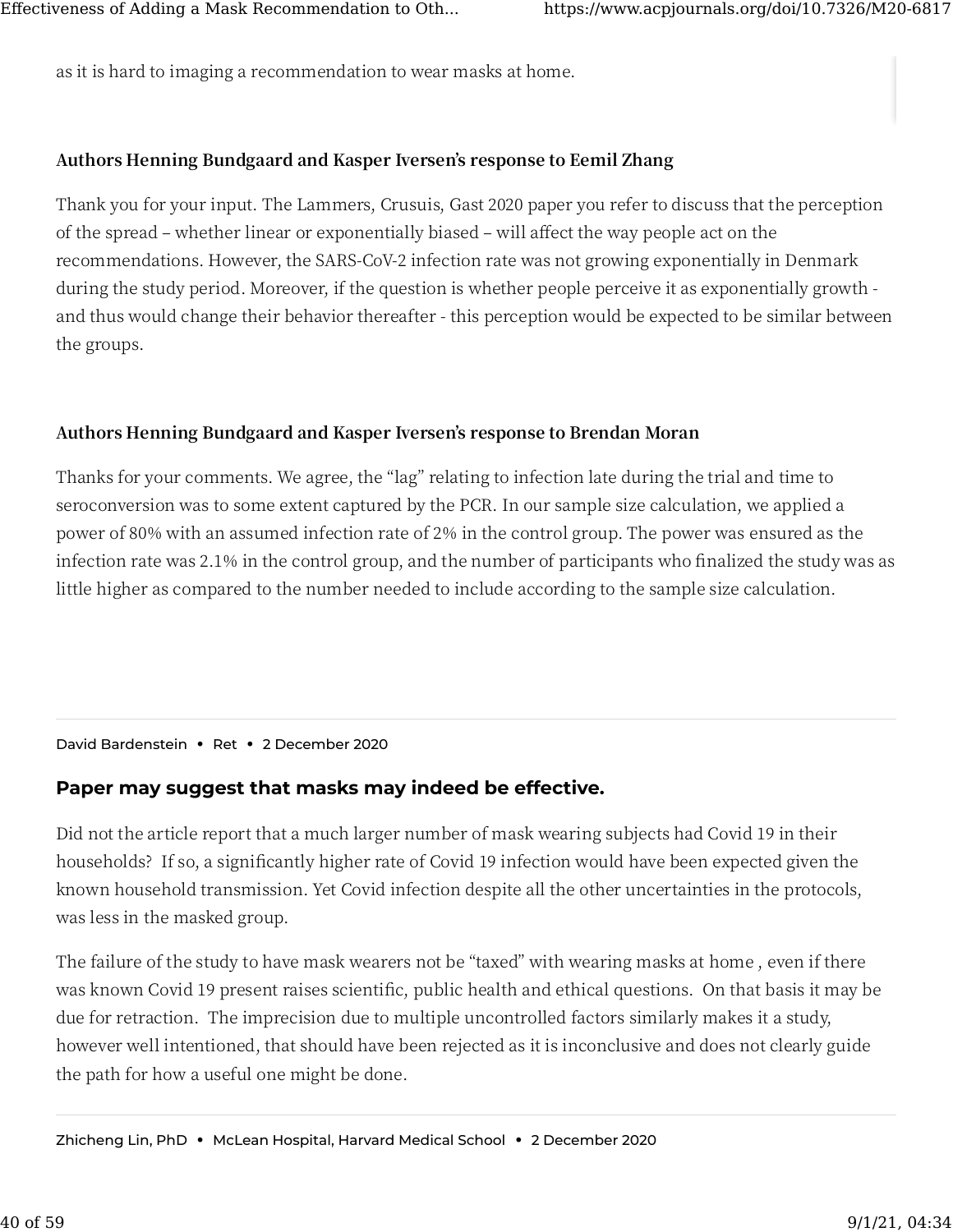as it is hard to imaging a recommendation to wear masks at home.

**Authors Henning Bundgaard and Kasper Iversen's response to Eemil Zhang**

Thank you for your input. The Lammers, Crusuis, Gast 2020 paper you refer to discuss that the perception of the spread – whether linear or exponentially biased – will affect the way people act on the recommendations. However, the SARS-CoV-2 infection rate was not growing exponentially in Denmark during the study period. Moreover, if the question is whether people perceive it as exponentially growth - and thus would change their behavior thereafter - this perception would be expected to be similar between the groups.

**Authors Henning Bundgaard and Kasper Iversen's response to Brendan Moran**

Thanks for your comments. We agree, the "lag" relating to infection late during the trial and time to seroconversion was to some extent captured by the PCR. In our sample size calculation, we applied a power of 80% with an assumed infection rate of 2% in the control group. The power was ensured as the infection rate was 2.1% in the control group, and the number of participants who finalized the study was as little higher as compared to the number needed to include according to the sample size calculation.

---

David Bardenstein • Ret • 2 December 2020

### Paper may suggest that masks may indeed be effective.

Did not the article report that a much larger number of mask wearing subjects had Covid 19 in their households? If so, a significantly higher rate of Covid 19 infection would have been expected given the known household transmission. Yet Covid infection despite all the other uncertainties in the protocols, was less in the masked group.

The failure of the study to have mask wearers not be "taxed" with wearing masks at home , even if there was known Covid 19 present raises scientific, public health and ethical questions. On that basis it may be due for retraction. The imprecision due to multiple uncontrolled factors similarly makes it a study, however well intentioned, that should have been rejected as it is inconclusive and does not clearly guide the path for how a useful one might be done.

---

Zhicheng Lin, PhD • McLean Hospital, Harvard Medical School • 2 December 2020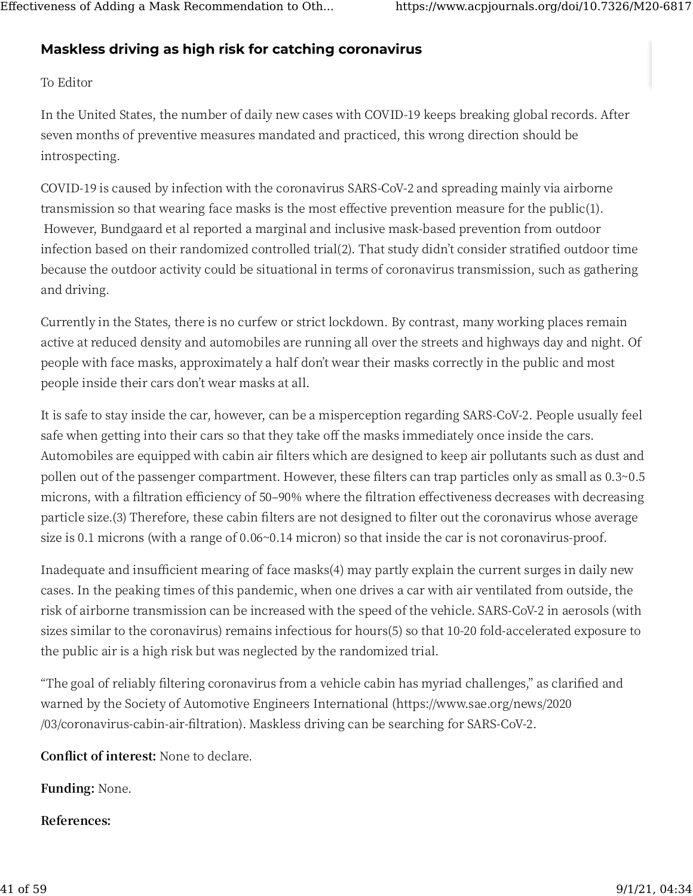### Maskless driving as high risk for catching coronavirus

To Editor

In the United States, the number of daily new cases with COVID-19 keeps breaking global records. After seven months of preventive measures mandated and practiced, this wrong direction should be introspecting.

COVID-19 is caused by infection with the coronavirus SARS-CoV-2 and spreading mainly via airborne transmission so that wearing face masks is the most effective prevention measure for the public(1). However, Bundgaard et al reported a marginal and inclusive mask-based prevention from outdoor infection based on their randomized controlled trial(2). That study didn't consider stratified outdoor time because the outdoor activity could be situational in terms of coronavirus transmission, such as gathering and driving.

Currently in the States, there is no curfew or strict lockdown. By contrast, many working places remain active at reduced density and automobiles are running all over the streets and highways day and night. Of people with face masks, approximately a half don't wear their masks correctly in the public and most people inside their cars don't wear masks at all.

It is safe to stay inside the car, however, can be a misperception regarding SARS-CoV-2. People usually feel safe when getting into their cars so that they take off the masks immediately once inside the cars. Automobiles are equipped with cabin air filters which are designed to keep air pollutants such as dust and pollen out of the passenger compartment. However, these filters can trap particles only as small as 0.3~0.5 microns, with a filtration efficiency of 50–90% where the filtration effectiveness decreases with decreasing particle size.(3) Therefore, these cabin filters are not designed to filter out the coronavirus whose average size is 0.1 microns (with a range of 0.06~0.14 micron) so that inside the car is not coronavirus-proof.

Inadequate and insufficient mearing of face masks(4) may partly explain the current surges in daily new cases. In the peaking times of this pandemic, when one drives a car with air ventilated from outside, the risk of airborne transmission can be increased with the speed of the vehicle. SARS-CoV-2 in aerosols (with sizes similar to the coronavirus) remains infectious for hours(5) so that 10-20 fold-accelerated exposure to the public air is a high risk but was neglected by the randomized trial.

"The goal of reliably filtering coronavirus from a vehicle cabin has myriad challenges," as clarified and warned by the Society of Automotive Engineers International (https://www.sae.org/news/2020/03/coronavirus-cabin-air-filtration). Maskless driving can be searching for SARS-CoV-2.

**Conflict of interest:** None to declare.

**Funding:** None.

**References:**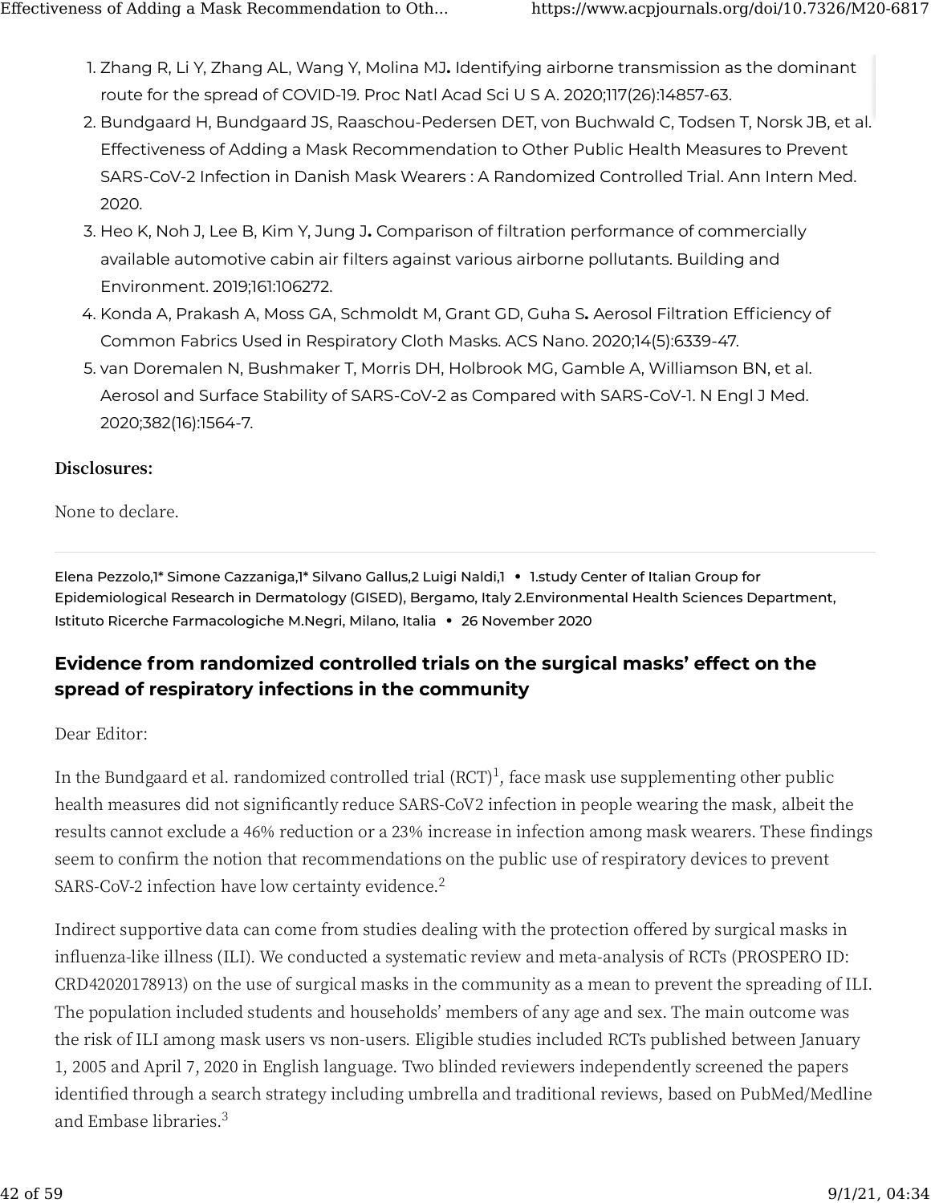1. Zhang R, Li Y, Zhang AL, Wang Y, Molina MJ**.** Identifying airborne transmission as the dominant route for the spread of COVID-19. Proc Natl Acad Sci U S A. 2020;117(26):14857-63.
2. Bundgaard H, Bundgaard JS, Raaschou-Pedersen DET, von Buchwald C, Todsen T, Norsk JB, et al. Effectiveness of Adding a Mask Recommendation to Other Public Health Measures to Prevent SARS-CoV-2 Infection in Danish Mask Wearers : A Randomized Controlled Trial. Ann Intern Med. 2020.
3. Heo K, Noh J, Lee B, Kim Y, Jung J**.** Comparison of filtration performance of commercially available automotive cabin air filters against various airborne pollutants. Building and Environment. 2019;161:106272.
4. Konda A, Prakash A, Moss GA, Schmoldt M, Grant GD, Guha S**.** Aerosol Filtration Efficiency of Common Fabrics Used in Respiratory Cloth Masks. ACS Nano. 2020;14(5):6339-47.
5. van Doremalen N, Bushmaker T, Morris DH, Holbrook MG, Gamble A, Williamson BN, et al. Aerosol and Surface Stability of SARS-CoV-2 as Compared with SARS-CoV-1. N Engl J Med. 2020;382(16):1564-7.

**Disclosures:**

None to declare.

---

Elena Pezzolo,1* Simone Cazzaniga,1* Silvano Gallus,2 Luigi Naldi,1 • 1.study Center of Italian Group for Epidemiological Research in Dermatology (GISED), Bergamo, Italy 2.Environmental Health Sciences Department, Istituto Ricerche Farmacologiche M.Negri, Milano, Italia • 26 November 2020

## Evidence from randomized controlled trials on the surgical masks' effect on the spread of respiratory infections in the community

Dear Editor:

In the Bundgaard et al. randomized controlled trial (RCT)[1], face mask use supplementing other public health measures did not significantly reduce SARS-CoV2 infection in people wearing the mask, albeit the results cannot exclude a 46% reduction or a 23% increase in infection among mask wearers. These findings seem to confirm the notion that recommendations on the public use of respiratory devices to prevent SARS-CoV-2 infection have low certainty evidence.[2]

Indirect supportive data can come from studies dealing with the protection offered by surgical masks in influenza-like illness (ILI). We conducted a systematic review and meta-analysis of RCTs (PROSPERO ID: CRD42020178913) on the use of surgical masks in the community as a mean to prevent the spreading of ILI. The population included students and households' members of any age and sex. The main outcome was the risk of ILI among mask users vs non-users. Eligible studies included RCTs published between January 1, 2005 and April 7, 2020 in English language. Two blinded reviewers independently screened the papers identified through a search strategy including umbrella and traditional reviews, based on PubMed/Medline and Embase libraries.[3]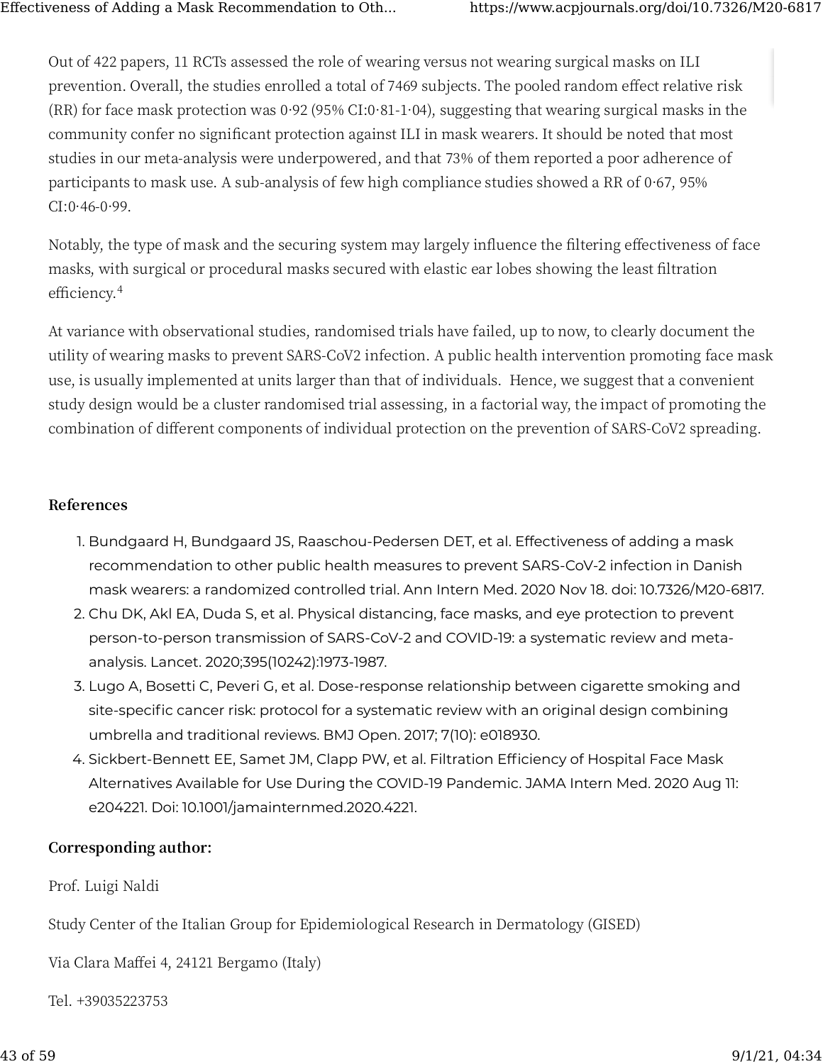Out of 422 papers, 11 RCTs assessed the role of wearing versus not wearing surgical masks on ILI prevention. Overall, the studies enrolled a total of 7469 subjects. The pooled random effect relative risk (RR) for face mask protection was 0·92 (95% CI:0·81-1·04), suggesting that wearing surgical masks in the community confer no significant protection against ILI in mask wearers. It should be noted that most studies in our meta-analysis were underpowered, and that 73% of them reported a poor adherence of participants to mask use. A sub-analysis of few high compliance studies showed a RR of 0·67, 95% CI:0·46-0·99.

Notably, the type of mask and the securing system may largely influence the filtering effectiveness of face masks, with surgical or procedural masks secured with elastic ear lobes showing the least filtration efficiency.[4]

At variance with observational studies, randomised trials have failed, up to now, to clearly document the utility of wearing masks to prevent SARS-CoV2 infection. A public health intervention promoting face mask use, is usually implemented at units larger than that of individuals. Hence, we suggest that a convenient study design would be a cluster randomised trial assessing, in a factorial way, the impact of promoting the combination of different components of individual protection on the prevention of SARS-CoV2 spreading.

### References

1. Bundgaard H, Bundgaard JS, Raaschou-Pedersen DET, et al. Effectiveness of adding a mask recommendation to other public health measures to prevent SARS-CoV-2 infection in Danish mask wearers: a randomized controlled trial. Ann Intern Med. 2020 Nov 18. doi: 10.7326/M20-6817.
2. Chu DK, Akl EA, Duda S, et al. Physical distancing, face masks, and eye protection to prevent person-to-person transmission of SARS-CoV-2 and COVID-19: a systematic review and meta-analysis. Lancet. 2020;395(10242):1973-1987.
3. Lugo A, Bosetti C, Peveri G, et al. Dose-response relationship between cigarette smoking and site-specific cancer risk: protocol for a systematic review with an original design combining umbrella and traditional reviews. BMJ Open. 2017; 7(10): e018930.
4. Sickbert-Bennett EE, Samet JM, Clapp PW, et al. Filtration Efficiency of Hospital Face Mask Alternatives Available for Use During the COVID-19 Pandemic. JAMA Intern Med. 2020 Aug 11: e204221. Doi: 10.1001/jamainternmed.2020.4221.

### Corresponding author:

Prof. Luigi Naldi

Study Center of the Italian Group for Epidemiological Research in Dermatology (GISED)

Via Clara Maffei 4, 24121 Bergamo (Italy)

Tel. +39035223753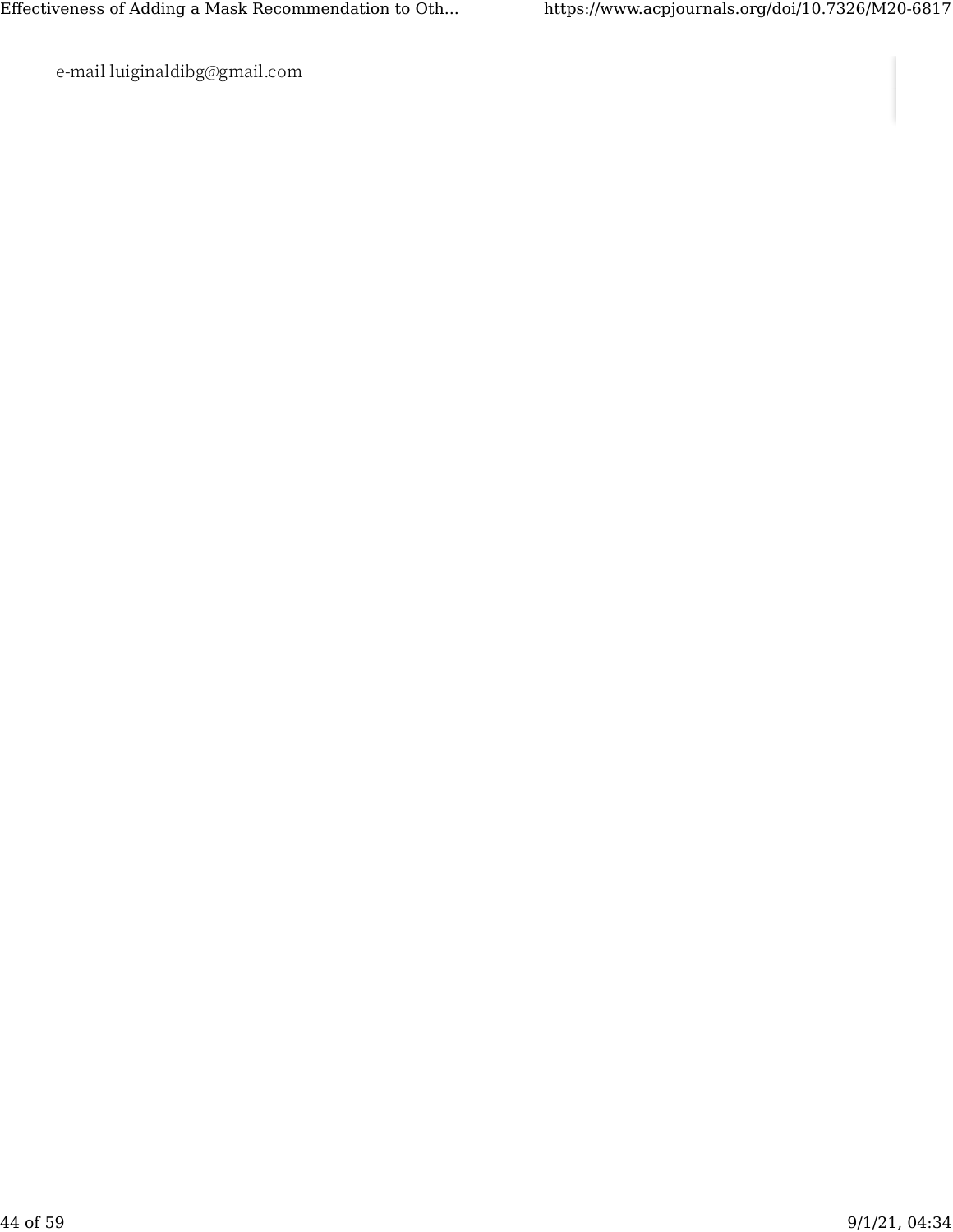e-mail luiginaldibg@gmail.com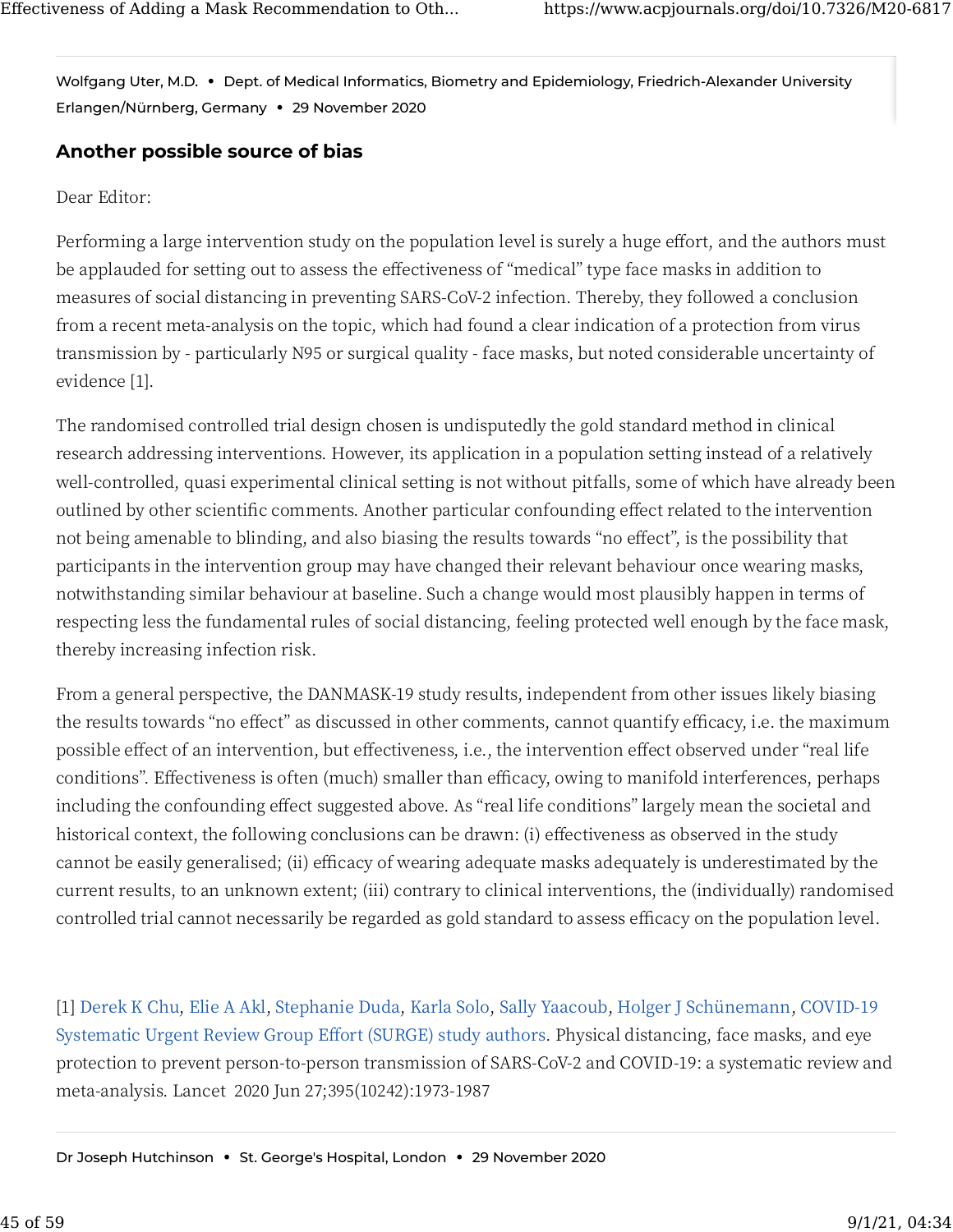Wolfgang Uter, M.D. • Dept. of Medical Informatics, Biometry and Epidemiology, Friedrich-Alexander University Erlangen/Nürnberg, Germany • 29 November 2020

### Another possible source of bias

Dear Editor:

Performing a large intervention study on the population level is surely a huge effort, and the authors must be applauded for setting out to assess the effectiveness of “medical” type face masks in addition to measures of social distancing in preventing SARS-CoV-2 infection. Thereby, they followed a conclusion from a recent meta-analysis on the topic, which had found a clear indication of a protection from virus transmission by - particularly N95 or surgical quality - face masks, but noted considerable uncertainty of evidence [1].

The randomised controlled trial design chosen is undisputedly the gold standard method in clinical research addressing interventions. However, its application in a population setting instead of a relatively well-controlled, quasi experimental clinical setting is not without pitfalls, some of which have already been outlined by other scientific comments. Another particular confounding effect related to the intervention not being amenable to blinding, and also biasing the results towards “no effect”, is the possibility that participants in the intervention group may have changed their relevant behaviour once wearing masks, notwithstanding similar behaviour at baseline. Such a change would most plausibly happen in terms of respecting less the fundamental rules of social distancing, feeling protected well enough by the face mask, thereby increasing infection risk.

From a general perspective, the DANMASK-19 study results, independent from other issues likely biasing the results towards “no effect” as discussed in other comments, cannot quantify efficacy, i.e. the maximum possible effect of an intervention, but effectiveness, i.e., the intervention effect observed under “real life conditions”. Effectiveness is often (much) smaller than efficacy, owing to manifold interferences, perhaps including the confounding effect suggested above. As “real life conditions” largely mean the societal and historical context, the following conclusions can be drawn: (i) effectiveness as observed in the study cannot be easily generalised; (ii) efficacy of wearing adequate masks adequately is underestimated by the current results, to an unknown extent; (iii) contrary to clinical interventions, the (individually) randomised controlled trial cannot necessarily be regarded as gold standard to assess efficacy on the population level.

[1] Derek K Chu, Elie A Akl, Stephanie Duda, Karla Solo, Sally Yaacoub, Holger J Schünemann, COVID-19 Systematic Urgent Review Group Effort (SURGE) study authors. Physical distancing, face masks, and eye protection to prevent person-to-person transmission of SARS-CoV-2 and COVID-19: a systematic review and meta-analysis. Lancet 2020 Jun 27;395(10242):1973-1987

Dr Joseph Hutchinson • St. George's Hospital, London • 29 November 2020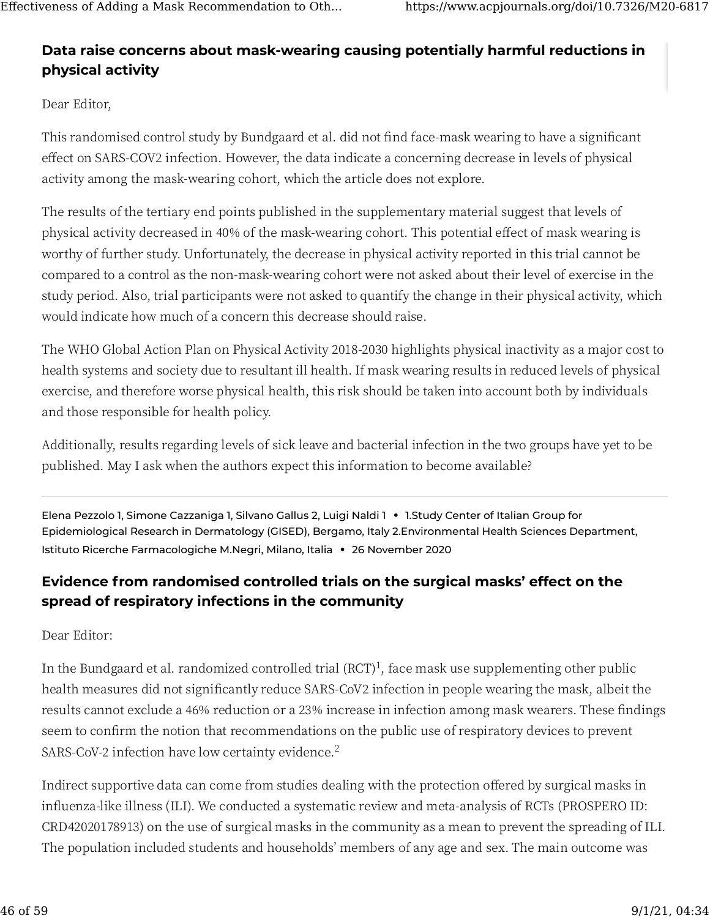### Data raise concerns about mask-wearing causing potentially harmful reductions in physical activity

Dear Editor,

This randomised control study by Bundgaard et al. did not find face-mask wearing to have a significant effect on SARS-COV2 infection. However, the data indicate a concerning decrease in levels of physical activity among the mask-wearing cohort, which the article does not explore.

The results of the tertiary end points published in the supplementary material suggest that levels of physical activity decreased in 40% of the mask-wearing cohort. This potential effect of mask wearing is worthy of further study. Unfortunately, the decrease in physical activity reported in this trial cannot be compared to a control as the non-mask-wearing cohort were not asked about their level of exercise in the study period. Also, trial participants were not asked to quantify the change in their physical activity, which would indicate how much of a concern this decrease should raise.

The WHO Global Action Plan on Physical Activity 2018-2030 highlights physical inactivity as a major cost to health systems and society due to resultant ill health. If mask wearing results in reduced levels of physical exercise, and therefore worse physical health, this risk should be taken into account both by individuals and those responsible for health policy.

Additionally, results regarding levels of sick leave and bacterial infection in the two groups have yet to be published. May I ask when the authors expect this information to become available?

---

Elena Pezzolo 1, Simone Cazzaniga 1, Silvano Gallus 2, Luigi Naldi 1 • 1.Study Center of Italian Group for Epidemiological Research in Dermatology (GISED), Bergamo, Italy 2.Environmental Health Sciences Department, Istituto Ricerche Farmacologiche M.Negri, Milano, Italia • 26 November 2020

### Evidence from randomised controlled trials on the surgical masks' effect on the spread of respiratory infections in the community

Dear Editor:

In the Bundgaard et al. randomized controlled trial (RCT)[1], face mask use supplementing other public health measures did not significantly reduce SARS-CoV2 infection in people wearing the mask, albeit the results cannot exclude a 46% reduction or a 23% increase in infection among mask wearers. These findings seem to confirm the notion that recommendations on the public use of respiratory devices to prevent SARS-CoV-2 infection have low certainty evidence.[2]

Indirect supportive data can come from studies dealing with the protection offered by surgical masks in influenza-like illness (ILI). We conducted a systematic review and meta-analysis of RCTs (PROSPERO ID: CRD42020178913) on the use of surgical masks in the community as a mean to prevent the spreading of ILI. The population included students and households' members of any age and sex. The main outcome was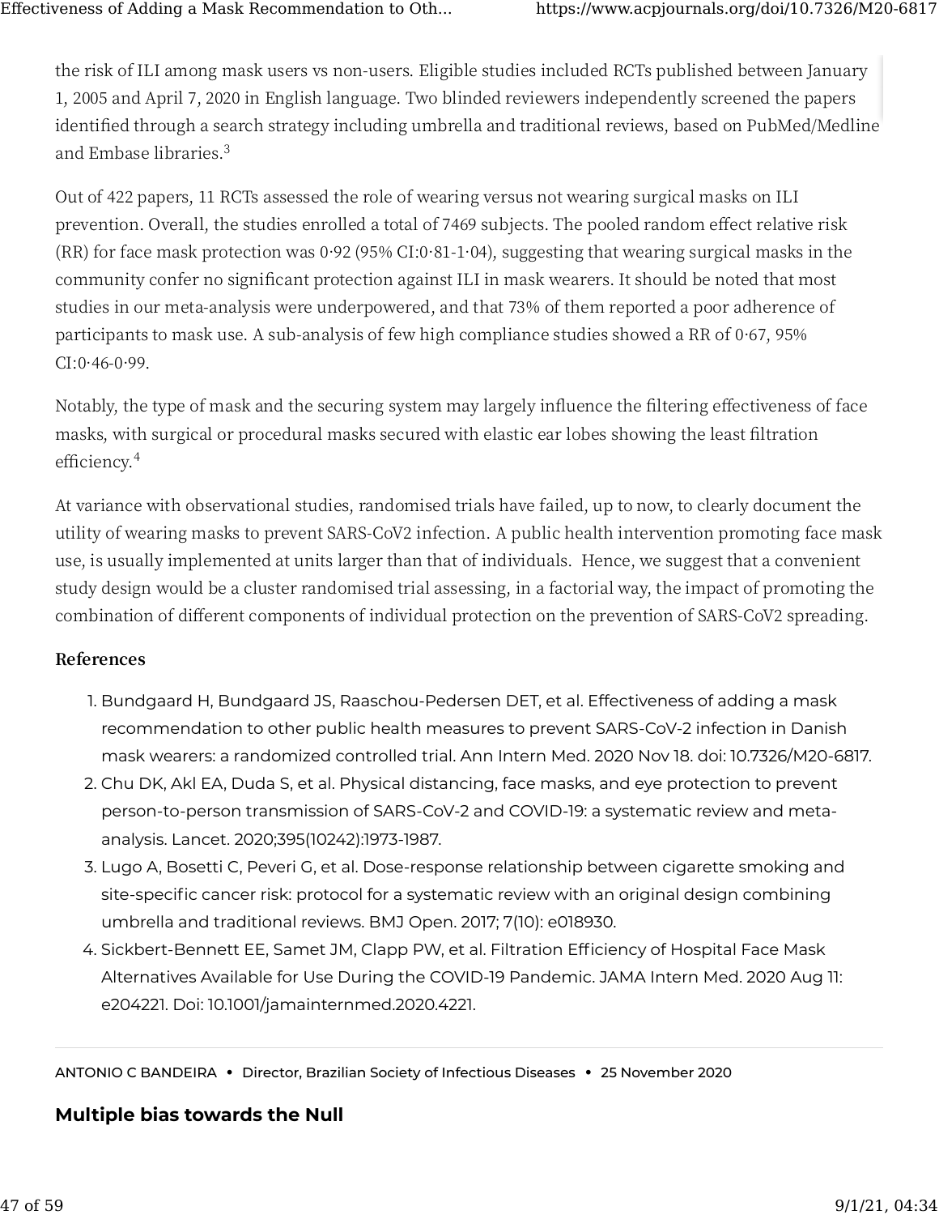the risk of ILI among mask users vs non-users. Eligible studies included RCTs published between January 1, 2005 and April 7, 2020 in English language. Two blinded reviewers independently screened the papers identified through a search strategy including umbrella and traditional reviews, based on PubMed/Medline and Embase libraries.[3]

Out of 422 papers, 11 RCTs assessed the role of wearing versus not wearing surgical masks on ILI prevention. Overall, the studies enrolled a total of 7469 subjects. The pooled random effect relative risk (RR) for face mask protection was 0·92 (95% CI:0·81-1·04), suggesting that wearing surgical masks in the community confer no significant protection against ILI in mask wearers. It should be noted that most studies in our meta-analysis were underpowered, and that 73% of them reported a poor adherence of participants to mask use. A sub-analysis of few high compliance studies showed a RR of 0·67, 95% CI:0·46-0·99.

Notably, the type of mask and the securing system may largely influence the filtering effectiveness of face masks, with surgical or procedural masks secured with elastic ear lobes showing the least filtration efficiency.[4]

At variance with observational studies, randomised trials have failed, up to now, to clearly document the utility of wearing masks to prevent SARS-CoV2 infection. A public health intervention promoting face mask use, is usually implemented at units larger than that of individuals.  Hence, we suggest that a convenient study design would be a cluster randomised trial assessing, in a factorial way, the impact of promoting the combination of different components of individual protection on the prevention of SARS-CoV2 spreading.

**References**

1. Bundgaard H, Bundgaard JS, Raaschou-Pedersen DET, et al. Effectiveness of adding a mask recommendation to other public health measures to prevent SARS-CoV-2 infection in Danish mask wearers: a randomized controlled trial. Ann Intern Med. 2020 Nov 18. doi: 10.7326/M20-6817.
2. Chu DK, Akl EA, Duda S, et al. Physical distancing, face masks, and eye protection to prevent person-to-person transmission of SARS-CoV-2 and COVID-19: a systematic review and meta-analysis. Lancet. 2020;395(10242):1973-1987.
3. Lugo A, Bosetti C, Peveri G, et al. Dose-response relationship between cigarette smoking and site-specific cancer risk: protocol for a systematic review with an original design combining umbrella and traditional reviews. BMJ Open. 2017; 7(10): e018930.
4. Sickbert-Bennett EE, Samet JM, Clapp PW, et al. Filtration Efficiency of Hospital Face Mask Alternatives Available for Use During the COVID-19 Pandemic. JAMA Intern Med. 2020 Aug 11: e204221. Doi: 10.1001/jamainternmed.2020.4221.

---

ANTONIO C BANDEIRA • Director, Brazilian Society of Infectious Diseases • 25 November 2020

**Multiple bias towards the Null**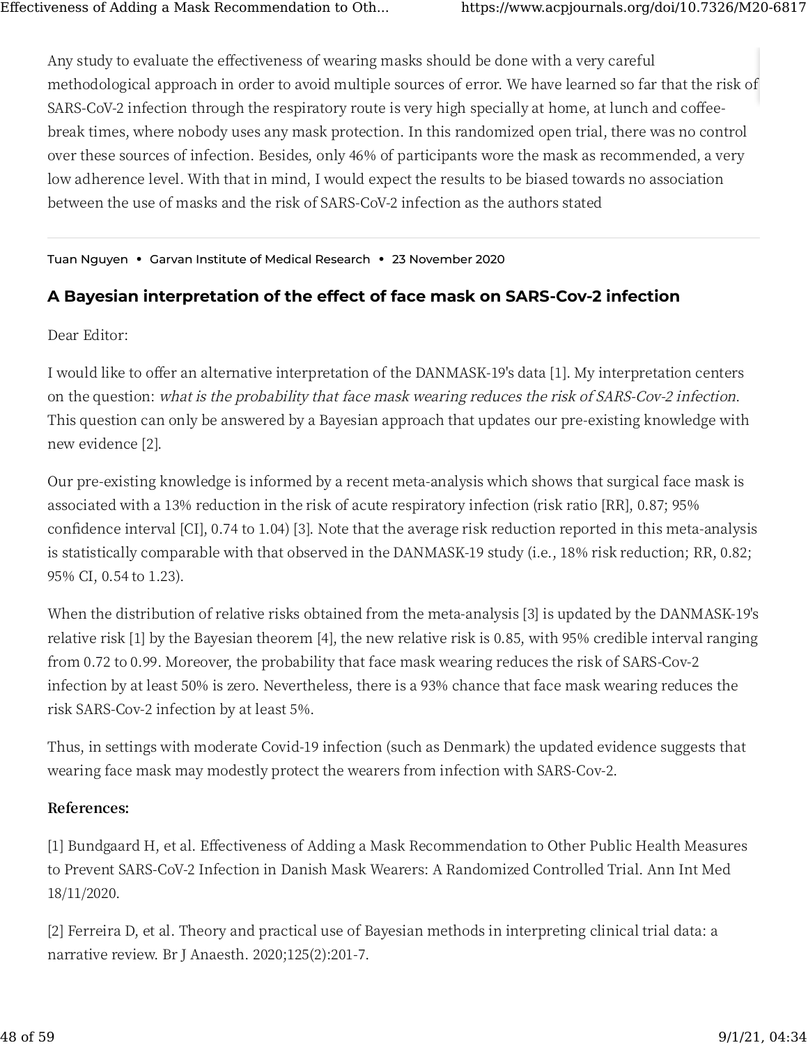Any study to evaluate the effectiveness of wearing masks should be done with a very careful methodological approach in order to avoid multiple sources of error. We have learned so far that the risk of SARS-CoV-2 infection through the respiratory route is very high specially at home, at lunch and coffee-break times, where nobody uses any mask protection. In this randomized open trial, there was no control over these sources of infection. Besides, only 46% of participants wore the mask as recommended, a very low adherence level. With that in mind, I would expect the results to be biased towards no association between the use of masks and the risk of SARS-CoV-2 infection as the authors stated

---

Tuan Nguyen • Garvan Institute of Medical Research • 23 November 2020

### A Bayesian interpretation of the effect of face mask on SARS-Cov-2 infection

Dear Editor:

I would like to offer an alternative interpretation of the DANMASK-19's data [1]. My interpretation centers on the question: *what is the probability that face mask wearing reduces the risk of SARS-Cov-2 infection*. This question can only be answered by a Bayesian approach that updates our pre-existing knowledge with new evidence [2].

Our pre-existing knowledge is informed by a recent meta-analysis which shows that surgical face mask is associated with a 13% reduction in the risk of acute respiratory infection (risk ratio [RR], 0.87; 95% confidence interval [CI], 0.74 to 1.04) [3]. Note that the average risk reduction reported in this meta-analysis is statistically comparable with that observed in the DANMASK-19 study (i.e., 18% risk reduction; RR, 0.82; 95% CI, 0.54 to 1.23).

When the distribution of relative risks obtained from the meta-analysis [3] is updated by the DANMASK-19's relative risk [1] by the Bayesian theorem [4], the new relative risk is 0.85, with 95% credible interval ranging from 0.72 to 0.99. Moreover, the probability that face mask wearing reduces the risk of SARS-Cov-2 infection by at least 50% is zero. Nevertheless, there is a 93% chance that face mask wearing reduces the risk SARS-Cov-2 infection by at least 5%.

Thus, in settings with moderate Covid-19 infection (such as Denmark) the updated evidence suggests that wearing face mask may modestly protect the wearers from infection with SARS-Cov-2.

**References:**

[1] Bundgaard H, et al. Effectiveness of Adding a Mask Recommendation to Other Public Health Measures to Prevent SARS-CoV-2 Infection in Danish Mask Wearers: A Randomized Controlled Trial. Ann Int Med 18/11/2020.

[2] Ferreira D, et al. Theory and practical use of Bayesian methods in interpreting clinical trial data: a narrative review. Br J Anaesth. 2020;125(2):201-7.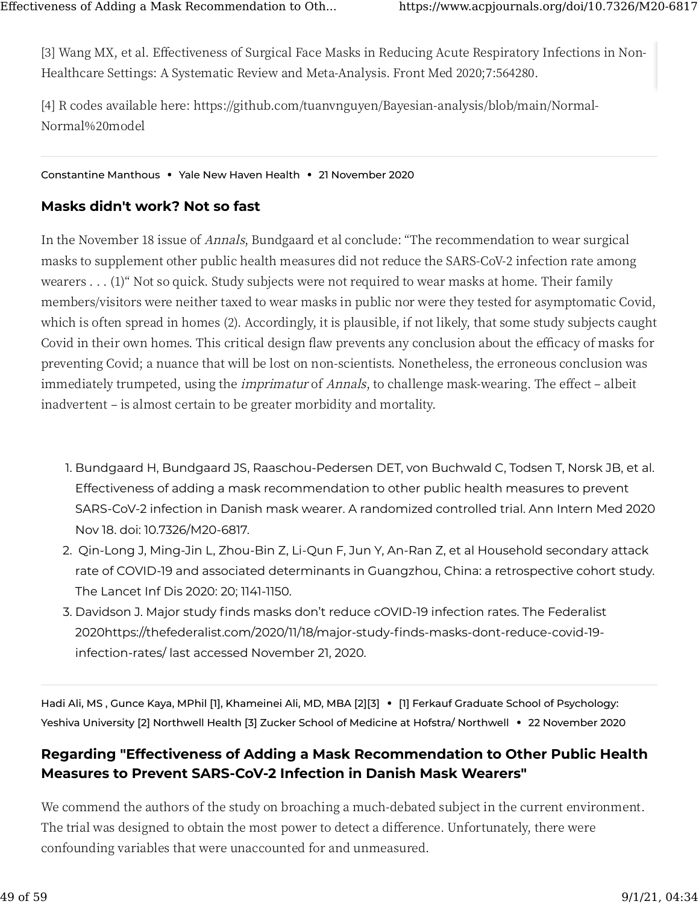[3] Wang MX, et al. Effectiveness of Surgical Face Masks in Reducing Acute Respiratory Infections in Non-Healthcare Settings: A Systematic Review and Meta-Analysis. Front Med 2020;7:564280.

[4] R codes available here: https://github.com/tuanvnguyen/Bayesian-analysis/blob/main/Normal-Normal%20model

---

Constantine Manthous • Yale New Haven Health • 21 November 2020

### Masks didn't work? Not so fast

In the November 18 issue of *Annals*, Bundgaard et al conclude: "The recommendation to wear surgical masks to supplement other public health measures did not reduce the SARS-CoV-2 infection rate among wearers . . . (1)" Not so quick. Study subjects were not required to wear masks at home. Their family members/visitors were neither taxed to wear masks in public nor were they tested for asymptomatic Covid, which is often spread in homes (2). Accordingly, it is plausible, if not likely, that some study subjects caught Covid in their own homes. This critical design flaw prevents any conclusion about the efficacy of masks for preventing Covid; a nuance that will be lost on non-scientists. Nonetheless, the erroneous conclusion was immediately trumpeted, using the *imprimatur* of *Annals*, to challenge mask-wearing. The effect – albeit inadvertent – is almost certain to be greater morbidity and mortality.

1. Bundgaard H, Bundgaard JS, Raaschou-Pedersen DET, von Buchwald C, Todsen T, Norsk JB, et al. Effectiveness of adding a mask recommendation to other public health measures to prevent SARS-CoV-2 infection in Danish mask wearer. A randomized controlled trial. Ann Intern Med 2020 Nov 18. doi: 10.7326/M20-6817.
2. Qin-Long J, Ming-Jin L, Zhou-Bin Z, Li-Qun F, Jun Y, An-Ran Z, et al Household secondary attack rate of COVID-19 and associated determinants in Guangzhou, China: a retrospective cohort study. The Lancet Inf Dis 2020: 20; 1141-1150.
3. Davidson J. Major study finds masks don't reduce cOVID-19 infection rates. The Federalist 2020https://thefederalist.com/2020/11/18/major-study-finds-masks-dont-reduce-covid-19-infection-rates/ last accessed November 21, 2020.

---

Hadi Ali, MS , Gunce Kaya, MPhil [1], Khameinei Ali, MD, MBA [2][3] • [1] Ferkauf Graduate School of Psychology: Yeshiva University [2] Northwell Health [3] Zucker School of Medicine at Hofstra/ Northwell • 22 November 2020

### Regarding "Effectiveness of Adding a Mask Recommendation to Other Public Health Measures to Prevent SARS-CoV-2 Infection in Danish Mask Wearers"

We commend the authors of the study on broaching a much-debated subject in the current environment. The trial was designed to obtain the most power to detect a difference. Unfortunately, there were confounding variables that were unaccounted for and unmeasured.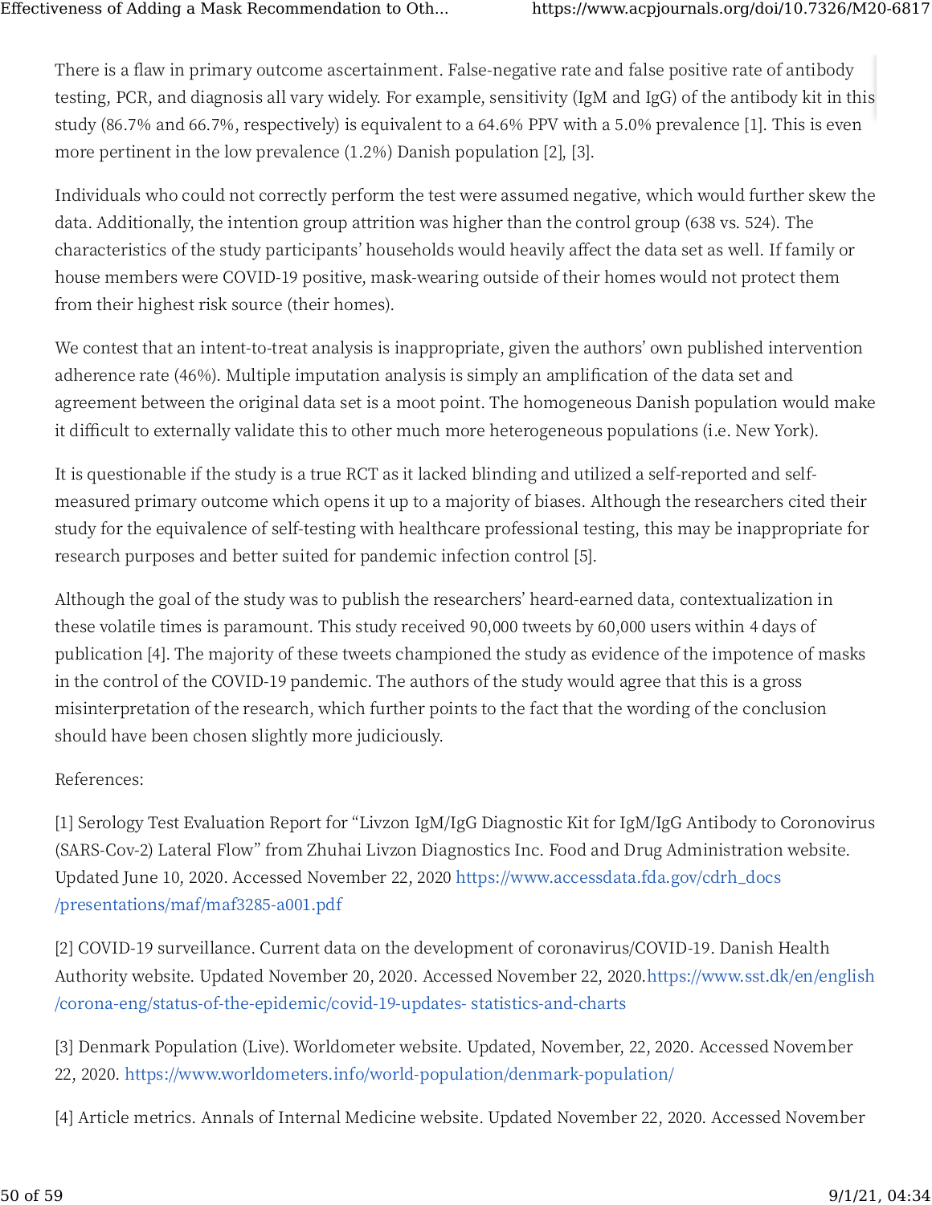There is a flaw in primary outcome ascertainment. False-negative rate and false positive rate of antibody testing, PCR, and diagnosis all vary widely. For example, sensitivity (IgM and IgG) of the antibody kit in this study (86.7% and 66.7%, respectively) is equivalent to a 64.6% PPV with a 5.0% prevalence [1]. This is even more pertinent in the low prevalence (1.2%) Danish population [2], [3].

Individuals who could not correctly perform the test were assumed negative, which would further skew the data. Additionally, the intention group attrition was higher than the control group (638 vs. 524). The characteristics of the study participants' households would heavily affect the data set as well. If family or house members were COVID-19 positive, mask-wearing outside of their homes would not protect them from their highest risk source (their homes).

We contest that an intent-to-treat analysis is inappropriate, given the authors' own published intervention adherence rate (46%). Multiple imputation analysis is simply an amplification of the data set and agreement between the original data set is a moot point. The homogeneous Danish population would make it difficult to externally validate this to other much more heterogeneous populations (i.e. New York).

It is questionable if the study is a true RCT as it lacked blinding and utilized a self-reported and self-measured primary outcome which opens it up to a majority of biases. Although the researchers cited their study for the equivalence of self-testing with healthcare professional testing, this may be inappropriate for research purposes and better suited for pandemic infection control [5].

Although the goal of the study was to publish the researchers' heard-earned data, contextualization in these volatile times is paramount. This study received 90,000 tweets by 60,000 users within 4 days of publication [4]. The majority of these tweets championed the study as evidence of the impotence of masks in the control of the COVID-19 pandemic. The authors of the study would agree that this is a gross misinterpretation of the research, which further points to the fact that the wording of the conclusion should have been chosen slightly more judiciously.

References:

[1] Serology Test Evaluation Report for "Livzon IgM/IgG Diagnostic Kit for IgM/IgG Antibody to Coronovirus (SARS-Cov-2) Lateral Flow" from Zhuhai Livzon Diagnostics Inc. Food and Drug Administration website. Updated June 10, 2020. Accessed November 22, 2020 https://www.accessdata.fda.gov/cdrh_docs/presentations/maf/maf3285-a001.pdf

[2] COVID-19 surveillance. Current data on the development of coronavirus/COVID-19. Danish Health Authority website. Updated November 20, 2020. Accessed November 22, 2020.https://www.sst.dk/en/english/corona-eng/status-of-the-epidemic/covid-19-updates- statistics-and-charts

[3] Denmark Population (Live). Worldometer website. Updated, November, 22, 2020. Accessed November 22, 2020. https://www.worldometers.info/world-population/denmark-population/

[4] Article metrics. Annals of Internal Medicine website. Updated November 22, 2020. Accessed November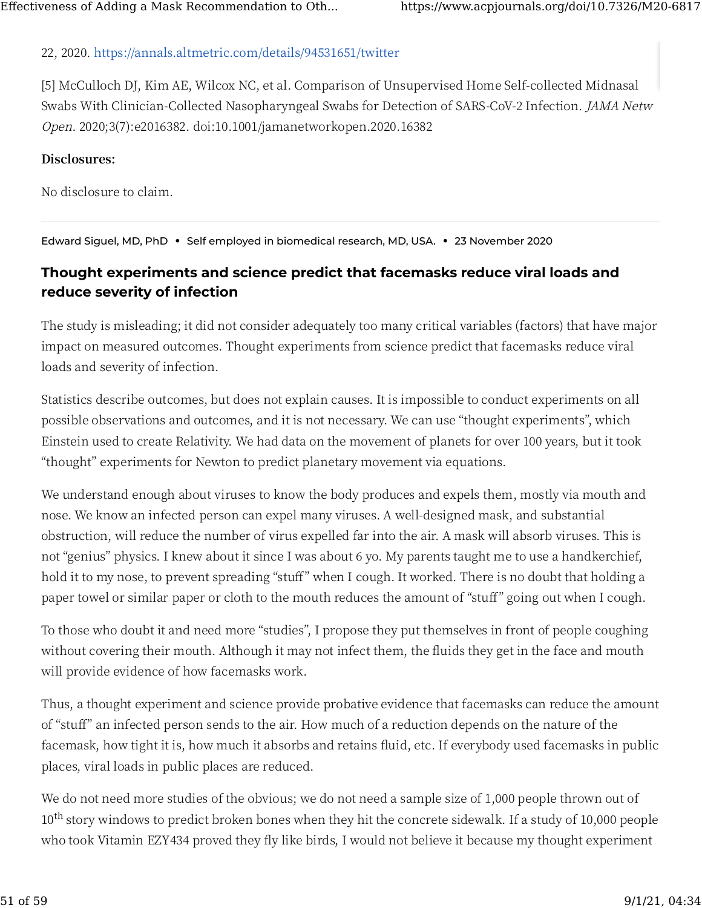22, 2020. https://annals.altmetric.com/details/94531651/twitter

[5] McCulloch DJ, Kim AE, Wilcox NC, et al. Comparison of Unsupervised Home Self-collected Midnasal Swabs With Clinician-Collected Nasopharyngeal Swabs for Detection of SARS-CoV-2 Infection. *JAMA Netw Open.* 2020;3(7):e2016382. doi:10.1001/jamanetworkopen.2020.16382

**Disclosures:**

No disclosure to claim.

---

Edward Siguel, MD, PhD • Self employed in biomedical research, MD, USA. • 23 November 2020

### Thought experiments and science predict that facemasks reduce viral loads and reduce severity of infection

The study is misleading; it did not consider adequately too many critical variables (factors) that have major impact on measured outcomes. Thought experiments from science predict that facemasks reduce viral loads and severity of infection.

Statistics describe outcomes, but does not explain causes. It is impossible to conduct experiments on all possible observations and outcomes, and it is not necessary. We can use "thought experiments", which Einstein used to create Relativity. We had data on the movement of planets for over 100 years, but it took "thought" experiments for Newton to predict planetary movement via equations.

We understand enough about viruses to know the body produces and expels them, mostly via mouth and nose. We know an infected person can expel many viruses. A well-designed mask, and substantial obstruction, will reduce the number of virus expelled far into the air. A mask will absorb viruses. This is not "genius" physics. I knew about it since I was about 6 yo. My parents taught me to use a handkerchief, hold it to my nose, to prevent spreading "stuff" when I cough. It worked. There is no doubt that holding a paper towel or similar paper or cloth to the mouth reduces the amount of "stuff" going out when I cough.

To those who doubt it and need more "studies", I propose they put themselves in front of people coughing without covering their mouth. Although it may not infect them, the fluids they get in the face and mouth will provide evidence of how facemasks work.

Thus, a thought experiment and science provide probative evidence that facemasks can reduce the amount of "stuff" an infected person sends to the air. How much of a reduction depends on the nature of the facemask, how tight it is, how much it absorbs and retains fluid, etc. If everybody used facemasks in public places, viral loads in public places are reduced.

We do not need more studies of the obvious; we do not need a sample size of 1,000 people thrown out of 10th story windows to predict broken bones when they hit the concrete sidewalk. If a study of 10,000 people who took Vitamin EZY434 proved they fly like birds, I would not believe it because my thought experiment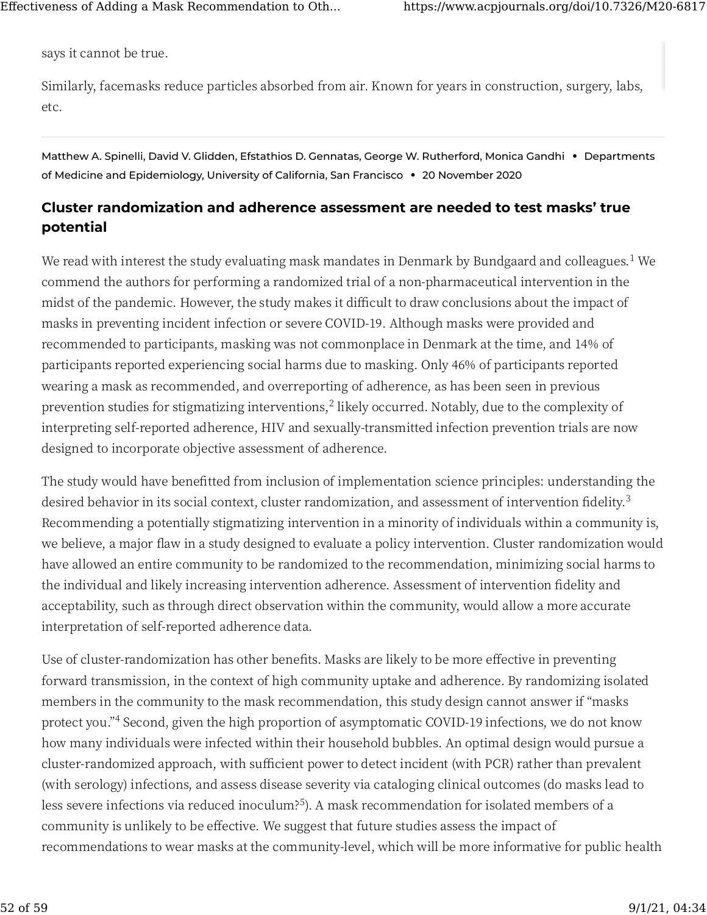says it cannot be true.

Similarly, facemasks reduce particles absorbed from air. Known for years in construction, surgery, labs, etc.

Matthew A. Spinelli, David V. Glidden, Efstathios D. Gennatas, George W. Rutherford, Monica Gandhi • Departments of Medicine and Epidemiology, University of California, San Francisco • 20 November 2020

### Cluster randomization and adherence assessment are needed to test masks' true potential

We read with interest the study evaluating mask mandates in Denmark by Bundgaard and colleagues.[1] We commend the authors for performing a randomized trial of a non-pharmaceutical intervention in the midst of the pandemic. However, the study makes it difficult to draw conclusions about the impact of masks in preventing incident infection or severe COVID-19. Although masks were provided and recommended to participants, masking was not commonplace in Denmark at the time, and 14% of participants reported experiencing social harms due to masking. Only 46% of participants reported wearing a mask as recommended, and overreporting of adherence, as has been seen in previous prevention studies for stigmatizing interventions,[2] likely occurred. Notably, due to the complexity of interpreting self-reported adherence, HIV and sexually-transmitted infection prevention trials are now designed to incorporate objective assessment of adherence.

The study would have benefitted from inclusion of implementation science principles: understanding the desired behavior in its social context, cluster randomization, and assessment of intervention fidelity.[3] Recommending a potentially stigmatizing intervention in a minority of individuals within a community is, we believe, a major flaw in a study designed to evaluate a policy intervention. Cluster randomization would have allowed an entire community to be randomized to the recommendation, minimizing social harms to the individual and likely increasing intervention adherence. Assessment of intervention fidelity and acceptability, such as through direct observation within the community, would allow a more accurate interpretation of self-reported adherence data.

Use of cluster-randomization has other benefits. Masks are likely to be more effective in preventing forward transmission, in the context of high community uptake and adherence. By randomizing isolated members in the community to the mask recommendation, this study design cannot answer if "masks protect you."[4] Second, given the high proportion of asymptomatic COVID-19 infections, we do not know how many individuals were infected within their household bubbles. An optimal design would pursue a cluster-randomized approach, with sufficient power to detect incident (with PCR) rather than prevalent (with serology) infections, and assess disease severity via cataloging clinical outcomes (do masks lead to less severe infections via reduced inoculum?[5]). A mask recommendation for isolated members of a community is unlikely to be effective. We suggest that future studies assess the impact of recommendations to wear masks at the community-level, which will be more informative for public health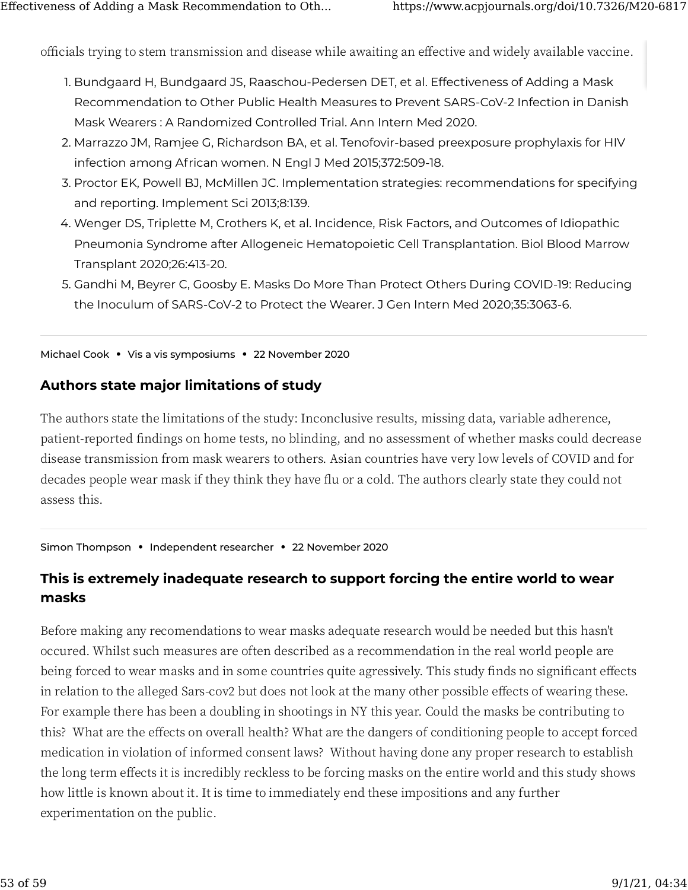officials trying to stem transmission and disease while awaiting an effective and widely available vaccine.

1. Bundgaard H, Bundgaard JS, Raaschou-Pedersen DET, et al. Effectiveness of Adding a Mask Recommendation to Other Public Health Measures to Prevent SARS-CoV-2 Infection in Danish Mask Wearers : A Randomized Controlled Trial. Ann Intern Med 2020.
2. Marrazzo JM, Ramjee G, Richardson BA, et al. Tenofovir-based preexposure prophylaxis for HIV infection among African women. N Engl J Med 2015;372:509-18.
3. Proctor EK, Powell BJ, McMillen JC. Implementation strategies: recommendations for specifying and reporting. Implement Sci 2013;8:139.
4. Wenger DS, Triplette M, Crothers K, et al. Incidence, Risk Factors, and Outcomes of Idiopathic Pneumonia Syndrome after Allogeneic Hematopoietic Cell Transplantation. Biol Blood Marrow Transplant 2020;26:413-20.
5. Gandhi M, Beyrer C, Goosby E. Masks Do More Than Protect Others During COVID-19: Reducing the Inoculum of SARS-CoV-2 to Protect the Wearer. J Gen Intern Med 2020;35:3063-6.

---

Michael Cook • Vis a vis symposiums • 22 November 2020

### Authors state major limitations of study

The authors state the limitations of the study: Inconclusive results, missing data, variable adherence, patient-reported findings on home tests, no blinding, and no assessment of whether masks could decrease disease transmission from mask wearers to others. Asian countries have very low levels of COVID and for decades people wear mask if they think they have flu or a cold. The authors clearly state they could not assess this.

---

Simon Thompson • Independent researcher • 22 November 2020

### This is extremely inadequate research to support forcing the entire world to wear masks

Before making any recomendations to wear masks adequate research would be needed but this hasn't occured. Whilst such measures are often described as a recommendation in the real world people are being forced to wear masks and in some countries quite agressively. This study finds no significant effects in relation to the alleged Sars-cov2 but does not look at the many other possible effects of wearing these. For example there has been a doubling in shootings in NY this year. Could the masks be contributing to this? What are the effects on overall health? What are the dangers of conditioning people to accept forced medication in violation of informed consent laws? Without having done any proper research to establish the long term effects it is incredibly reckless to be forcing masks on the entire world and this study shows how little is known about it. It is time to immediately end these impositions and any further experimentation on the public.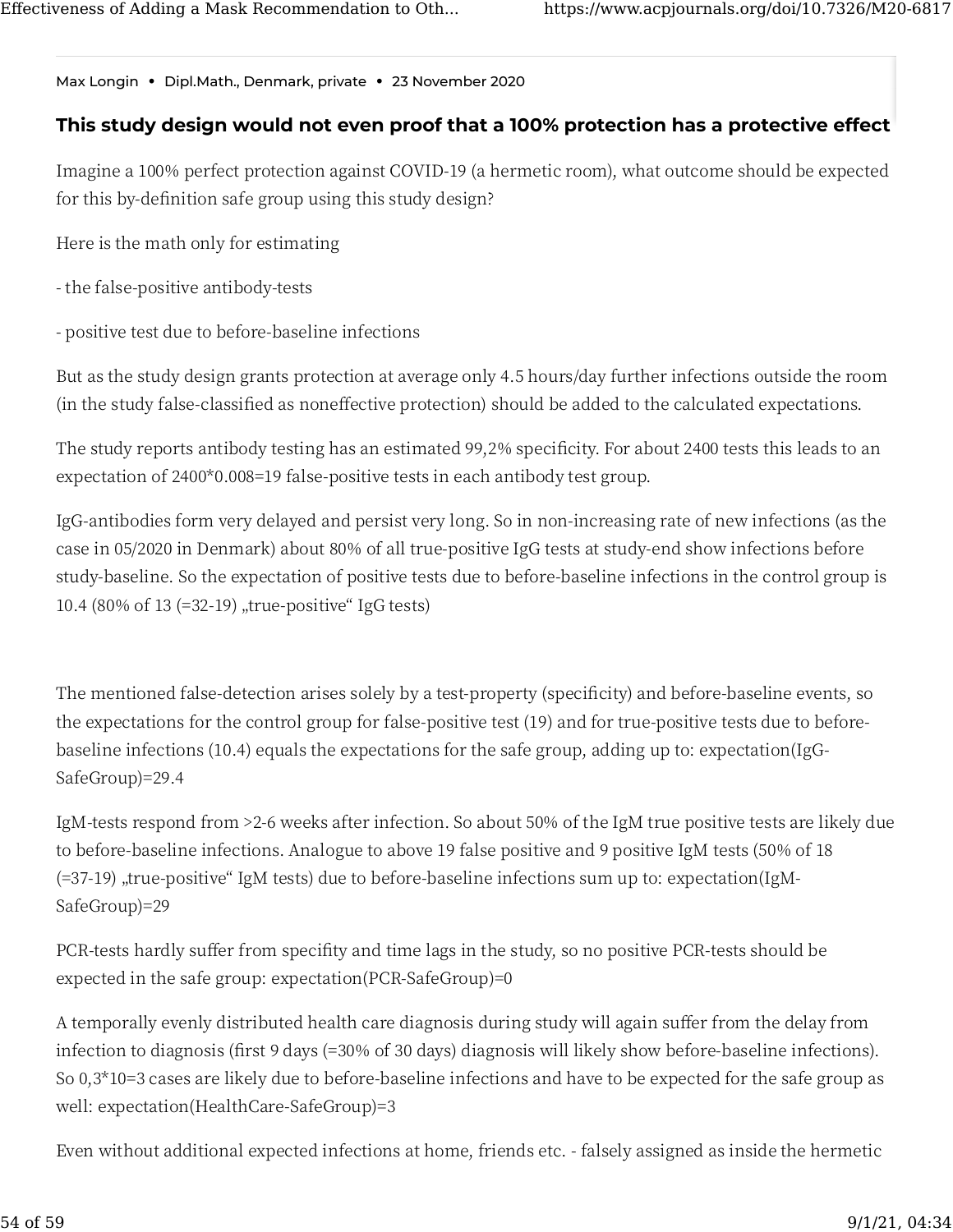Max Longin • Dipl.Math., Denmark, private • 23 November 2020

### This study design would not even proof that a 100% protection has a protective effect

Imagine a 100% perfect protection against COVID-19 (a hermetic room), what outcome should be expected for this by-definition safe group using this study design?

Here is the math only for estimating

- the false-positive antibody-tests

- positive test due to before-baseline infections

But as the study design grants protection at average only 4.5 hours/day further infections outside the room (in the study false-classified as noneffective protection) should be added to the calculated expectations.

The study reports antibody testing has an estimated 99,2% specificity. For about 2400 tests this leads to an expectation of 2400*0.008=19 false-positive tests in each antibody test group.

IgG-antibodies form very delayed and persist very long. So in non-increasing rate of new infections (as the case in 05/2020 in Denmark) about 80% of all true-positive IgG tests at study-end show infections before study-baseline. So the expectation of positive tests due to before-baseline infections in the control group is 10.4 (80% of 13 (=32-19) „true-positive“ IgG tests)

The mentioned false-detection arises solely by a test-property (specificity) and before-baseline events, so the expectations for the control group for false-positive test (19) and for true-positive tests due to before-baseline infections (10.4) equals the expectations for the safe group, adding up to: expectation(IgG-SafeGroup)=29.4

IgM-tests respond from >2-6 weeks after infection. So about 50% of the IgM true positive tests are likely due to before-baseline infections. Analogue to above 19 false positive and 9 positive IgM tests (50% of 18 (=37-19) „true-positive“ IgM tests) due to before-baseline infections sum up to: expectation(IgM-SafeGroup)=29

PCR-tests hardly suffer from specifity and time lags in the study, so no positive PCR-tests should be expected in the safe group: expectation(PCR-SafeGroup)=0

A temporally evenly distributed health care diagnosis during study will again suffer from the delay from infection to diagnosis (first 9 days (=30% of 30 days) diagnosis will likely show before-baseline infections). So 0,3*10=3 cases are likely due to before-baseline infections and have to be expected for the safe group as well: expectation(HealthCare-SafeGroup)=3

Even without additional expected infections at home, friends etc. - falsely assigned as inside the hermetic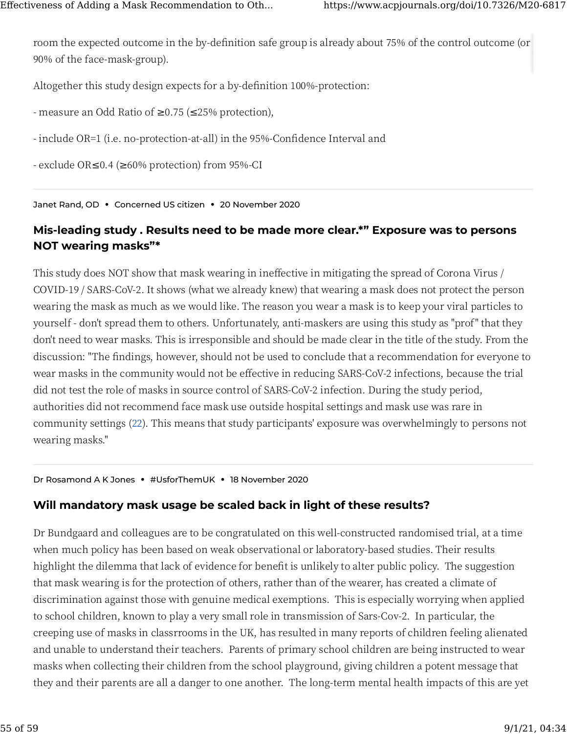room the expected outcome in the by-definition safe group is already about 75% of the control outcome (or 90% of the face-mask-group).

Altogether this study design expects for a by-definition 100%-protection:

- measure an Odd Ratio of ≥0.75 (≤25% protection),

- include OR=1 (i.e. no-protection-at-all) in the 95%-Confidence Interval and

- exclude OR≤0.4 (≥60% protection) from 95%-CI

---

Janet Rand, OD • Concerned US citizen • 20 November 2020

### Mis-leading study . Results need to be made more clear.*" Exposure was to persons NOT wearing masks"*

This study does NOT show that mask wearing in ineffective in mitigating the spread of Corona Virus / COVID-19 / SARS-CoV-2. It shows (what we already knew) that wearing a mask does not protect the person wearing the mask as much as we would like. The reason you wear a mask is to keep your viral particles to yourself - don't spread them to others. Unfortunately, anti-maskers are using this study as "prof" that they don't need to wear masks. This is irresponsible and should be made clear in the title of the study. From the discussion: "The findings, however, should not be used to conclude that a recommendation for everyone to wear masks in the community would not be effective in reducing SARS-CoV-2 infections, because the trial did not test the role of masks in source control of SARS-CoV-2 infection. During the study period, authorities did not recommend face mask use outside hospital settings and mask use was rare in community settings (22). This means that study participants' exposure was overwhelmingly to persons not wearing masks."

---

Dr Rosamond A K Jones • #UsforThemUK • 18 November 2020

### Will mandatory mask usage be scaled back in light of these results?

Dr Bundgaard and colleagues are to be congratulated on this well-constructed randomised trial, at a time when much policy has been based on weak observational or laboratory-based studies. Their results highlight the dilemma that lack of evidence for benefit is unlikely to alter public policy. The suggestion that mask wearing is for the protection of others, rather than of the wearer, has created a climate of discrimination against those with genuine medical exemptions. This is especially worrying when applied to school children, known to play a very small role in transmission of Sars-Cov-2. In particular, the creeping use of masks in classrrooms in the UK, has resulted in many reports of children feeling alienated and unable to understand their teachers. Parents of primary school children are being instructed to wear masks when collecting their children from the school playground, giving children a potent message that they and their parents are all a danger to one another. The long-term mental health impacts of this are yet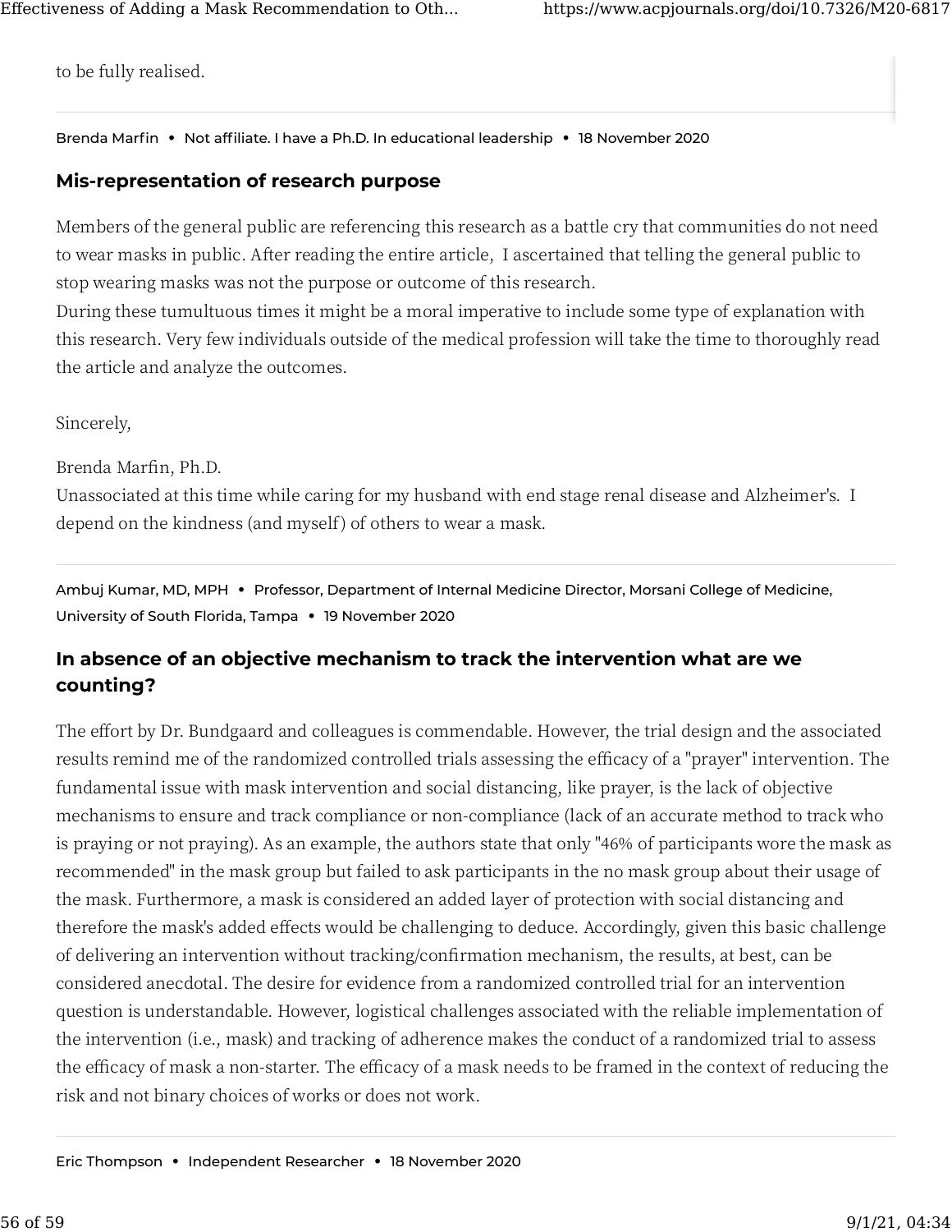to be fully realised.

Brenda Marfin • Not affiliate. I have a Ph.D. In educational leadership • 18 November 2020

### Mis-representation of research purpose

Members of the general public are referencing this research as a battle cry that communities do not need to wear masks in public. After reading the entire article, I ascertained that telling the general public to stop wearing masks was not the purpose or outcome of this research.
During these tumultuous times it might be a moral imperative to include some type of explanation with this research. Very few individuals outside of the medical profession will take the time to thoroughly read the article and analyze the outcomes.

Sincerely,

Brenda Marfin, Ph.D.
Unassociated at this time while caring for my husband with end stage renal disease and Alzheimer's. I depend on the kindness (and myself) of others to wear a mask.

Ambuj Kumar, MD, MPH • Professor, Department of Internal Medicine Director, Morsani College of Medicine, University of South Florida, Tampa • 19 November 2020

### In absence of an objective mechanism to track the intervention what are we counting?

The effort by Dr. Bundgaard and colleagues is commendable. However, the trial design and the associated results remind me of the randomized controlled trials assessing the efficacy of a "prayer" intervention. The fundamental issue with mask intervention and social distancing, like prayer, is the lack of objective mechanisms to ensure and track compliance or non-compliance (lack of an accurate method to track who is praying or not praying). As an example, the authors state that only "46% of participants wore the mask as recommended" in the mask group but failed to ask participants in the no mask group about their usage of the mask. Furthermore, a mask is considered an added layer of protection with social distancing and therefore the mask's added effects would be challenging to deduce. Accordingly, given this basic challenge of delivering an intervention without tracking/confirmation mechanism, the results, at best, can be considered anecdotal. The desire for evidence from a randomized controlled trial for an intervention question is understandable. However, logistical challenges associated with the reliable implementation of the intervention (i.e., mask) and tracking of adherence makes the conduct of a randomized trial to assess the efficacy of mask a non-starter. The efficacy of a mask needs to be framed in the context of reducing the risk and not binary choices of works or does not work.

Eric Thompson • Independent Researcher • 18 November 2020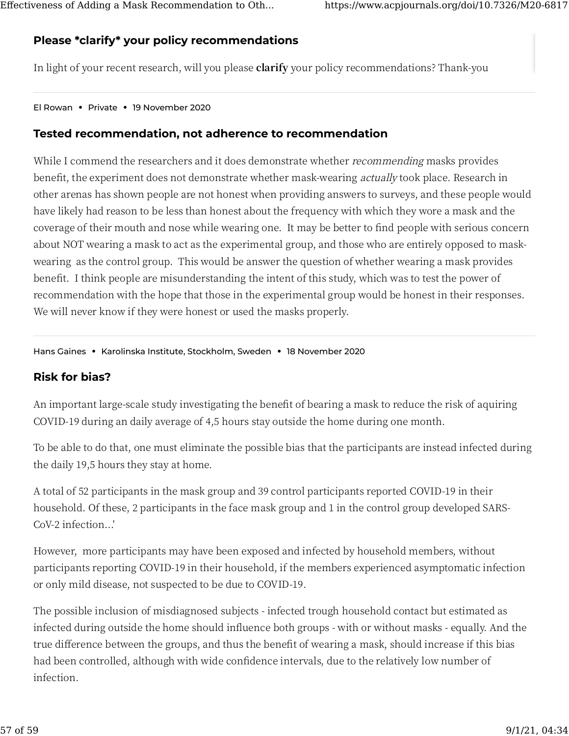### Please *clarify* your policy recommendations

In light of your recent research, will you please **clarify** your policy recommendations? Thank-you

El Rowan • Private • 19 November 2020

### Tested recommendation, not adherence to recommendation

While I commend the researchers and it does demonstrate whether *recommending* masks provides benefit, the experiment does not demonstrate whether mask-wearing *actually* took place. Research in other arenas has shown people are not honest when providing answers to surveys, and these people would have likely had reason to be less than honest about the frequency with which they wore a mask and the coverage of their mouth and nose while wearing one. It may be better to find people with serious concern about NOT wearing a mask to act as the experimental group, and those who are entirely opposed to mask-wearing as the control group. This would be answer the question of whether wearing a mask provides benefit. I think people are misunderstanding the intent of this study, which was to test the power of recommendation with the hope that those in the experimental group would be honest in their responses. We will never know if they were honest or used the masks properly.

Hans Gaines • Karolinska Institute, Stockholm, Sweden • 18 November 2020

### Risk for bias?

An important large-scale study investigating the benefit of bearing a mask to reduce the risk of aquiring COVID-19 during an daily average of 4,5 hours stay outside the home during one month.

To be able to do that, one must eliminate the possible bias that the participants are instead infected during the daily 19,5 hours they stay at home.

A total of 52 participants in the mask group and 39 control participants reported COVID-19 in their household. Of these, 2 participants in the face mask group and 1 in the control group developed SARS-CoV-2 infection...'

However, more participants may have been exposed and infected by household members, without participants reporting COVID-19 in their household, if the members experienced asymptomatic infection or only mild disease, not suspected to be due to COVID-19.

The possible inclusion of misdiagnosed subjects - infected trough household contact but estimated as infected during outside the home should influence both groups - with or without masks - equally. And the true difference between the groups, and thus the benefit of wearing a mask, should increase if this bias had been controlled, although with wide confidence intervals, due to the relatively low number of infection.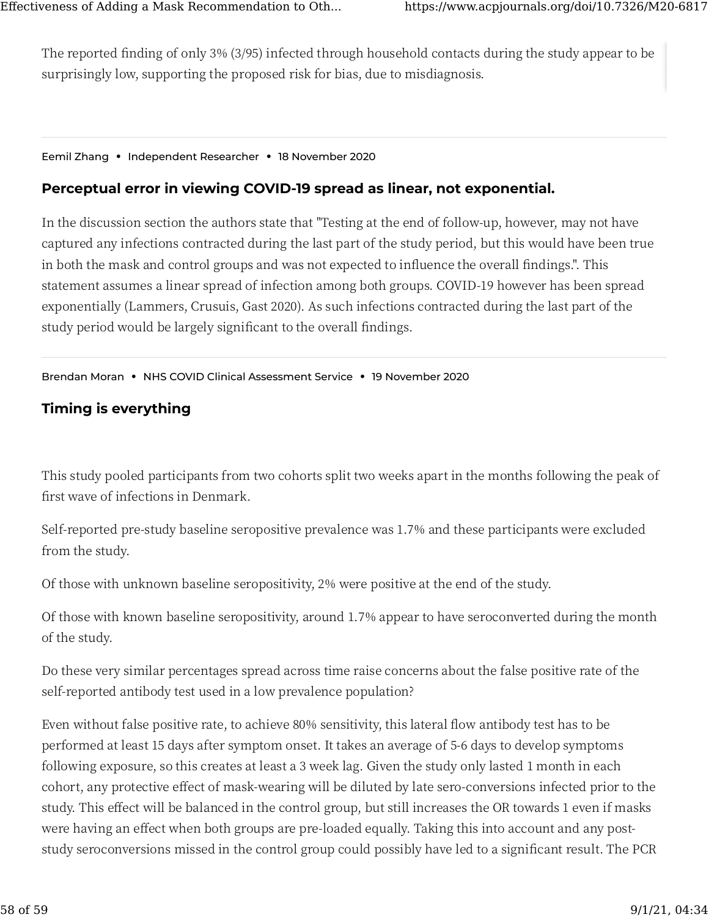The reported finding of only 3% (3/95) infected through household contacts during the study appear to be surprisingly low, supporting the proposed risk for bias, due to misdiagnosis.

---

Eemil Zhang • Independent Researcher • 18 November 2020

### Perceptual error in viewing COVID-19 spread as linear, not exponential.

In the discussion section the authors state that "Testing at the end of follow-up, however, may not have captured any infections contracted during the last part of the study period, but this would have been true in both the mask and control groups and was not expected to influence the overall findings.". This statement assumes a linear spread of infection among both groups. COVID-19 however has been spread exponentially (Lammers, Crusuis, Gast 2020). As such infections contracted during the last part of the study period would be largely significant to the overall findings.

---

Brendan Moran • NHS COVID Clinical Assessment Service • 19 November 2020

### Timing is everything

This study pooled participants from two cohorts split two weeks apart in the months following the peak of first wave of infections in Denmark.

Self-reported pre-study baseline seropositive prevalence was 1.7% and these participants were excluded from the study.

Of those with unknown baseline seropositivity, 2% were positive at the end of the study.

Of those with known baseline seropositivity, around 1.7% appear to have seroconverted during the month of the study.

Do these very similar percentages spread across time raise concerns about the false positive rate of the self-reported antibody test used in a low prevalence population?

Even without false positive rate, to achieve 80% sensitivity, this lateral flow antibody test has to be performed at least 15 days after symptom onset. It takes an average of 5-6 days to develop symptoms following exposure, so this creates at least a 3 week lag. Given the study only lasted 1 month in each cohort, any protective effect of mask-wearing will be diluted by late sero-conversions infected prior to the study. This effect will be balanced in the control group, but still increases the OR towards 1 even if masks were having an effect when both groups are pre-loaded equally. Taking this into account and any post-study seroconversions missed in the control group could possibly have led to a significant result. The PCR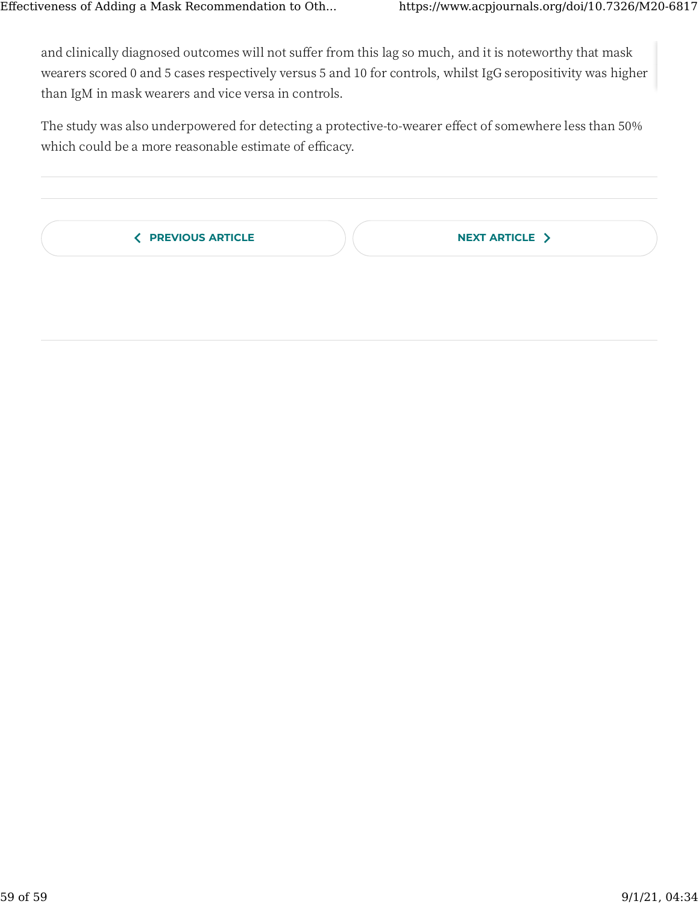and clinically diagnosed outcomes will not suffer from this lag so much, and it is noteworthy that mask wearers scored 0 and 5 cases respectively versus 5 and 10 for controls, whilst IgG seropositivity was higher than IgM in mask wearers and vice versa in controls.

The study was also underpowered for detecting a protective-to-wearer effect of somewhere less than 50% which could be a more reasonable estimate of efficacy.